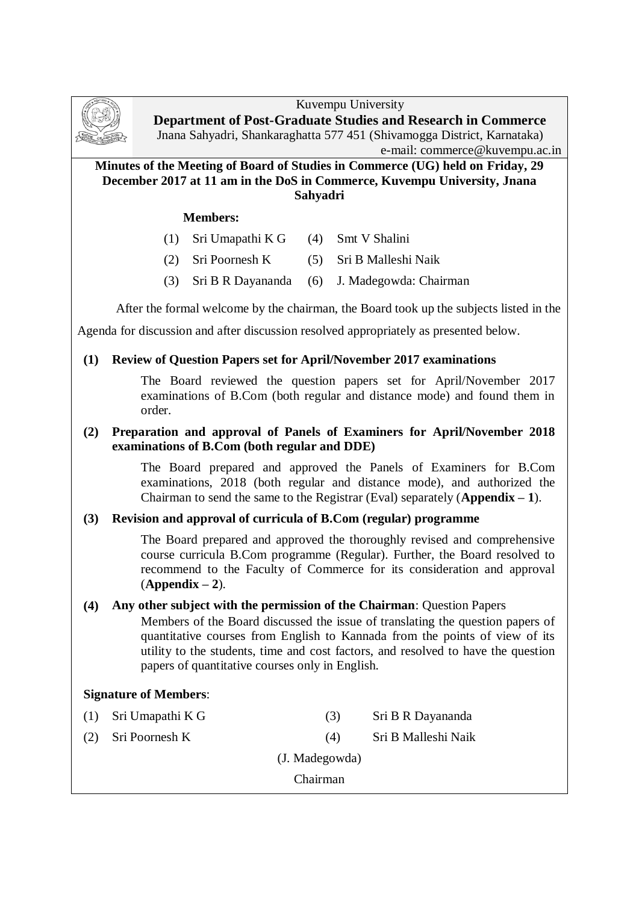Kuvempu University

**Department of Post-Graduate Studies and Research in Commerce**

Jnana Sahyadri, Shankaraghatta 577 451 (Shivamogga District, Karnataka)

e-mail: commerce@kuvempu.ac.in

**Minutes of the Meeting of Board of Studies in Commerce (UG) held on Friday, 29 December 2017 at 11 am in the DoS in Commerce, Kuvempu University, Jnana Sahyadri**

**Members:**

(1) Sri Umapathi K G

(2) Sri Poornesh K

(3) Sri B R Dayananda

(4) Smt V Shalini

(5) Sri B Malleshi Naik

(6) J. Madegowda: Chairman

After the formal welcome by the chairman, the Board took up the subjects listed in the Agenda for discussion and after discussion resolved appropriately as presented below.

**(1) Review of Question Papers set for April/November 2017 examinations**

The Board reviewed the question papers set for April/November 2017 examinations of B.Com (both regular and distance mode) and found them in order.

**(2) Preparation and approval of Panels of Examiners for April/November 2018 examinations of B.Com (both regular and DDE)**

The Board prepared and approved the Panels of Examiners for B.Com examinations, 2018 (both regular and distance mode), and authorized the Chairman to send the same to the Registrar (Eval) separately (**Appendix – 1**).

**(3) Revision and approval of curricula of B.Com (regular) programme**

The Board prepared and approved the thoroughly revised and comprehensive course curricula B.Com programme (Regular). Further, the Board resolved to recommend to the Faculty of Commerce for its consideration and approval (**Appendix – 2**).

**(4) Any other subject with the permission of the Chairman**: Question Papers

Members of the Board discussed the issue of translating the question papers of quantitative courses from English to Kannada from the points of view of its utility to the students, time and cost factors, and resolved to have the question papers of quantitative courses only in English.

**Signature of Members**:

(1) Sri Umapathi K G

(2) Sri Poornesh K

(3) Sri B R Dayananda

(4) Sri B Malleshi Naik

(J. Madegowda)

Chairman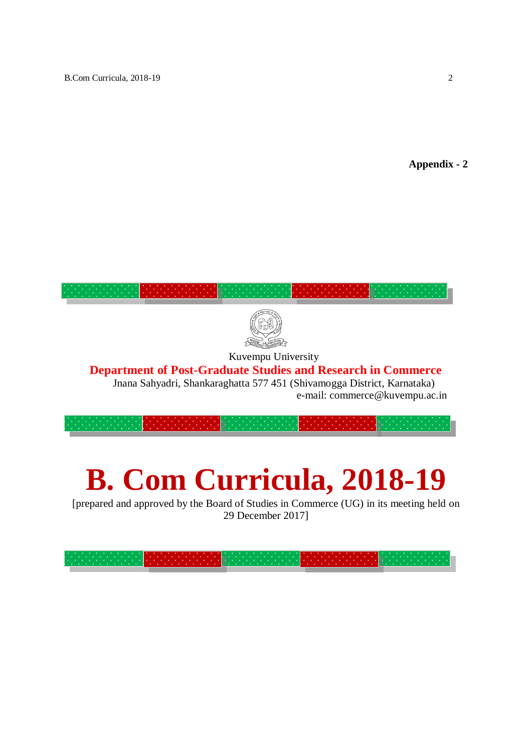**Appendix - 2**

Kuvempu University

**Department of Post-Graduate Studies and Research in Commerce**

Jnana Sahyadri, Shankaraghatta 577 451 (Shivamogga District, Karnataka)

e-mail: commerce@kuvempu.ac.in

# B. Com Curricula, 2018-19

[prepared and approved by the Board of Studies in Commerce (UG) in its meeting held on 29 December 2017]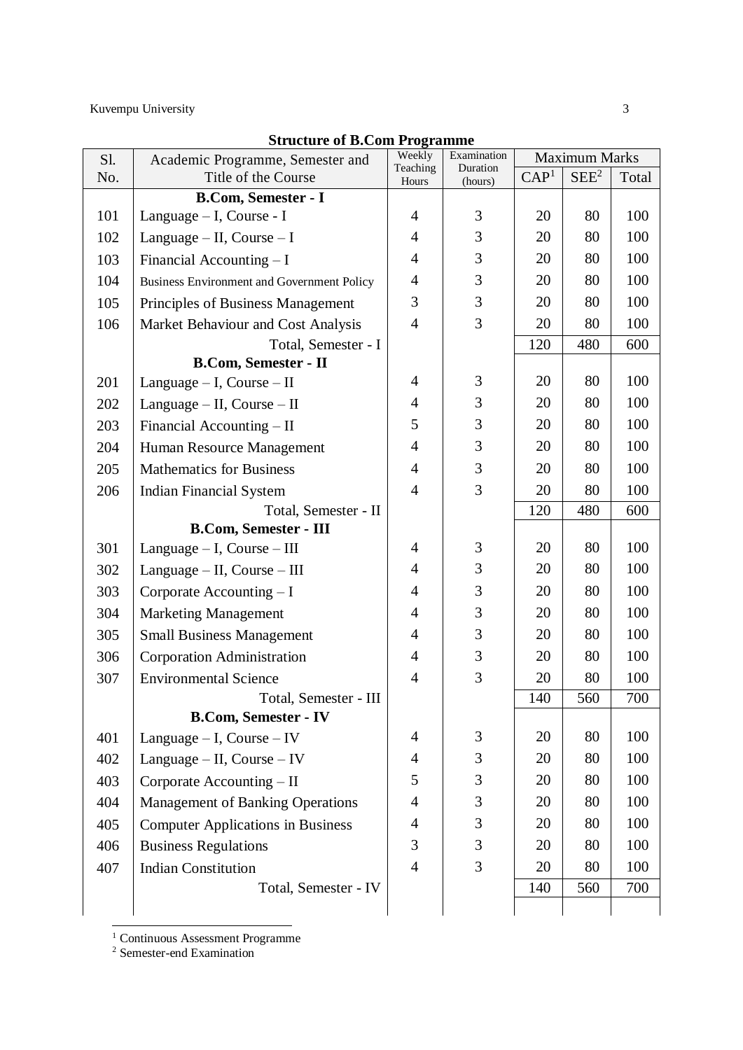**Structure of B.Com Programme**

| Sl. No. | Academic Programme, Semester and Title of the Course | Weekly Teaching Hours | Examination Duration (hours) | Maximum Marks | | |
|---|---|---|---|---|---|---|
| | | | | CAP[1] | SEE[2] | Total |
| | **B.Com, Semester - I** | | | | | |
| 101 | Language – I, Course - I | 4 | 3 | 20 | 80 | 100 |
| 102 | Language – II, Course – I | 4 | 3 | 20 | 80 | 100 |
| 103 | Financial Accounting – I | 4 | 3 | 20 | 80 | 100 |
| 104 | Business Environment and Government Policy | 4 | 3 | 20 | 80 | 100 |
| 105 | Principles of Business Management | 3 | 3 | 20 | 80 | 100 |
| 106 | Market Behaviour and Cost Analysis | 4 | 3 | 20 | 80 | 100 |
| | Total, Semester - I | | | 120 | 480 | 600 |
| | **B.Com, Semester - II** | | | | | |
| 201 | Language – I, Course – II | 4 | 3 | 20 | 80 | 100 |
| 202 | Language – II, Course – II | 4 | 3 | 20 | 80 | 100 |
| 203 | Financial Accounting – II | 5 | 3 | 20 | 80 | 100 |
| 204 | Human Resource Management | 4 | 3 | 20 | 80 | 100 |
| 205 | Mathematics for Business | 4 | 3 | 20 | 80 | 100 |
| 206 | Indian Financial System | 4 | 3 | 20 | 80 | 100 |
| | Total, Semester - II | | | 120 | 480 | 600 |
| | **B.Com, Semester - III** | | | | | |
| 301 | Language – I, Course – III | 4 | 3 | 20 | 80 | 100 |
| 302 | Language – II, Course – III | 4 | 3 | 20 | 80 | 100 |
| 303 | Corporate Accounting – I | 4 | 3 | 20 | 80 | 100 |
| 304 | Marketing Management | 4 | 3 | 20 | 80 | 100 |
| 305 | Small Business Management | 4 | 3 | 20 | 80 | 100 |
| 306 | Corporation Administration | 4 | 3 | 20 | 80 | 100 |
| 307 | Environmental Science | 4 | 3 | 20 | 80 | 100 |
| | Total, Semester - III | | | 140 | 560 | 700 |
| | **B.Com, Semester - IV** | | | | | |
| 401 | Language – I, Course – IV | 4 | 3 | 20 | 80 | 100 |
| 402 | Language – II, Course – IV | 4 | 3 | 20 | 80 | 100 |
| 403 | Corporate Accounting – II | 5 | 3 | 20 | 80 | 100 |
| 404 | Management of Banking Operations | 4 | 3 | 20 | 80 | 100 |
| 405 | Computer Applications in Business | 4 | 3 | 20 | 80 | 100 |
| 406 | Business Regulations | 3 | 3 | 20 | 80 | 100 |
| 407 | Indian Constitution | 4 | 3 | 20 | 80 | 100 |
| | Total, Semester - IV | | | 140 | 560 | 700 |

[1] Continuous Assessment Programme

[2] Semester-end Examination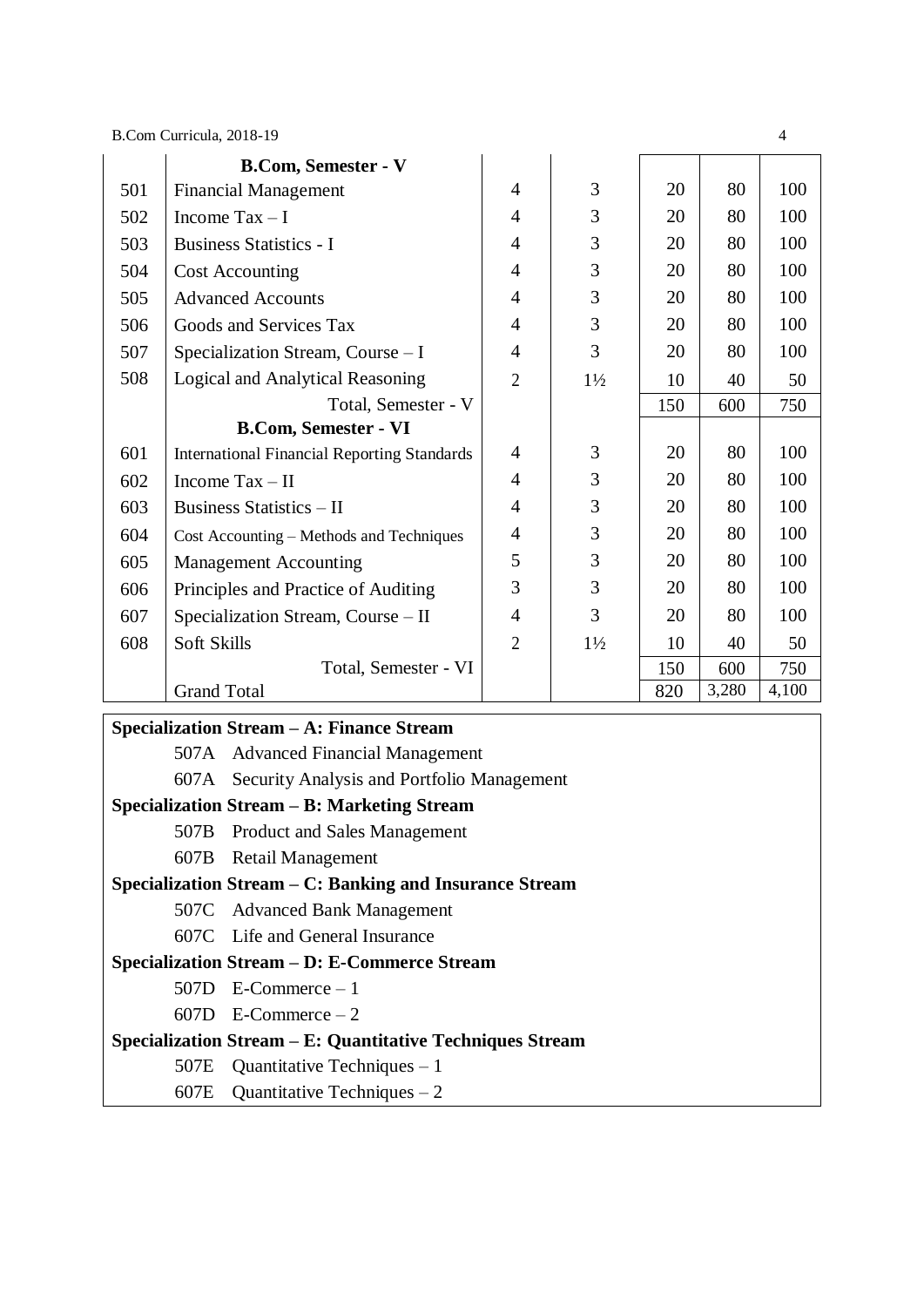| | | | | | | |
|---|---|---|---|---|---|---|
| | **B.Com, Semester - V** | | | | | |
| 501 | Financial Management | 4 | 3 | 20 | 80 | 100 |
| 502 | Income Tax – I | 4 | 3 | 20 | 80 | 100 |
| 503 | Business Statistics - I | 4 | 3 | 20 | 80 | 100 |
| 504 | Cost Accounting | 4 | 3 | 20 | 80 | 100 |
| 505 | Advanced Accounts | 4 | 3 | 20 | 80 | 100 |
| 506 | Goods and Services Tax | 4 | 3 | 20 | 80 | 100 |
| 507 | Specialization Stream, Course – I | 4 | 3 | 20 | 80 | 100 |
| 508 | Logical and Analytical Reasoning | 2 | 1½ | 10 | 40 | 50 |
| | Total, Semester - V | | | 150 | 600 | 750 |
| | **B.Com, Semester - VI** | | | | | |
| 601 | International Financial Reporting Standards | 4 | 3 | 20 | 80 | 100 |
| 602 | Income Tax – II | 4 | 3 | 20 | 80 | 100 |
| 603 | Business Statistics – II | 4 | 3 | 20 | 80 | 100 |
| 604 | Cost Accounting – Methods and Techniques | 4 | 3 | 20 | 80 | 100 |
| 605 | Management Accounting | 5 | 3 | 20 | 80 | 100 |
| 606 | Principles and Practice of Auditing | 3 | 3 | 20 | 80 | 100 |
| 607 | Specialization Stream, Course – II | 4 | 3 | 20 | 80 | 100 |
| 608 | Soft Skills | 2 | 1½ | 10 | 40 | 50 |
| | Total, Semester - VI | | | 150 | 600 | 750 |
| | Grand Total | | | 820 | 3,280 | 4,100 |

**Specialization Stream – A: Finance Stream**

- 507A Advanced Financial Management
- 607A Security Analysis and Portfolio Management

**Specialization Stream – B: Marketing Stream**

- 507B Product and Sales Management
- 607B Retail Management

**Specialization Stream – C: Banking and Insurance Stream**

- 507C Advanced Bank Management
- 607C Life and General Insurance

**Specialization Stream – D: E-Commerce Stream**

- 507D E-Commerce – 1
- 607D E-Commerce – 2

**Specialization Stream – E: Quantitative Techniques Stream**

- 507E Quantitative Techniques – 1
- 607E Quantitative Techniques – 2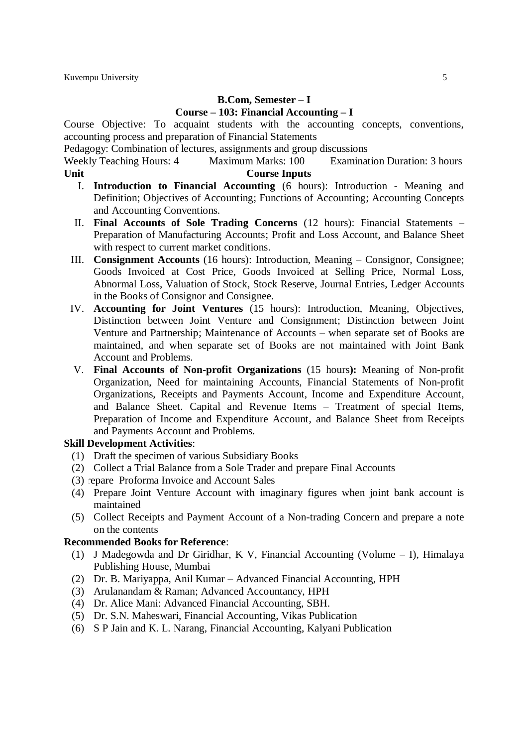## B.Com, Semester – I

## Course – 103: Financial Accounting – I

Course Objective: To acquaint students with the accounting concepts, conventions, accounting process and preparation of Financial Statements

Pedagogy: Combination of lectures, assignments and group discussions

Weekly Teaching Hours: 4    Maximum Marks: 100    Examination Duration: 3 hours

**Unit**    **Course Inputs**

I. **Introduction to Financial Accounting** (6 hours): Introduction - Meaning and Definition; Objectives of Accounting; Functions of Accounting; Accounting Concepts and Accounting Conventions.

II. **Final Accounts of Sole Trading Concerns** (12 hours): Financial Statements – Preparation of Manufacturing Accounts; Profit and Loss Account, and Balance Sheet with respect to current market conditions.

III. **Consignment Accounts** (16 hours): Introduction, Meaning – Consignor, Consignee; Goods Invoiced at Cost Price, Goods Invoiced at Selling Price, Normal Loss, Abnormal Loss, Valuation of Stock, Stock Reserve, Journal Entries, Ledger Accounts in the Books of Consignor and Consignee.

IV. **Accounting for Joint Ventures** (15 hours): Introduction, Meaning, Objectives, Distinction between Joint Venture and Consignment; Distinction between Joint Venture and Partnership; Maintenance of Accounts – when separate set of Books are maintained, and when separate set of Books are not maintained with Joint Bank Account and Problems.

V. **Final Accounts of Non-profit Organizations** (15 hours**):** Meaning of Non-profit Organization, Need for maintaining Accounts, Financial Statements of Non-profit Organizations, Receipts and Payments Account, Income and Expenditure Account, and Balance Sheet. Capital and Revenue Items – Treatment of special Items, Preparation of Income and Expenditure Account, and Balance Sheet from Receipts and Payments Account and Problems.

**Skill Development Activities**:

(1) Draft the specimen of various Subsidiary Books
(2) Collect a Trial Balance from a Sole Trader and prepare Final Accounts
(3) repare Proforma Invoice and Account Sales
(4) Prepare Joint Venture Account with imaginary figures when joint bank account is maintained
(5) Collect Receipts and Payment Account of a Non-trading Concern and prepare a note on the contents

**Recommended Books for Reference**:

(1) J Madegowda and Dr Giridhar, K V, Financial Accounting (Volume – I), Himalaya Publishing House, Mumbai
(2) Dr. B. Mariyappa, Anil Kumar – Advanced Financial Accounting, HPH
(3) Arulanandam & Raman; Advanced Accountancy, HPH
(4) Dr. Alice Mani: Advanced Financial Accounting, SBH.
(5) Dr. S.N. Maheswari, Financial Accounting, Vikas Publication
(6) S P Jain and K. L. Narang, Financial Accounting, Kalyani Publication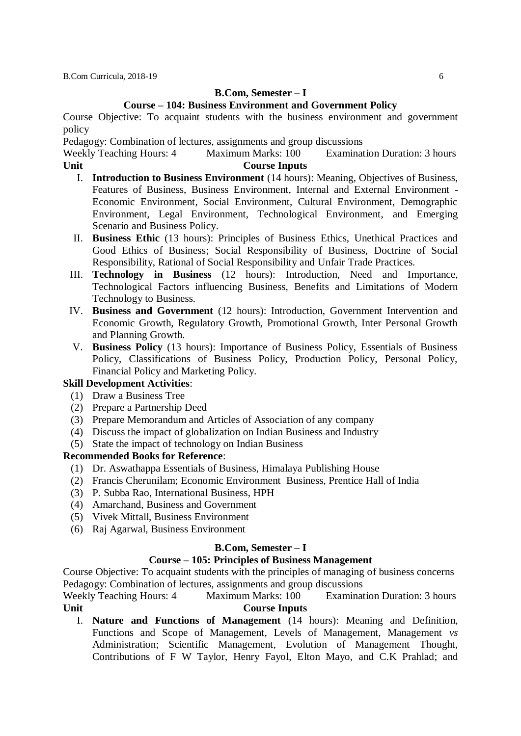## B.Com, Semester – I

### Course – 104: Business Environment and Government Policy

Course Objective: To acquaint students with the business environment and government policy

Pedagogy: Combination of lectures, assignments and group discussions

Weekly Teaching Hours: 4 Maximum Marks: 100 Examination Duration: 3 hours

**Unit** **Course Inputs**

I. **Introduction to Business Environment** (14 hours): Meaning, Objectives of Business, Features of Business, Business Environment, Internal and External Environment - Economic Environment, Social Environment, Cultural Environment, Demographic Environment, Legal Environment, Technological Environment, and Emerging Scenario and Business Policy.

II. **Business Ethic** (13 hours): Principles of Business Ethics, Unethical Practices and Good Ethics of Business; Social Responsibility of Business, Doctrine of Social Responsibility, Rational of Social Responsibility and Unfair Trade Practices.

III. **Technology in Business** (12 hours): Introduction, Need and Importance, Technological Factors influencing Business, Benefits and Limitations of Modern Technology to Business.

IV. **Business and Government** (12 hours): Introduction, Government Intervention and Economic Growth, Regulatory Growth, Promotional Growth, Inter Personal Growth and Planning Growth.

V. **Business Policy** (13 hours): Importance of Business Policy, Essentials of Business Policy, Classifications of Business Policy, Production Policy, Personal Policy, Financial Policy and Marketing Policy.

**Skill Development Activities**:

(1) Draw a Business Tree
(2) Prepare a Partnership Deed
(3) Prepare Memorandum and Articles of Association of any company
(4) Discuss the impact of globalization on Indian Business and Industry
(5) State the impact of technology on Indian Business

**Recommended Books for Reference**:

(1) Dr. Aswathappa Essentials of Business, Himalaya Publishing House
(2) Francis Cherunilam; Economic Environment Business, Prentice Hall of India
(3) P. Subba Rao, International Business, HPH
(4) Amarchand, Business and Government
(5) Vivek Mittall, Business Environment
(6) Raj Agarwal, Business Environment

## B.Com, Semester – I

### Course – 105: Principles of Business Management

Course Objective: To acquaint students with the principles of managing of business concerns

Pedagogy: Combination of lectures, assignments and group discussions

Weekly Teaching Hours: 4 Maximum Marks: 100 Examination Duration: 3 hours

**Unit** **Course Inputs**

I. **Nature and Functions of Management** (14 hours): Meaning and Definition, Functions and Scope of Management, Levels of Management, Management *vs* Administration; Scientific Management, Evolution of Management Thought, Contributions of F W Taylor, Henry Fayol, Elton Mayo, and C.K Prahlad; and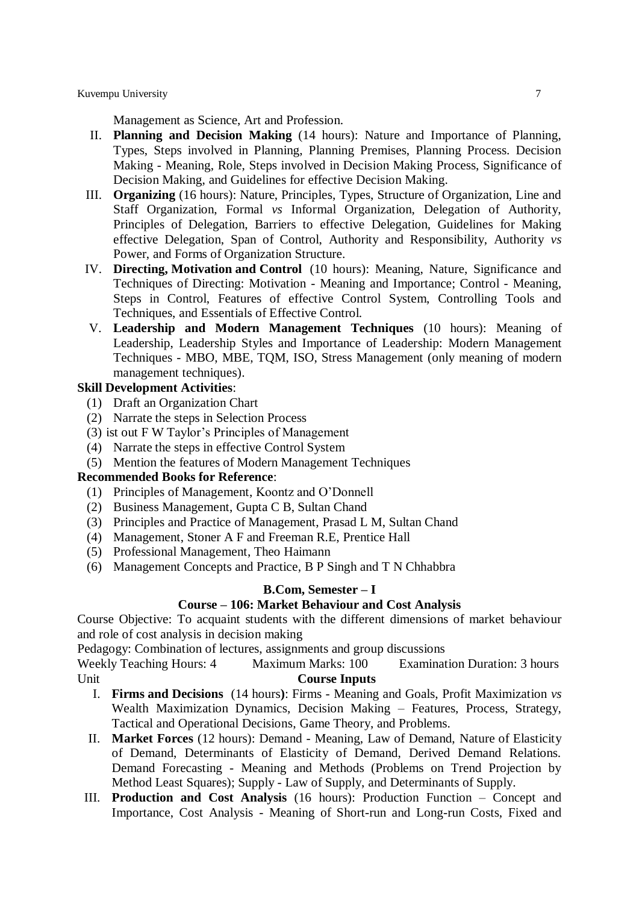Management as Science, Art and Profession.

II. **Planning and Decision Making** (14 hours): Nature and Importance of Planning, Types, Steps involved in Planning, Planning Premises, Planning Process. Decision Making - Meaning, Role, Steps involved in Decision Making Process, Significance of Decision Making, and Guidelines for effective Decision Making.

III. **Organizing** (16 hours): Nature, Principles, Types, Structure of Organization, Line and Staff Organization, Formal *vs* Informal Organization, Delegation of Authority, Principles of Delegation, Barriers to effective Delegation, Guidelines for Making effective Delegation, Span of Control, Authority and Responsibility, Authority *vs* Power, and Forms of Organization Structure.

IV. **Directing, Motivation and Control** (10 hours): Meaning, Nature, Significance and Techniques of Directing: Motivation - Meaning and Importance; Control - Meaning, Steps in Control, Features of effective Control System, Controlling Tools and Techniques, and Essentials of Effective Control.

V. **Leadership and Modern Management Techniques** (10 hours): Meaning of Leadership, Leadership Styles and Importance of Leadership: Modern Management Techniques - MBO, MBE, TQM, ISO, Stress Management (only meaning of modern management techniques).

**Skill Development Activities**:

(1) Draft an Organization Chart
(2) Narrate the steps in Selection Process
(3) ist out F W Taylor's Principles of Management
(4) Narrate the steps in effective Control System
(5) Mention the features of Modern Management Techniques

**Recommended Books for Reference**:

(1) Principles of Management, Koontz and O'Donnell
(2) Business Management, Gupta C B, Sultan Chand
(3) Principles and Practice of Management, Prasad L M, Sultan Chand
(4) Management, Stoner A F and Freeman R.E, Prentice Hall
(5) Professional Management, Theo Haimann
(6) Management Concepts and Practice, B P Singh and T N Chhabbra

## B.Com, Semester – I

### Course – 106: Market Behaviour and Cost Analysis

Course Objective: To acquaint students with the different dimensions of market behaviour and role of cost analysis in decision making

Pedagogy: Combination of lectures, assignments and group discussions

Weekly Teaching Hours: 4 Maximum Marks: 100 Examination Duration: 3 hours

Unit **Course Inputs**

I. **Firms and Decisions** (14 hours**)**: Firms - Meaning and Goals, Profit Maximization *vs* Wealth Maximization Dynamics, Decision Making – Features, Process, Strategy, Tactical and Operational Decisions, Game Theory, and Problems.

II. **Market Forces** (12 hours): Demand - Meaning, Law of Demand, Nature of Elasticity of Demand, Determinants of Elasticity of Demand, Derived Demand Relations. Demand Forecasting - Meaning and Methods (Problems on Trend Projection by Method Least Squares); Supply - Law of Supply, and Determinants of Supply.

III. **Production and Cost Analysis** (16 hours): Production Function – Concept and Importance, Cost Analysis - Meaning of Short-run and Long-run Costs, Fixed and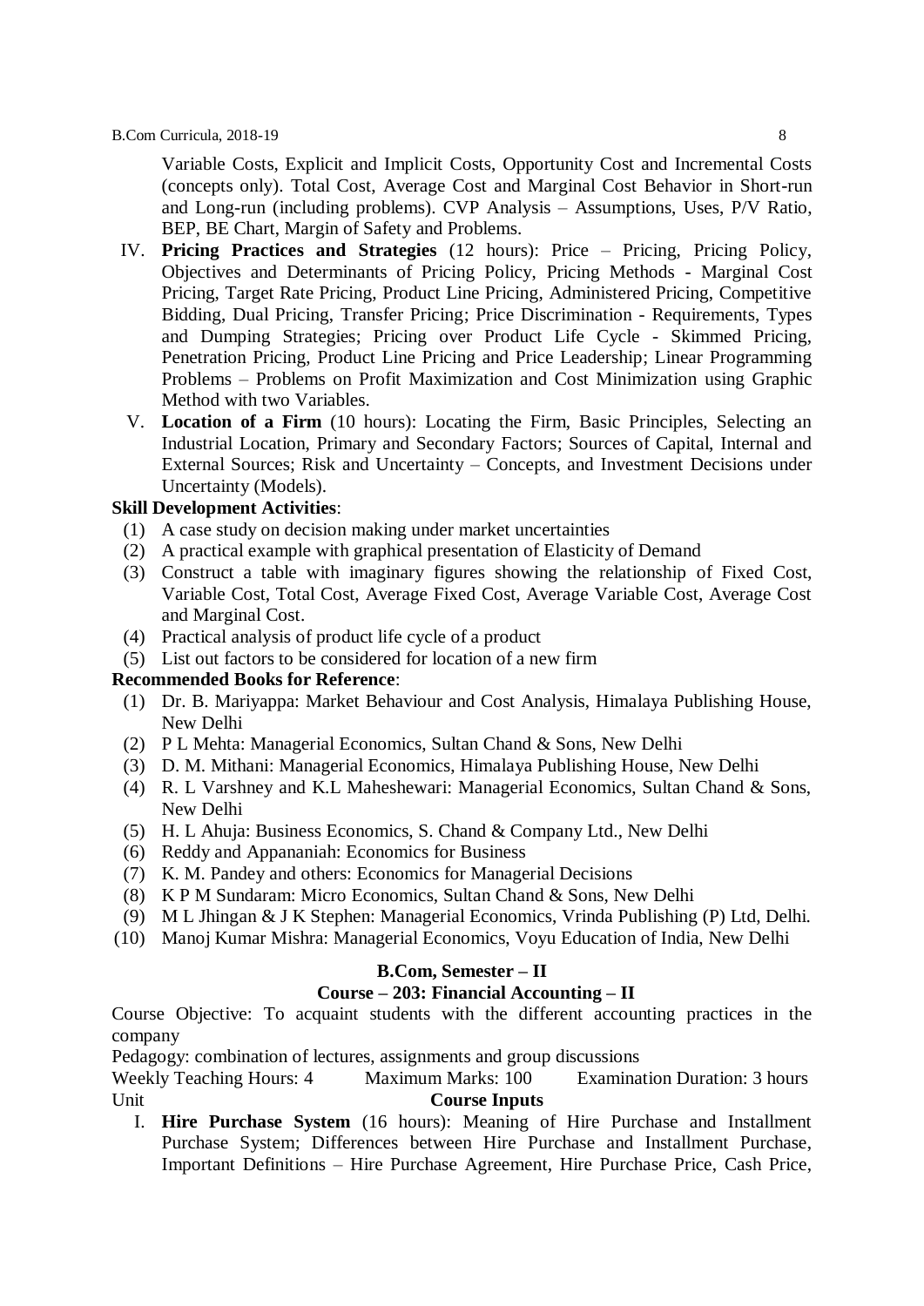Variable Costs, Explicit and Implicit Costs, Opportunity Cost and Incremental Costs (concepts only). Total Cost, Average Cost and Marginal Cost Behavior in Short-run and Long-run (including problems). CVP Analysis – Assumptions, Uses, P/V Ratio, BEP, BE Chart, Margin of Safety and Problems.

IV. **Pricing Practices and Strategies** (12 hours): Price – Pricing, Pricing Policy, Objectives and Determinants of Pricing Policy, Pricing Methods - Marginal Cost Pricing, Target Rate Pricing, Product Line Pricing, Administered Pricing, Competitive Bidding, Dual Pricing, Transfer Pricing; Price Discrimination - Requirements, Types and Dumping Strategies; Pricing over Product Life Cycle - Skimmed Pricing, Penetration Pricing, Product Line Pricing and Price Leadership; Linear Programming Problems – Problems on Profit Maximization and Cost Minimization using Graphic Method with two Variables.

V. **Location of a Firm** (10 hours): Locating the Firm, Basic Principles, Selecting an Industrial Location, Primary and Secondary Factors; Sources of Capital, Internal and External Sources; Risk and Uncertainty – Concepts, and Investment Decisions under Uncertainty (Models).

**Skill Development Activities**:

1. A case study on decision making under market uncertainties
2. A practical example with graphical presentation of Elasticity of Demand
3. Construct a table with imaginary figures showing the relationship of Fixed Cost, Variable Cost, Total Cost, Average Fixed Cost, Average Variable Cost, Average Cost and Marginal Cost.
4. Practical analysis of product life cycle of a product
5. List out factors to be considered for location of a new firm

**Recommended Books for Reference**:

1. Dr. B. Mariyappa: Market Behaviour and Cost Analysis, Himalaya Publishing House, New Delhi
2. P L Mehta: Managerial Economics, Sultan Chand & Sons, New Delhi
3. D. M. Mithani: Managerial Economics, Himalaya Publishing House, New Delhi
4. R. L Varshney and K.L Maheshewari: Managerial Economics, Sultan Chand & Sons, New Delhi
5. H. L Ahuja: Business Economics, S. Chand & Company Ltd., New Delhi
6. Reddy and Appananiah: Economics for Business
7. K. M. Pandey and others: Economics for Managerial Decisions
8. K P M Sundaram: Micro Economics, Sultan Chand & Sons, New Delhi
9. M L Jhingan & J K Stephen: Managerial Economics, Vrinda Publishing (P) Ltd, Delhi.
10. Manoj Kumar Mishra: Managerial Economics, Voyu Education of India, New Delhi

## B.Com, Semester – II

## Course – 203: Financial Accounting – II

Course Objective: To acquaint students with the different accounting practices in the company

Pedagogy: combination of lectures, assignments and group discussions

Weekly Teaching Hours: 4 &nbsp;&nbsp;&nbsp; Maximum Marks: 100 &nbsp;&nbsp;&nbsp; Examination Duration: 3 hours

Unit &nbsp;&nbsp;&nbsp; **Course Inputs**

I. **Hire Purchase System** (16 hours): Meaning of Hire Purchase and Installment Purchase System; Differences between Hire Purchase and Installment Purchase, Important Definitions – Hire Purchase Agreement, Hire Purchase Price, Cash Price,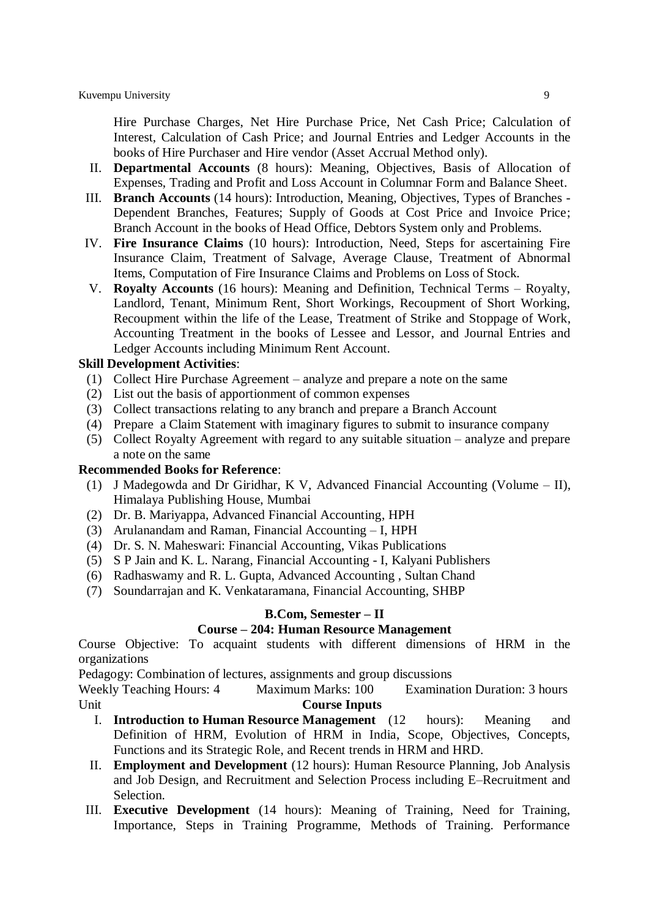Hire Purchase Charges, Net Hire Purchase Price, Net Cash Price; Calculation of Interest, Calculation of Cash Price; and Journal Entries and Ledger Accounts in the books of Hire Purchaser and Hire vendor (Asset Accrual Method only).

II. **Departmental Accounts** (8 hours): Meaning, Objectives, Basis of Allocation of Expenses, Trading and Profit and Loss Account in Columnar Form and Balance Sheet.

III. **Branch Accounts** (14 hours): Introduction, Meaning, Objectives, Types of Branches - Dependent Branches, Features; Supply of Goods at Cost Price and Invoice Price; Branch Account in the books of Head Office, Debtors System only and Problems.

IV. **Fire Insurance Claims** (10 hours): Introduction, Need, Steps for ascertaining Fire Insurance Claim, Treatment of Salvage, Average Clause, Treatment of Abnormal Items, Computation of Fire Insurance Claims and Problems on Loss of Stock.

V. **Royalty Accounts** (16 hours): Meaning and Definition, Technical Terms – Royalty, Landlord, Tenant, Minimum Rent, Short Workings, Recoupment of Short Working, Recoupment within the life of the Lease, Treatment of Strike and Stoppage of Work, Accounting Treatment in the books of Lessee and Lessor, and Journal Entries and Ledger Accounts including Minimum Rent Account.

**Skill Development Activities**:

(1) Collect Hire Purchase Agreement – analyze and prepare a note on the same
(2) List out the basis of apportionment of common expenses
(3) Collect transactions relating to any branch and prepare a Branch Account
(4) Prepare a Claim Statement with imaginary figures to submit to insurance company
(5) Collect Royalty Agreement with regard to any suitable situation – analyze and prepare a note on the same

**Recommended Books for Reference**:

(1) J Madegowda and Dr Giridhar, K V, Advanced Financial Accounting (Volume – II), Himalaya Publishing House, Mumbai
(2) Dr. B. Mariyappa, Advanced Financial Accounting, HPH
(3) Arulanandam and Raman, Financial Accounting – I, HPH
(4) Dr. S. N. Maheswari: Financial Accounting, Vikas Publications
(5) S P Jain and K. L. Narang, Financial Accounting - I, Kalyani Publishers
(6) Radhaswamy and R. L. Gupta, Advanced Accounting , Sultan Chand
(7) Soundarrajan and K. Venkataramana, Financial Accounting, SHBP

## B.Com, Semester – II

### Course – 204: Human Resource Management

Course Objective: To acquaint students with different dimensions of HRM in the organizations

Pedagogy: Combination of lectures, assignments and group discussions

Weekly Teaching Hours: 4 Maximum Marks: 100 Examination Duration: 3 hours

Unit **Course Inputs**

I. **Introduction to Human Resource Management** (12 hours): Meaning and Definition of HRM, Evolution of HRM in India, Scope, Objectives, Concepts, Functions and its Strategic Role, and Recent trends in HRM and HRD.

II. **Employment and Development** (12 hours): Human Resource Planning, Job Analysis and Job Design, and Recruitment and Selection Process including E–Recruitment and Selection.

III. **Executive Development** (14 hours): Meaning of Training, Need for Training, Importance, Steps in Training Programme, Methods of Training. Performance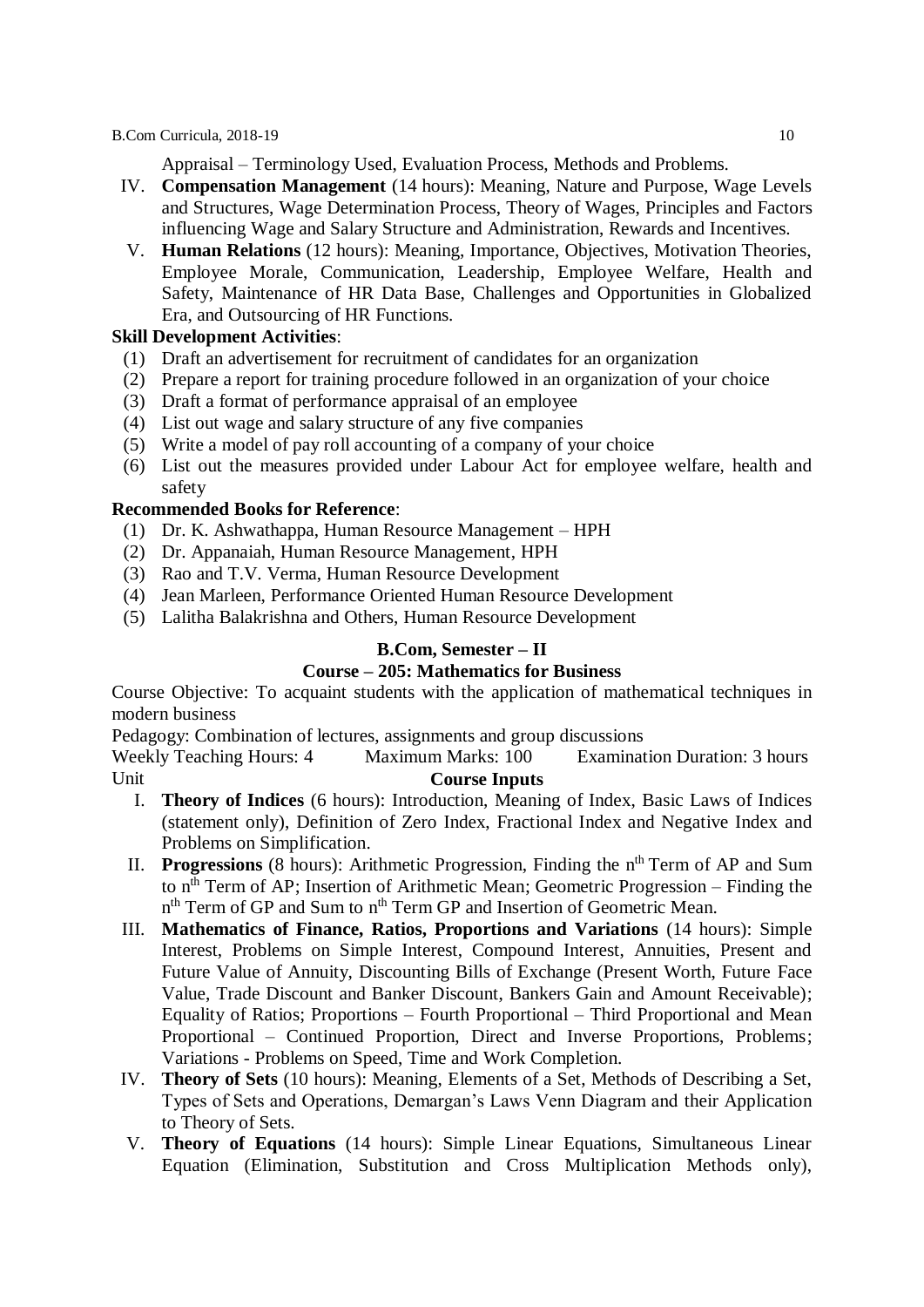Appraisal – Terminology Used, Evaluation Process, Methods and Problems.

IV. **Compensation Management** (14 hours): Meaning, Nature and Purpose, Wage Levels and Structures, Wage Determination Process, Theory of Wages, Principles and Factors influencing Wage and Salary Structure and Administration, Rewards and Incentives.

V. **Human Relations** (12 hours): Meaning, Importance, Objectives, Motivation Theories, Employee Morale, Communication, Leadership, Employee Welfare, Health and Safety, Maintenance of HR Data Base, Challenges and Opportunities in Globalized Era, and Outsourcing of HR Functions.

**Skill Development Activities**:

(1) Draft an advertisement for recruitment of candidates for an organization
(2) Prepare a report for training procedure followed in an organization of your choice
(3) Draft a format of performance appraisal of an employee
(4) List out wage and salary structure of any five companies
(5) Write a model of pay roll accounting of a company of your choice
(6) List out the measures provided under Labour Act for employee welfare, health and safety

**Recommended Books for Reference**:

(1) Dr. K. Ashwathappa, Human Resource Management – HPH
(2) Dr. Appanaiah, Human Resource Management, HPH
(3) Rao and T.V. Verma, Human Resource Development
(4) Jean Marleen, Performance Oriented Human Resource Development
(5) Lalitha Balakrishna and Others, Human Resource Development

## B.Com, Semester – II

## Course – 205: Mathematics for Business

Course Objective: To acquaint students with the application of mathematical techniques in modern business

Pedagogy: Combination of lectures, assignments and group discussions

Weekly Teaching Hours: 4 Maximum Marks: 100 Examination Duration: 3 hours

Unit **Course Inputs**

I. **Theory of Indices** (6 hours): Introduction, Meaning of Index, Basic Laws of Indices (statement only), Definition of Zero Index, Fractional Index and Negative Index and Problems on Simplification.

II. **Progressions** (8 hours): Arithmetic Progression, Finding the $n^{th}$ Term of AP and Sum to $n^{th}$ Term of AP; Insertion of Arithmetic Mean; Geometric Progression – Finding the $n^{th}$ Term of GP and Sum to $n^{th}$ Term GP and Insertion of Geometric Mean.

III. **Mathematics of Finance, Ratios, Proportions and Variations** (14 hours): Simple Interest, Problems on Simple Interest, Compound Interest, Annuities, Present and Future Value of Annuity, Discounting Bills of Exchange (Present Worth, Future Face Value, Trade Discount and Banker Discount, Bankers Gain and Amount Receivable); Equality of Ratios; Proportions – Fourth Proportional – Third Proportional and Mean Proportional – Continued Proportion, Direct and Inverse Proportions, Problems; Variations - Problems on Speed, Time and Work Completion.

IV. **Theory of Sets** (10 hours): Meaning, Elements of a Set, Methods of Describing a Set, Types of Sets and Operations, Demargan's Laws Venn Diagram and their Application to Theory of Sets.

V. **Theory of Equations** (14 hours): Simple Linear Equations, Simultaneous Linear Equation (Elimination, Substitution and Cross Multiplication Methods only),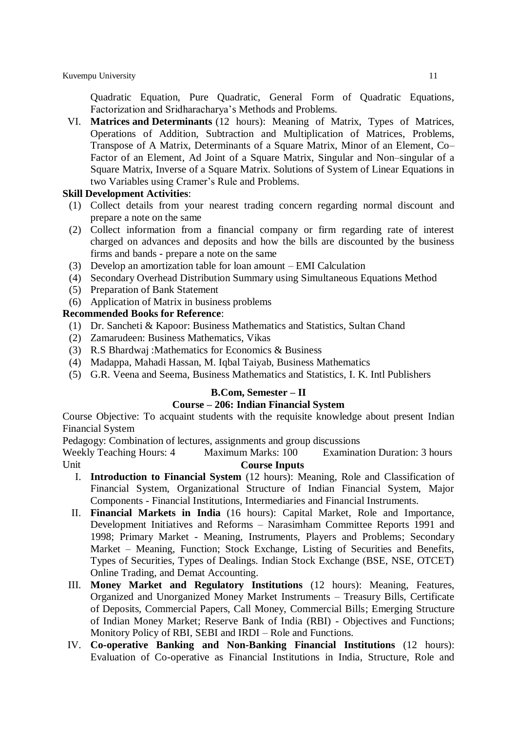Quadratic Equation, Pure Quadratic, General Form of Quadratic Equations, Factorization and Sridharacharya's Methods and Problems.

VI. **Matrices and Determinants** (12 hours): Meaning of Matrix, Types of Matrices, Operations of Addition, Subtraction and Multiplication of Matrices, Problems, Transpose of A Matrix, Determinants of a Square Matrix, Minor of an Element, Co–Factor of an Element, Ad Joint of a Square Matrix, Singular and Non–singular of a Square Matrix, Inverse of a Square Matrix. Solutions of System of Linear Equations in two Variables using Cramer's Rule and Problems.

**Skill Development Activities**:

(1) Collect details from your nearest trading concern regarding normal discount and prepare a note on the same

(2) Collect information from a financial company or firm regarding rate of interest charged on advances and deposits and how the bills are discounted by the business firms and bands - prepare a note on the same

(3) Develop an amortization table for loan amount – EMI Calculation

(4) Secondary Overhead Distribution Summary using Simultaneous Equations Method

(5) Preparation of Bank Statement

(6) Application of Matrix in business problems

**Recommended Books for Reference**:

(1) Dr. Sancheti & Kapoor: Business Mathematics and Statistics, Sultan Chand

(2) Zamarudeen: Business Mathematics, Vikas

(3) R.S Bhardwaj :Mathematics for Economics & Business

(4) Madappa, Mahadi Hassan, M. Iqbal Taiyab, Business Mathematics

(5) G.R. Veena and Seema, Business Mathematics and Statistics, I. K. Intl Publishers

## B.Com, Semester – II

## Course – 206: Indian Financial System

Course Objective: To acquaint students with the requisite knowledge about present Indian Financial System

Pedagogy: Combination of lectures, assignments and group discussions

Weekly Teaching Hours: 4 Maximum Marks: 100 Examination Duration: 3 hours

Unit **Course Inputs**

I. **Introduction to Financial System** (12 hours): Meaning, Role and Classification of Financial System, Organizational Structure of Indian Financial System, Major Components - Financial Institutions, Intermediaries and Financial Instruments.

II. **Financial Markets in India** (16 hours): Capital Market, Role and Importance, Development Initiatives and Reforms – Narasimham Committee Reports 1991 and 1998; Primary Market - Meaning, Instruments, Players and Problems; Secondary Market – Meaning, Function; Stock Exchange, Listing of Securities and Benefits, Types of Securities, Types of Dealings. Indian Stock Exchange (BSE, NSE, OTCET) Online Trading, and Demat Accounting.

III. **Money Market and Regulatory Institutions** (12 hours): Meaning, Features, Organized and Unorganized Money Market Instruments – Treasury Bills, Certificate of Deposits, Commercial Papers, Call Money, Commercial Bills; Emerging Structure of Indian Money Market; Reserve Bank of India (RBI) - Objectives and Functions; Monitory Policy of RBI, SEBI and IRDI – Role and Functions.

IV. **Co-operative Banking and Non-Banking Financial Institutions** (12 hours): Evaluation of Co-operative as Financial Institutions in India, Structure, Role and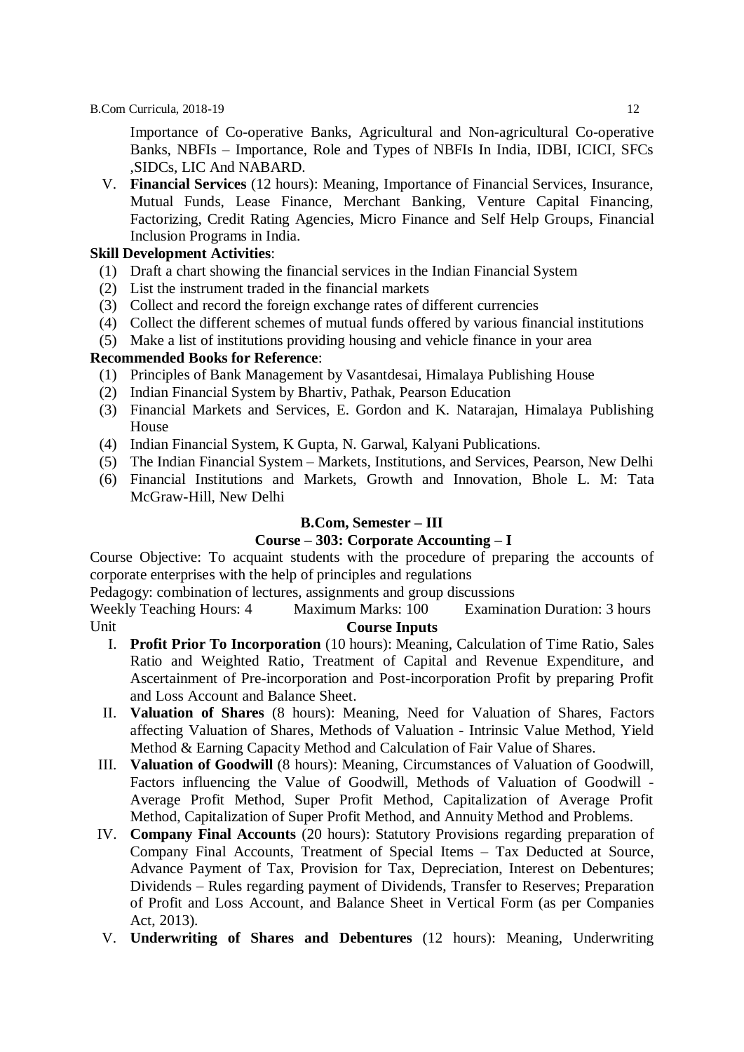Importance of Co-operative Banks, Agricultural and Non-agricultural Co-operative Banks, NBFIs – Importance, Role and Types of NBFIs In India, IDBI, ICICI, SFCs ,SIDCs, LIC And NABARD.

V. **Financial Services** (12 hours): Meaning, Importance of Financial Services, Insurance, Mutual Funds, Lease Finance, Merchant Banking, Venture Capital Financing, Factorizing, Credit Rating Agencies, Micro Finance and Self Help Groups, Financial Inclusion Programs in India.

**Skill Development Activities**:

(1) Draft a chart showing the financial services in the Indian Financial System
(2) List the instrument traded in the financial markets
(3) Collect and record the foreign exchange rates of different currencies
(4) Collect the different schemes of mutual funds offered by various financial institutions
(5) Make a list of institutions providing housing and vehicle finance in your area

**Recommended Books for Reference**:

(1) Principles of Bank Management by Vasantdesai, Himalaya Publishing House
(2) Indian Financial System by Bhartiv, Pathak, Pearson Education
(3) Financial Markets and Services, E. Gordon and K. Natarajan, Himalaya Publishing House
(4) Indian Financial System, K Gupta, N. Garwal, Kalyani Publications.
(5) The Indian Financial System – Markets, Institutions, and Services, Pearson, New Delhi
(6) Financial Institutions and Markets, Growth and Innovation, Bhole L. M: Tata McGraw-Hill, New Delhi

## B.Com, Semester – III

## Course – 303: Corporate Accounting – I

Course Objective: To acquaint students with the procedure of preparing the accounts of corporate enterprises with the help of principles and regulations

Pedagogy: combination of lectures, assignments and group discussions

Weekly Teaching Hours: 4 Maximum Marks: 100 Examination Duration: 3 hours

Unit **Course Inputs**

I. **Profit Prior To Incorporation** (10 hours): Meaning, Calculation of Time Ratio, Sales Ratio and Weighted Ratio, Treatment of Capital and Revenue Expenditure, and Ascertainment of Pre-incorporation and Post-incorporation Profit by preparing Profit and Loss Account and Balance Sheet.

II. **Valuation of Shares** (8 hours): Meaning, Need for Valuation of Shares, Factors affecting Valuation of Shares, Methods of Valuation - Intrinsic Value Method, Yield Method & Earning Capacity Method and Calculation of Fair Value of Shares.

III. **Valuation of Goodwill** (8 hours): Meaning, Circumstances of Valuation of Goodwill, Factors influencing the Value of Goodwill, Methods of Valuation of Goodwill - Average Profit Method, Super Profit Method, Capitalization of Average Profit Method, Capitalization of Super Profit Method, and Annuity Method and Problems.

IV. **Company Final Accounts** (20 hours): Statutory Provisions regarding preparation of Company Final Accounts, Treatment of Special Items – Tax Deducted at Source, Advance Payment of Tax, Provision for Tax, Depreciation, Interest on Debentures; Dividends – Rules regarding payment of Dividends, Transfer to Reserves; Preparation of Profit and Loss Account, and Balance Sheet in Vertical Form (as per Companies Act, 2013).

V. **Underwriting of Shares and Debentures** (12 hours): Meaning, Underwriting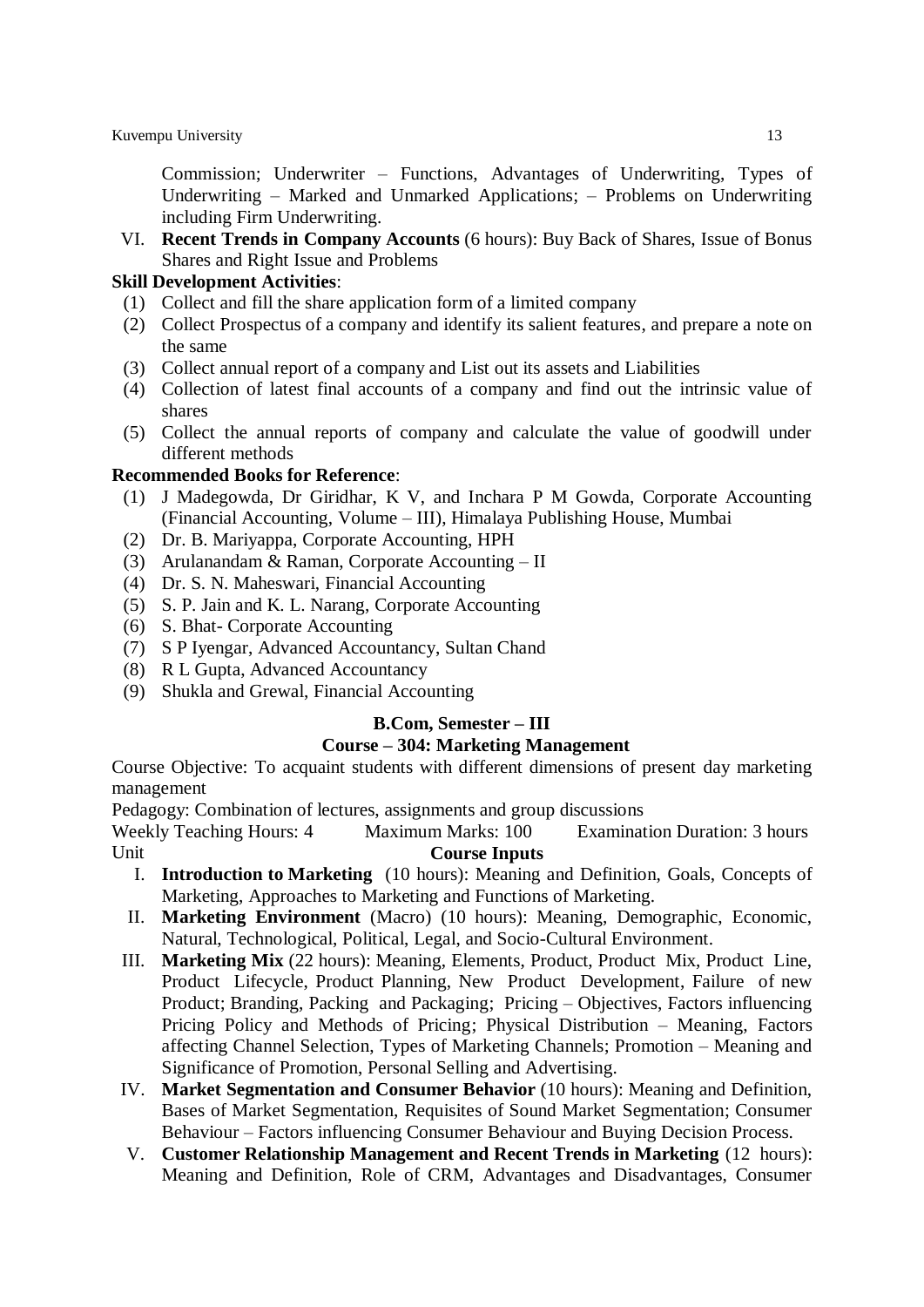Commission; Underwriter – Functions, Advantages of Underwriting, Types of Underwriting – Marked and Unmarked Applications; – Problems on Underwriting including Firm Underwriting.

VI. **Recent Trends in Company Accounts** (6 hours): Buy Back of Shares, Issue of Bonus Shares and Right Issue and Problems

**Skill Development Activities**:

(1) Collect and fill the share application form of a limited company
(2) Collect Prospectus of a company and identify its salient features, and prepare a note on the same
(3) Collect annual report of a company and List out its assets and Liabilities
(4) Collection of latest final accounts of a company and find out the intrinsic value of shares
(5) Collect the annual reports of company and calculate the value of goodwill under different methods

**Recommended Books for Reference**:

(1) J Madegowda, Dr Giridhar, K V, and Inchara P M Gowda, Corporate Accounting (Financial Accounting, Volume – III), Himalaya Publishing House, Mumbai
(2) Dr. B. Mariyappa, Corporate Accounting, HPH
(3) Arulanandam & Raman, Corporate Accounting – II
(4) Dr. S. N. Maheswari, Financial Accounting
(5) S. P. Jain and K. L. Narang, Corporate Accounting
(6) S. Bhat- Corporate Accounting
(7) S P Iyengar, Advanced Accountancy, Sultan Chand
(8) R L Gupta, Advanced Accountancy
(9) Shukla and Grewal, Financial Accounting

## B.Com, Semester – III

## Course – 304: Marketing Management

Course Objective: To acquaint students with different dimensions of present day marketing management

Pedagogy: Combination of lectures, assignments and group discussions

Weekly Teaching Hours: 4 Maximum Marks: 100 Examination Duration: 3 hours

Unit **Course Inputs**

I. **Introduction to Marketing** (10 hours): Meaning and Definition, Goals, Concepts of Marketing, Approaches to Marketing and Functions of Marketing.

II. **Marketing Environment** (Macro) (10 hours): Meaning, Demographic, Economic, Natural, Technological, Political, Legal, and Socio-Cultural Environment.

III. **Marketing Mix** (22 hours): Meaning, Elements, Product, Product Mix, Product Line, Product Lifecycle, Product Planning, New Product Development, Failure of new Product; Branding, Packing and Packaging; Pricing – Objectives, Factors influencing Pricing Policy and Methods of Pricing; Physical Distribution – Meaning, Factors affecting Channel Selection, Types of Marketing Channels; Promotion – Meaning and Significance of Promotion, Personal Selling and Advertising.

IV. **Market Segmentation and Consumer Behavior** (10 hours): Meaning and Definition, Bases of Market Segmentation, Requisites of Sound Market Segmentation; Consumer Behaviour – Factors influencing Consumer Behaviour and Buying Decision Process.

V. **Customer Relationship Management and Recent Trends in Marketing** (12 hours): Meaning and Definition, Role of CRM, Advantages and Disadvantages, Consumer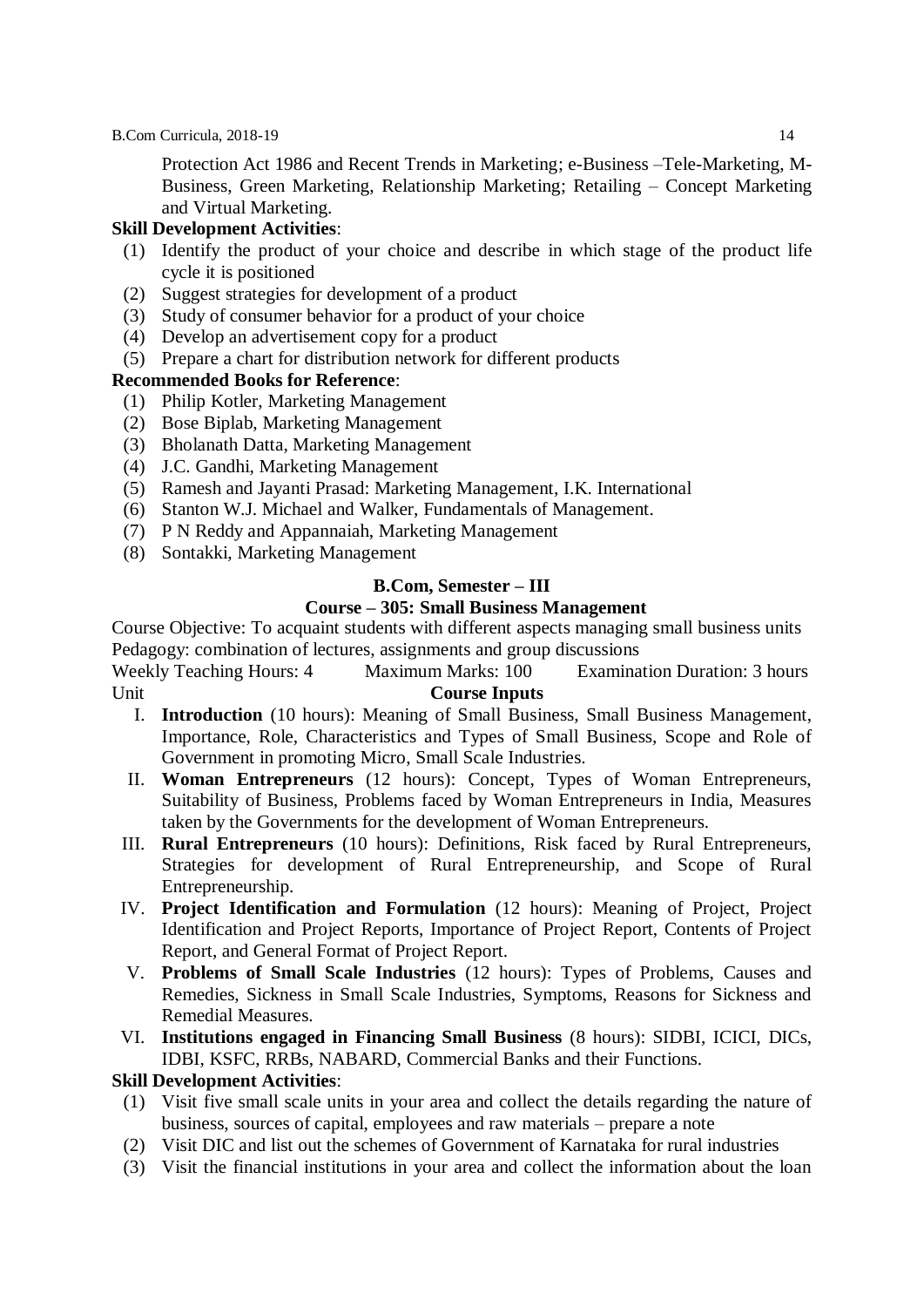Protection Act 1986 and Recent Trends in Marketing; e-Business –Tele-Marketing, M-Business, Green Marketing, Relationship Marketing; Retailing – Concept Marketing and Virtual Marketing.

**Skill Development Activities**:

1. Identify the product of your choice and describe in which stage of the product life cycle it is positioned
2. Suggest strategies for development of a product
3. Study of consumer behavior for a product of your choice
4. Develop an advertisement copy for a product
5. Prepare a chart for distribution network for different products

**Recommended Books for Reference**:

1. Philip Kotler, Marketing Management
2. Bose Biplab, Marketing Management
3. Bholanath Datta, Marketing Management
4. J.C. Gandhi, Marketing Management
5. Ramesh and Jayanti Prasad: Marketing Management, I.K. International
6. Stanton W.J. Michael and Walker, Fundamentals of Management.
7. P N Reddy and Appannaiah, Marketing Management
8. Sontakki, Marketing Management

## B.Com, Semester – III

## Course – 305: Small Business Management

Course Objective: To acquaint students with different aspects managing small business units

Pedagogy: combination of lectures, assignments and group discussions

Weekly Teaching Hours: 4 Maximum Marks: 100 Examination Duration: 3 hours

Unit **Course Inputs**

I. **Introduction** (10 hours): Meaning of Small Business, Small Business Management, Importance, Role, Characteristics and Types of Small Business, Scope and Role of Government in promoting Micro, Small Scale Industries.

II. **Woman Entrepreneurs** (12 hours): Concept, Types of Woman Entrepreneurs, Suitability of Business, Problems faced by Woman Entrepreneurs in India, Measures taken by the Governments for the development of Woman Entrepreneurs.

III. **Rural Entrepreneurs** (10 hours): Definitions, Risk faced by Rural Entrepreneurs, Strategies for development of Rural Entrepreneurship, and Scope of Rural Entrepreneurship.

IV. **Project Identification and Formulation** (12 hours): Meaning of Project, Project Identification and Project Reports, Importance of Project Report, Contents of Project Report, and General Format of Project Report.

V. **Problems of Small Scale Industries** (12 hours): Types of Problems, Causes and Remedies, Sickness in Small Scale Industries, Symptoms, Reasons for Sickness and Remedial Measures.

VI. **Institutions engaged in Financing Small Business** (8 hours): SIDBI, ICICI, DICs, IDBI, KSFC, RRBs, NABARD, Commercial Banks and their Functions.

**Skill Development Activities**:

1. Visit five small scale units in your area and collect the details regarding the nature of business, sources of capital, employees and raw materials – prepare a note
2. Visit DIC and list out the schemes of Government of Karnataka for rural industries
3. Visit the financial institutions in your area and collect the information about the loan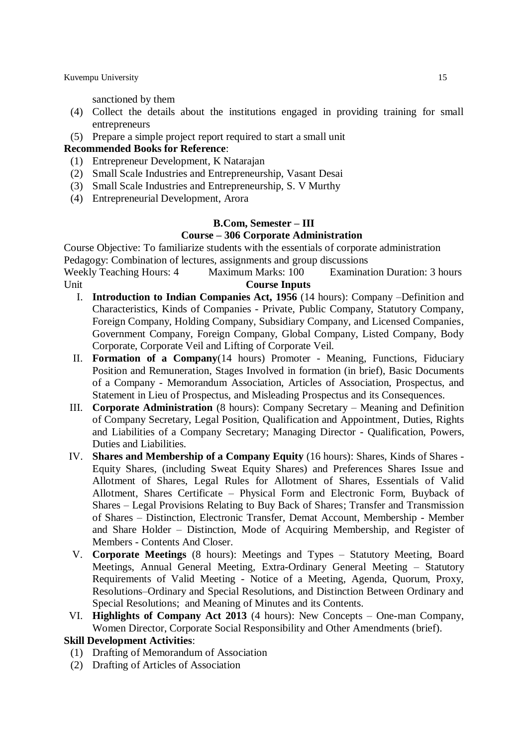sanctioned by them

(4) Collect the details about the institutions engaged in providing training for small entrepreneurs

(5) Prepare a simple project report required to start a small unit

**Recommended Books for Reference**:

(1) Entrepreneur Development, K Natarajan

(2) Small Scale Industries and Entrepreneurship, Vasant Desai

(3) Small Scale Industries and Entrepreneurship, S. V Murthy

(4) Entrepreneurial Development, Arora

## B.Com, Semester – III

## Course – 306 Corporate Administration

Course Objective: To familiarize students with the essentials of corporate administration

Pedagogy: Combination of lectures, assignments and group discussions

Weekly Teaching Hours: 4 Maximum Marks: 100 Examination Duration: 3 hours

Unit **Course Inputs**

I. **Introduction to Indian Companies Act, 1956** (14 hours): Company –Definition and Characteristics, Kinds of Companies - Private, Public Company, Statutory Company, Foreign Company, Holding Company, Subsidiary Company, and Licensed Companies, Government Company, Foreign Company, Global Company, Listed Company, Body Corporate, Corporate Veil and Lifting of Corporate Veil.

II. **Formation of a Company**(14 hours) Promoter - Meaning, Functions, Fiduciary Position and Remuneration, Stages Involved in formation (in brief), Basic Documents of a Company - Memorandum Association, Articles of Association, Prospectus, and Statement in Lieu of Prospectus, and Misleading Prospectus and its Consequences.

III. **Corporate Administration** (8 hours): Company Secretary – Meaning and Definition of Company Secretary, Legal Position, Qualification and Appointment, Duties, Rights and Liabilities of a Company Secretary; Managing Director - Qualification, Powers, Duties and Liabilities.

IV. **Shares and Membership of a Company Equity** (16 hours): Shares, Kinds of Shares - Equity Shares, (including Sweat Equity Shares) and Preferences Shares Issue and Allotment of Shares, Legal Rules for Allotment of Shares, Essentials of Valid Allotment, Shares Certificate – Physical Form and Electronic Form, Buyback of Shares – Legal Provisions Relating to Buy Back of Shares; Transfer and Transmission of Shares – Distinction, Electronic Transfer, Demat Account, Membership - Member and Share Holder – Distinction, Mode of Acquiring Membership, and Register of Members - Contents And Closer.

V. **Corporate Meetings** (8 hours): Meetings and Types – Statutory Meeting, Board Meetings, Annual General Meeting, Extra-Ordinary General Meeting – Statutory Requirements of Valid Meeting - Notice of a Meeting, Agenda, Quorum, Proxy, Resolutions–Ordinary and Special Resolutions, and Distinction Between Ordinary and Special Resolutions; and Meaning of Minutes and its Contents.

VI. **Highlights of Company Act 2013** (4 hours): New Concepts – One-man Company, Women Director, Corporate Social Responsibility and Other Amendments (brief).

**Skill Development Activities**:

(1) Drafting of Memorandum of Association

(2) Drafting of Articles of Association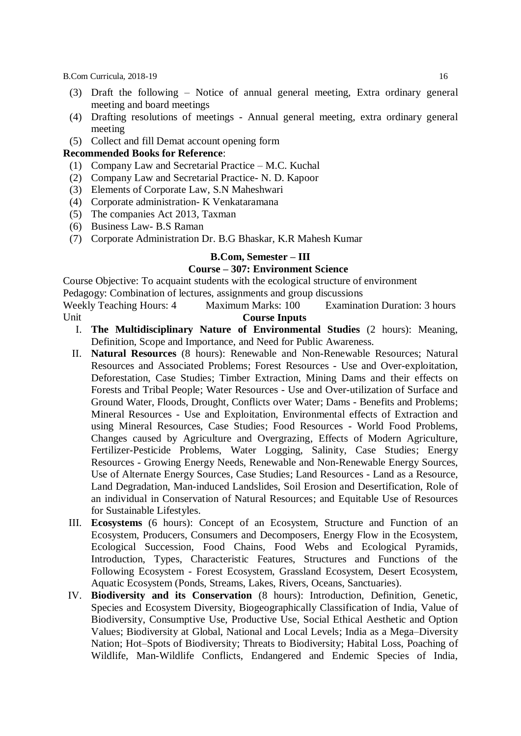(3) Draft the following – Notice of annual general meeting, Extra ordinary general meeting and board meetings
(4) Drafting resolutions of meetings - Annual general meeting, extra ordinary general meeting
(5) Collect and fill Demat account opening form

**Recommended Books for Reference**:

(1) Company Law and Secretarial Practice – M.C. Kuchal
(2) Company Law and Secretarial Practice- N. D. Kapoor
(3) Elements of Corporate Law, S.N Maheshwari
(4) Corporate administration- K Venkataramana
(5) The companies Act 2013, Taxman
(6) Business Law- B.S Raman
(7) Corporate Administration Dr. B.G Bhaskar, K.R Mahesh Kumar

## B.Com, Semester – III

### Course – 307: Environment Science

Course Objective: To acquaint students with the ecological structure of environment
Pedagogy: Combination of lectures, assignments and group discussions
Weekly Teaching Hours: 4  Maximum Marks: 100  Examination Duration: 3 hours

Unit **Course Inputs**

I. **The Multidisciplinary Nature of Environmental Studies** (2 hours): Meaning, Definition, Scope and Importance, and Need for Public Awareness.

II. **Natural Resources** (8 hours): Renewable and Non-Renewable Resources; Natural Resources and Associated Problems; Forest Resources - Use and Over-exploitation, Deforestation, Case Studies; Timber Extraction, Mining Dams and their effects on Forests and Tribal People; Water Resources - Use and Over-utilization of Surface and Ground Water, Floods, Drought, Conflicts over Water; Dams - Benefits and Problems; Mineral Resources - Use and Exploitation, Environmental effects of Extraction and using Mineral Resources, Case Studies; Food Resources - World Food Problems, Changes caused by Agriculture and Overgrazing, Effects of Modern Agriculture, Fertilizer-Pesticide Problems, Water Logging, Salinity, Case Studies; Energy Resources - Growing Energy Needs, Renewable and Non-Renewable Energy Sources, Use of Alternate Energy Sources, Case Studies; Land Resources - Land as a Resource, Land Degradation, Man-induced Landslides, Soil Erosion and Desertification, Role of an individual in Conservation of Natural Resources; and Equitable Use of Resources for Sustainable Lifestyles.

III. **Ecosystems** (6 hours): Concept of an Ecosystem, Structure and Function of an Ecosystem, Producers, Consumers and Decomposers, Energy Flow in the Ecosystem, Ecological Succession, Food Chains, Food Webs and Ecological Pyramids, Introduction, Types, Characteristic Features, Structures and Functions of the Following Ecosystem - Forest Ecosystem, Grassland Ecosystem, Desert Ecosystem, Aquatic Ecosystem (Ponds, Streams, Lakes, Rivers, Oceans, Sanctuaries).

IV. **Biodiversity and its Conservation** (8 hours): Introduction, Definition, Genetic, Species and Ecosystem Diversity, Biogeographically Classification of India, Value of Biodiversity, Consumptive Use, Productive Use, Social Ethical Aesthetic and Option Values; Biodiversity at Global, National and Local Levels; India as a Mega–Diversity Nation; Hot–Spots of Biodiversity; Threats to Biodiversity; Habital Loss, Poaching of Wildlife, Man-Wildlife Conflicts, Endangered and Endemic Species of India,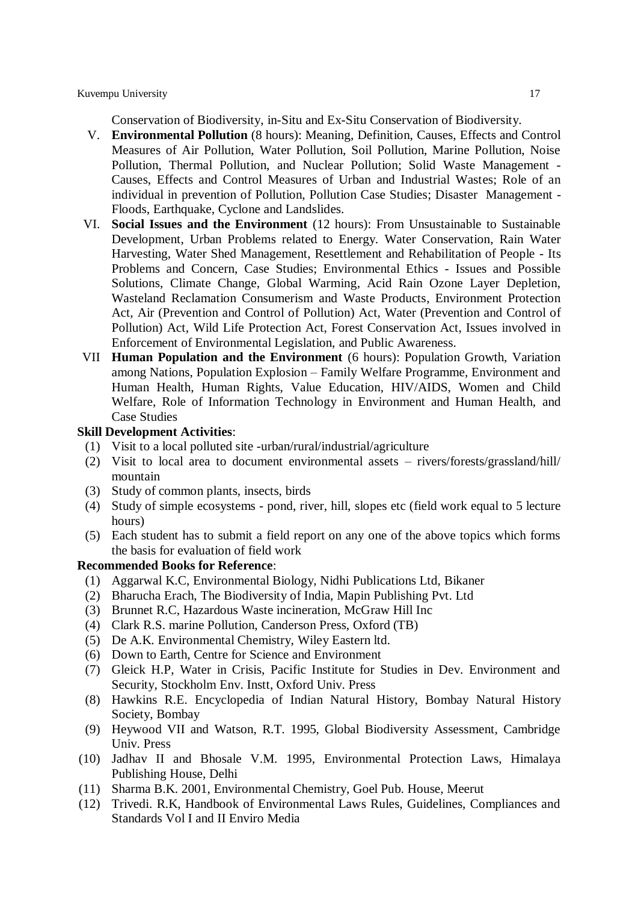Conservation of Biodiversity, in-Situ and Ex-Situ Conservation of Biodiversity.

V. **Environmental Pollution** (8 hours): Meaning, Definition, Causes, Effects and Control Measures of Air Pollution, Water Pollution, Soil Pollution, Marine Pollution, Noise Pollution, Thermal Pollution, and Nuclear Pollution; Solid Waste Management - Causes, Effects and Control Measures of Urban and Industrial Wastes; Role of an individual in prevention of Pollution, Pollution Case Studies; Disaster Management - Floods, Earthquake, Cyclone and Landslides.

VI. **Social Issues and the Environment** (12 hours): From Unsustainable to Sustainable Development, Urban Problems related to Energy. Water Conservation, Rain Water Harvesting, Water Shed Management, Resettlement and Rehabilitation of People - Its Problems and Concern, Case Studies; Environmental Ethics - Issues and Possible Solutions, Climate Change, Global Warming, Acid Rain Ozone Layer Depletion, Wasteland Reclamation Consumerism and Waste Products, Environment Protection Act, Air (Prevention and Control of Pollution) Act, Water (Prevention and Control of Pollution) Act, Wild Life Protection Act, Forest Conservation Act, Issues involved in Enforcement of Environmental Legislation, and Public Awareness.

VII **Human Population and the Environment** (6 hours): Population Growth, Variation among Nations, Population Explosion – Family Welfare Programme, Environment and Human Health, Human Rights, Value Education, HIV/AIDS, Women and Child Welfare, Role of Information Technology in Environment and Human Health, and Case Studies

**Skill Development Activities**:

(1) Visit to a local polluted site -urban/rural/industrial/agriculture
(2) Visit to local area to document environmental assets – rivers/forests/grassland/hill/ mountain
(3) Study of common plants, insects, birds
(4) Study of simple ecosystems - pond, river, hill, slopes etc (field work equal to 5 lecture hours)
(5) Each student has to submit a field report on any one of the above topics which forms the basis for evaluation of field work

**Recommended Books for Reference**:

(1) Aggarwal K.C, Environmental Biology, Nidhi Publications Ltd, Bikaner
(2) Bharucha Erach, The Biodiversity of India, Mapin Publishing Pvt. Ltd
(3) Brunnet R.C, Hazardous Waste incineration, McGraw Hill Inc
(4) Clark R.S. marine Pollution, Canderson Press, Oxford (TB)
(5) De A.K. Environmental Chemistry, Wiley Eastern ltd.
(6) Down to Earth, Centre for Science and Environment
(7) Gleick H.P, Water in Crisis, Pacific Institute for Studies in Dev. Environment and Security, Stockholm Env. Instt, Oxford Univ. Press
(8) Hawkins R.E. Encyclopedia of Indian Natural History, Bombay Natural History Society, Bombay
(9) Heywood VII and Watson, R.T. 1995, Global Biodiversity Assessment, Cambridge Univ. Press
(10) Jadhav II and Bhosale V.M. 1995, Environmental Protection Laws, Himalaya Publishing House, Delhi
(11) Sharma B.K. 2001, Environmental Chemistry, Goel Pub. House, Meerut
(12) Trivedi. R.K, Handbook of Environmental Laws Rules, Guidelines, Compliances and Standards Vol I and II Enviro Media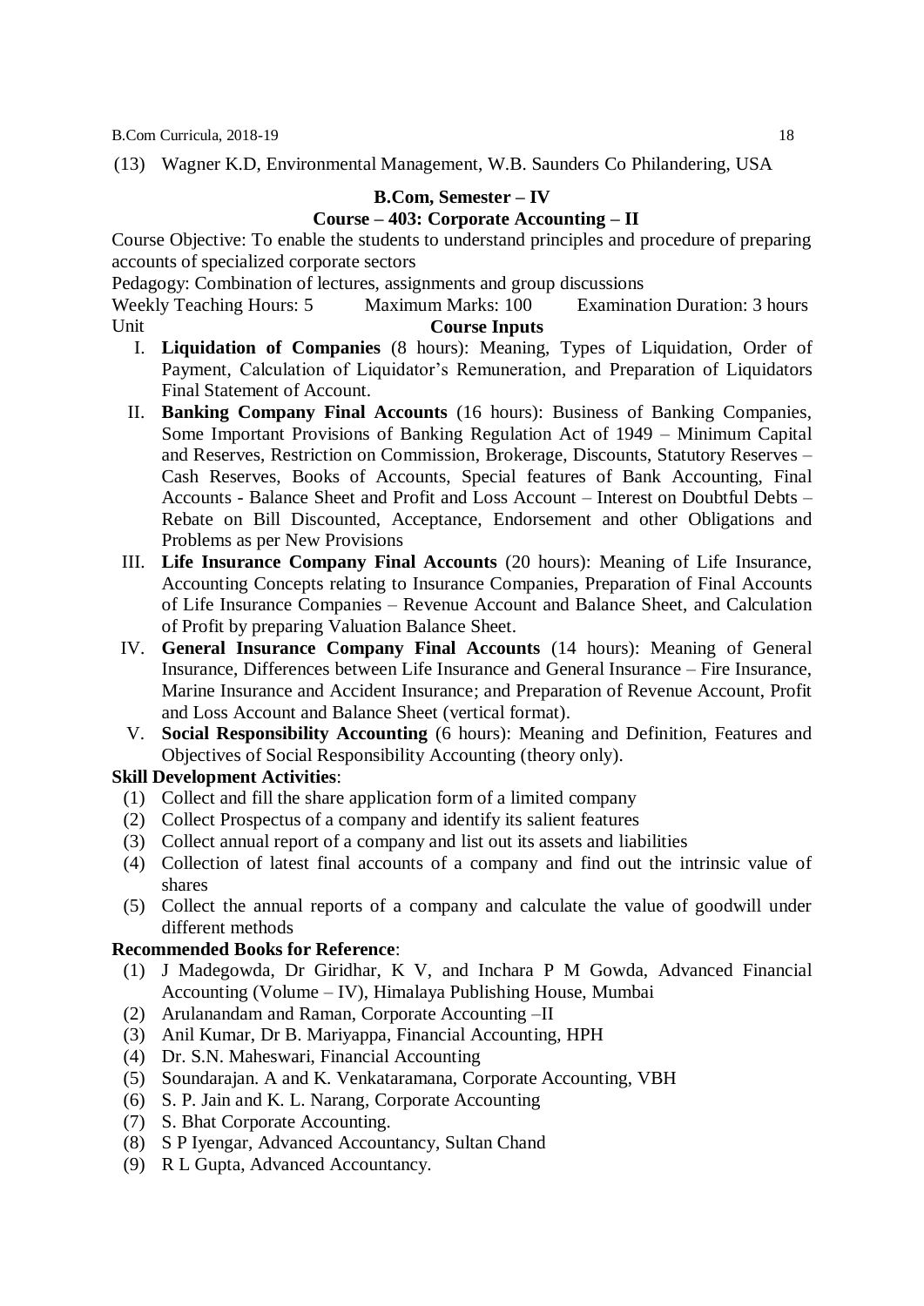(13) Wagner K.D, Environmental Management, W.B. Saunders Co Philandering, USA

## B.Com, Semester – IV

### Course – 403: Corporate Accounting – II

Course Objective: To enable the students to understand principles and procedure of preparing accounts of specialized corporate sectors

Pedagogy: Combination of lectures, assignments and group discussions

Weekly Teaching Hours: 5 Maximum Marks: 100 Examination Duration: 3 hours

Unit **Course Inputs**

I. **Liquidation of Companies** (8 hours): Meaning, Types of Liquidation, Order of Payment, Calculation of Liquidator's Remuneration, and Preparation of Liquidators Final Statement of Account.

II. **Banking Company Final Accounts** (16 hours): Business of Banking Companies, Some Important Provisions of Banking Regulation Act of 1949 – Minimum Capital and Reserves, Restriction on Commission, Brokerage, Discounts, Statutory Reserves – Cash Reserves, Books of Accounts, Special features of Bank Accounting, Final Accounts - Balance Sheet and Profit and Loss Account – Interest on Doubtful Debts – Rebate on Bill Discounted, Acceptance, Endorsement and other Obligations and Problems as per New Provisions

III. **Life Insurance Company Final Accounts** (20 hours): Meaning of Life Insurance, Accounting Concepts relating to Insurance Companies, Preparation of Final Accounts of Life Insurance Companies – Revenue Account and Balance Sheet, and Calculation of Profit by preparing Valuation Balance Sheet.

IV. **General Insurance Company Final Accounts** (14 hours): Meaning of General Insurance, Differences between Life Insurance and General Insurance – Fire Insurance, Marine Insurance and Accident Insurance; and Preparation of Revenue Account, Profit and Loss Account and Balance Sheet (vertical format).

V. **Social Responsibility Accounting** (6 hours): Meaning and Definition, Features and Objectives of Social Responsibility Accounting (theory only).

**Skill Development Activities**:

(1) Collect and fill the share application form of a limited company
(2) Collect Prospectus of a company and identify its salient features
(3) Collect annual report of a company and list out its assets and liabilities
(4) Collection of latest final accounts of a company and find out the intrinsic value of shares
(5) Collect the annual reports of a company and calculate the value of goodwill under different methods

**Recommended Books for Reference**:

(1) J Madegowda, Dr Giridhar, K V, and Inchara P M Gowda, Advanced Financial Accounting (Volume – IV), Himalaya Publishing House, Mumbai
(2) Arulanandam and Raman, Corporate Accounting –II
(3) Anil Kumar, Dr B. Mariyappa, Financial Accounting, HPH
(4) Dr. S.N. Maheswari, Financial Accounting
(5) Soundarajan. A and K. Venkataramana, Corporate Accounting, VBH
(6) S. P. Jain and K. L. Narang, Corporate Accounting
(7) S. Bhat Corporate Accounting.
(8) S P Iyengar, Advanced Accountancy, Sultan Chand
(9) R L Gupta, Advanced Accountancy.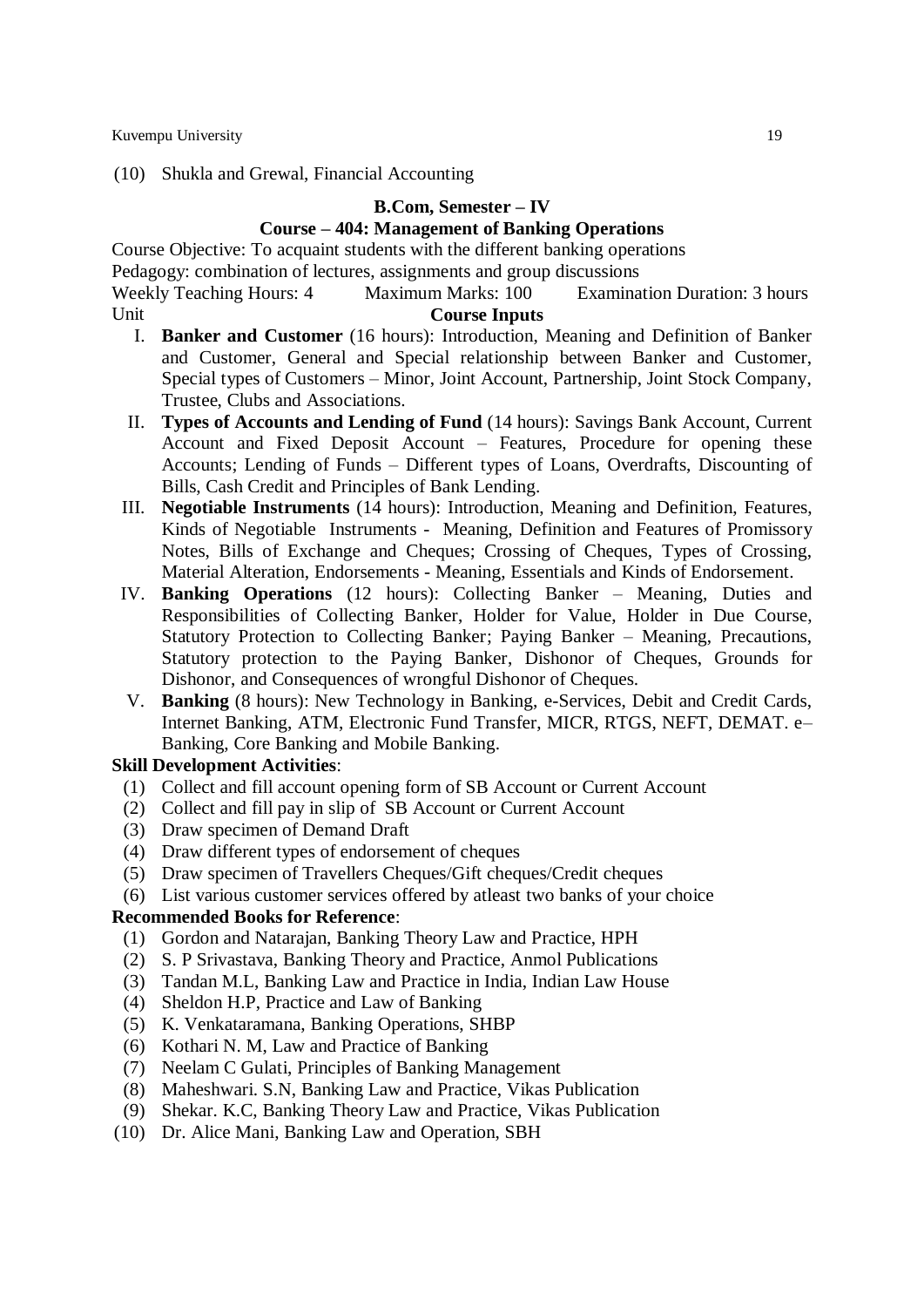(10) Shukla and Grewal, Financial Accounting

## B.Com, Semester – IV

### Course – 404: Management of Banking Operations

Course Objective: To acquaint students with the different banking operations

Pedagogy: combination of lectures, assignments and group discussions

Weekly Teaching Hours: 4 Maximum Marks: 100 Examination Duration: 3 hours

Unit **Course Inputs**

I. **Banker and Customer** (16 hours): Introduction, Meaning and Definition of Banker and Customer, General and Special relationship between Banker and Customer, Special types of Customers – Minor, Joint Account, Partnership, Joint Stock Company, Trustee, Clubs and Associations.

II. **Types of Accounts and Lending of Fund** (14 hours): Savings Bank Account, Current Account and Fixed Deposit Account – Features, Procedure for opening these Accounts; Lending of Funds – Different types of Loans, Overdrafts, Discounting of Bills, Cash Credit and Principles of Bank Lending.

III. **Negotiable Instruments** (14 hours): Introduction, Meaning and Definition, Features, Kinds of Negotiable Instruments - Meaning, Definition and Features of Promissory Notes, Bills of Exchange and Cheques; Crossing of Cheques, Types of Crossing, Material Alteration, Endorsements - Meaning, Essentials and Kinds of Endorsement.

IV. **Banking Operations** (12 hours): Collecting Banker – Meaning, Duties and Responsibilities of Collecting Banker, Holder for Value, Holder in Due Course, Statutory Protection to Collecting Banker; Paying Banker – Meaning, Precautions, Statutory protection to the Paying Banker, Dishonor of Cheques, Grounds for Dishonor, and Consequences of wrongful Dishonor of Cheques.

V. **Banking** (8 hours): New Technology in Banking, e-Services, Debit and Credit Cards, Internet Banking, ATM, Electronic Fund Transfer, MICR, RTGS, NEFT, DEMAT. e–Banking, Core Banking and Mobile Banking.

**Skill Development Activities**:

(1) Collect and fill account opening form of SB Account or Current Account
(2) Collect and fill pay in slip of SB Account or Current Account
(3) Draw specimen of Demand Draft
(4) Draw different types of endorsement of cheques
(5) Draw specimen of Travellers Cheques/Gift cheques/Credit cheques
(6) List various customer services offered by atleast two banks of your choice

**Recommended Books for Reference**:

(1) Gordon and Natarajan, Banking Theory Law and Practice, HPH
(2) S. P Srivastava, Banking Theory and Practice, Anmol Publications
(3) Tandan M.L, Banking Law and Practice in India, Indian Law House
(4) Sheldon H.P, Practice and Law of Banking
(5) K. Venkataramana, Banking Operations, SHBP
(6) Kothari N. M, Law and Practice of Banking
(7) Neelam C Gulati, Principles of Banking Management
(8) Maheshwari. S.N, Banking Law and Practice, Vikas Publication
(9) Shekar. K.C, Banking Theory Law and Practice, Vikas Publication
(10) Dr. Alice Mani, Banking Law and Operation, SBH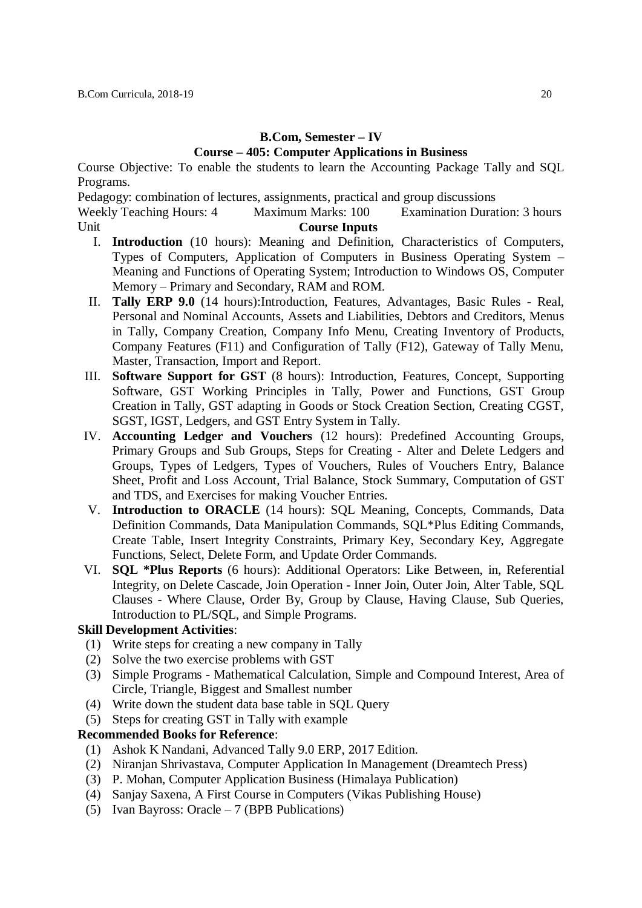## B.Com, Semester – IV

## Course – 405: Computer Applications in Business

Course Objective: To enable the students to learn the Accounting Package Tally and SQL Programs.

Pedagogy: combination of lectures, assignments, practical and group discussions

Weekly Teaching Hours: 4 Maximum Marks: 100 Examination Duration: 3 hours

Unit **Course Inputs**

I. **Introduction** (10 hours): Meaning and Definition, Characteristics of Computers, Types of Computers, Application of Computers in Business Operating System – Meaning and Functions of Operating System; Introduction to Windows OS, Computer Memory – Primary and Secondary, RAM and ROM.

II. **Tally ERP 9.0** (14 hours):Introduction, Features, Advantages, Basic Rules - Real, Personal and Nominal Accounts, Assets and Liabilities, Debtors and Creditors, Menus in Tally, Company Creation, Company Info Menu, Creating Inventory of Products, Company Features (F11) and Configuration of Tally (F12), Gateway of Tally Menu, Master, Transaction, Import and Report.

III. **Software Support for GST** (8 hours): Introduction, Features, Concept, Supporting Software, GST Working Principles in Tally, Power and Functions, GST Group Creation in Tally, GST adapting in Goods or Stock Creation Section, Creating CGST, SGST, IGST, Ledgers, and GST Entry System in Tally.

IV. **Accounting Ledger and Vouchers** (12 hours): Predefined Accounting Groups, Primary Groups and Sub Groups, Steps for Creating - Alter and Delete Ledgers and Groups, Types of Ledgers, Types of Vouchers, Rules of Vouchers Entry, Balance Sheet, Profit and Loss Account, Trial Balance, Stock Summary, Computation of GST and TDS, and Exercises for making Voucher Entries.

V. **Introduction to ORACLE** (14 hours): SQL Meaning, Concepts, Commands, Data Definition Commands, Data Manipulation Commands, SQL*Plus Editing Commands, Create Table, Insert Integrity Constraints, Primary Key, Secondary Key, Aggregate Functions, Select, Delete Form, and Update Order Commands.

VI. **SQL *Plus Reports** (6 hours): Additional Operators: Like Between, in, Referential Integrity, on Delete Cascade, Join Operation - Inner Join, Outer Join, Alter Table, SQL Clauses - Where Clause, Order By, Group by Clause, Having Clause, Sub Queries, Introduction to PL/SQL, and Simple Programs.

**Skill Development Activities**:

(1) Write steps for creating a new company in Tally
(2) Solve the two exercise problems with GST
(3) Simple Programs - Mathematical Calculation, Simple and Compound Interest, Area of Circle, Triangle, Biggest and Smallest number
(4) Write down the student data base table in SQL Query
(5) Steps for creating GST in Tally with example

**Recommended Books for Reference**:

(1) Ashok K Nandani, Advanced Tally 9.0 ERP, 2017 Edition.
(2) Niranjan Shrivastava, Computer Application In Management (Dreamtech Press)
(3) P. Mohan, Computer Application Business (Himalaya Publication)
(4) Sanjay Saxena, A First Course in Computers (Vikas Publishing House)
(5) Ivan Bayross: Oracle – 7 (BPB Publications)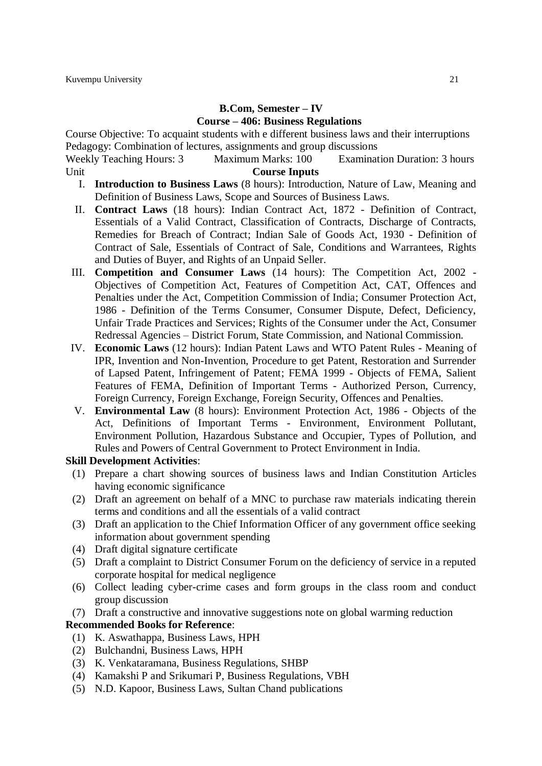## B.Com, Semester – IV

## Course – 406: Business Regulations

Course Objective: To acquaint students with e different business laws and their interruptions
Pedagogy: Combination of lectures, assignments and group discussions

Weekly Teaching Hours: 3 Maximum Marks: 100 Examination Duration: 3 hours

Unit **Course Inputs**

I. **Introduction to Business Laws** (8 hours): Introduction, Nature of Law, Meaning and Definition of Business Laws, Scope and Sources of Business Laws.
II. **Contract Laws** (18 hours): Indian Contract Act, 1872 - Definition of Contract, Essentials of a Valid Contract, Classification of Contracts, Discharge of Contracts, Remedies for Breach of Contract; Indian Sale of Goods Act, 1930 - Definition of Contract of Sale, Essentials of Contract of Sale, Conditions and Warrantees, Rights and Duties of Buyer, and Rights of an Unpaid Seller.
III. **Competition and Consumer Laws** (14 hours): The Competition Act, 2002 - Objectives of Competition Act, Features of Competition Act, CAT, Offences and Penalties under the Act, Competition Commission of India; Consumer Protection Act, 1986 - Definition of the Terms Consumer, Consumer Dispute, Defect, Deficiency, Unfair Trade Practices and Services; Rights of the Consumer under the Act, Consumer Redressal Agencies – District Forum, State Commission, and National Commission.
IV. **Economic Laws** (12 hours): Indian Patent Laws and WTO Patent Rules - Meaning of IPR, Invention and Non-Invention, Procedure to get Patent, Restoration and Surrender of Lapsed Patent, Infringement of Patent; FEMA 1999 - Objects of FEMA, Salient Features of FEMA, Definition of Important Terms - Authorized Person, Currency, Foreign Currency, Foreign Exchange, Foreign Security, Offences and Penalties.
V. **Environmental Law** (8 hours): Environment Protection Act, 1986 - Objects of the Act, Definitions of Important Terms - Environment, Environment Pollutant, Environment Pollution, Hazardous Substance and Occupier, Types of Pollution, and Rules and Powers of Central Government to Protect Environment in India.

**Skill Development Activities**:

(1) Prepare a chart showing sources of business laws and Indian Constitution Articles having economic significance
(2) Draft an agreement on behalf of a MNC to purchase raw materials indicating therein terms and conditions and all the essentials of a valid contract
(3) Draft an application to the Chief Information Officer of any government office seeking information about government spending
(4) Draft digital signature certificate
(5) Draft a complaint to District Consumer Forum on the deficiency of service in a reputed corporate hospital for medical negligence
(6) Collect leading cyber-crime cases and form groups in the class room and conduct group discussion
(7) Draft a constructive and innovative suggestions note on global warming reduction

**Recommended Books for Reference**:

(1) K. Aswathappa, Business Laws, HPH
(2) Bulchandni, Business Laws, HPH
(3) K. Venkataramana, Business Regulations, SHBP
(4) Kamakshi P and Srikumari P, Business Regulations, VBH
(5) N.D. Kapoor, Business Laws, Sultan Chand publications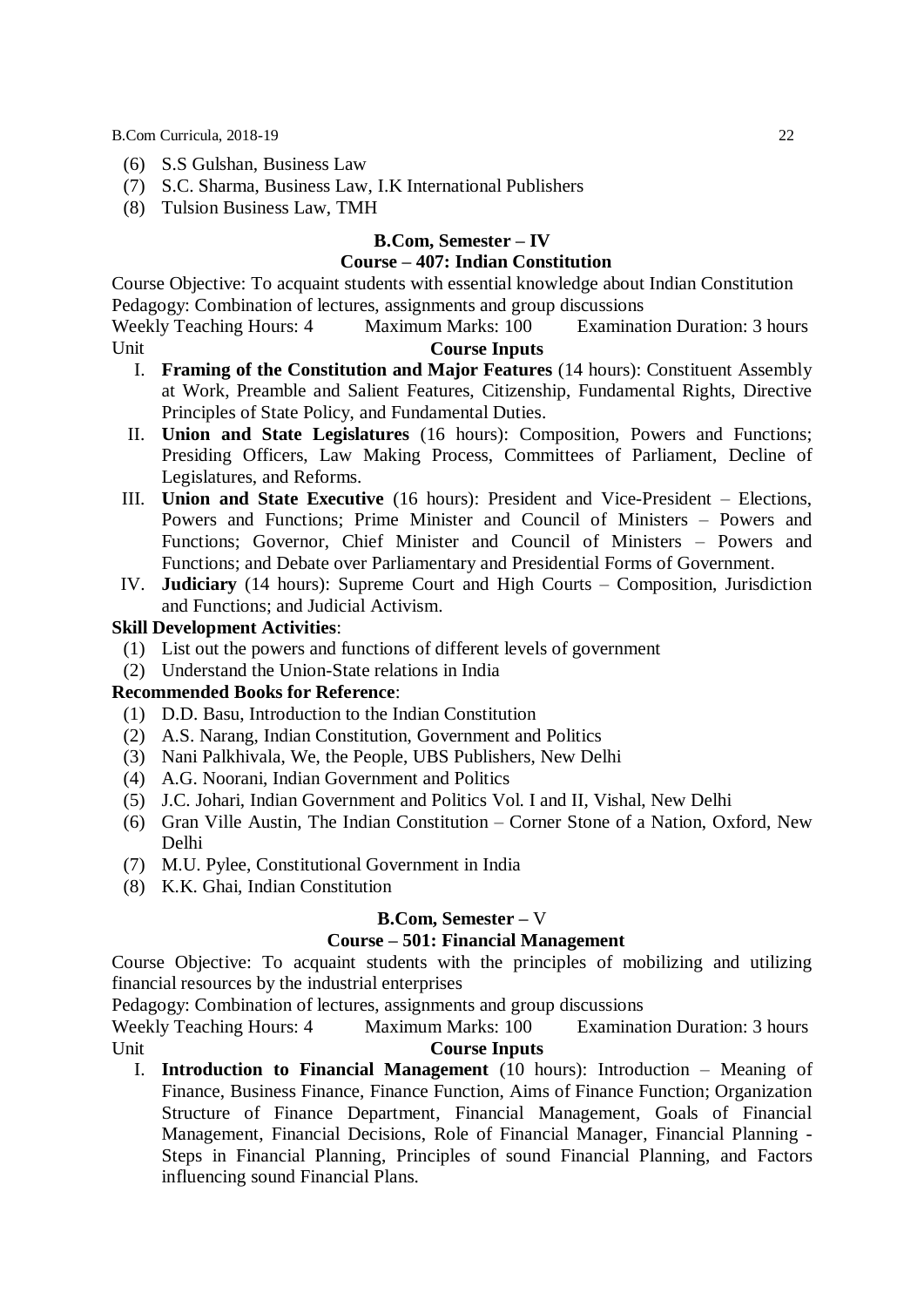(6) S.S Gulshan, Business Law
(7) S.C. Sharma, Business Law, I.K International Publishers
(8) Tulsion Business Law, TMH

## B.Com, Semester – IV
## Course – 407: Indian Constitution

Course Objective: To acquaint students with essential knowledge about Indian Constitution
Pedagogy: Combination of lectures, assignments and group discussions
Weekly Teaching Hours: 4 Maximum Marks: 100 Examination Duration: 3 hours

Unit **Course Inputs**

I. **Framing of the Constitution and Major Features** (14 hours): Constituent Assembly at Work, Preamble and Salient Features, Citizenship, Fundamental Rights, Directive Principles of State Policy, and Fundamental Duties.
II. **Union and State Legislatures** (16 hours): Composition, Powers and Functions; Presiding Officers, Law Making Process, Committees of Parliament, Decline of Legislatures, and Reforms.
III. **Union and State Executive** (16 hours): President and Vice-President – Elections, Powers and Functions; Prime Minister and Council of Ministers – Powers and Functions; Governor, Chief Minister and Council of Ministers – Powers and Functions; and Debate over Parliamentary and Presidential Forms of Government.
IV. **Judiciary** (14 hours): Supreme Court and High Courts – Composition, Jurisdiction and Functions; and Judicial Activism.

**Skill Development Activities**:

(1) List out the powers and functions of different levels of government
(2) Understand the Union-State relations in India

**Recommended Books for Reference**:

(1) D.D. Basu, Introduction to the Indian Constitution
(2) A.S. Narang, Indian Constitution, Government and Politics
(3) Nani Palkhivala, We, the People, UBS Publishers, New Delhi
(4) A.G. Noorani, Indian Government and Politics
(5) J.C. Johari, Indian Government and Politics Vol. I and II, Vishal, New Delhi
(6) Gran Ville Austin, The Indian Constitution – Corner Stone of a Nation, Oxford, New Delhi
(7) M.U. Pylee, Constitutional Government in India
(8) K.K. Ghai, Indian Constitution

## B.Com, Semester – V
## Course – 501: Financial Management

Course Objective: To acquaint students with the principles of mobilizing and utilizing financial resources by the industrial enterprises
Pedagogy: Combination of lectures, assignments and group discussions
Weekly Teaching Hours: 4 Maximum Marks: 100 Examination Duration: 3 hours

Unit **Course Inputs**

I. **Introduction to Financial Management** (10 hours): Introduction – Meaning of Finance, Business Finance, Finance Function, Aims of Finance Function; Organization Structure of Finance Department, Financial Management, Goals of Financial Management, Financial Decisions, Role of Financial Manager, Financial Planning - Steps in Financial Planning, Principles of sound Financial Planning, and Factors influencing sound Financial Plans.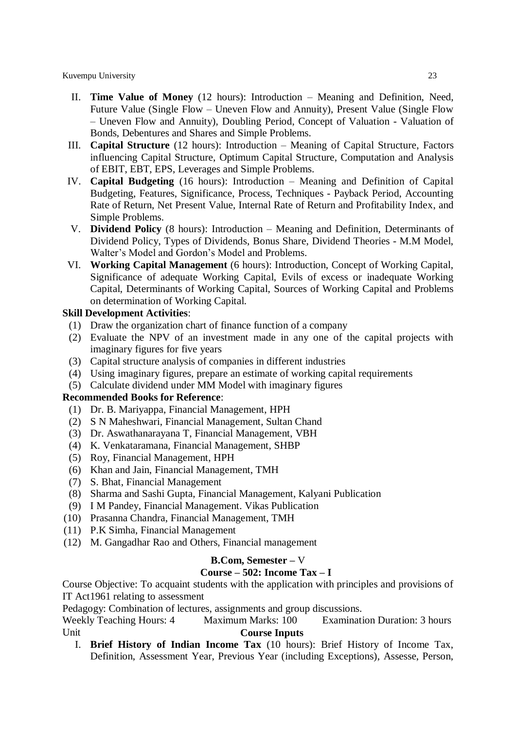II. **Time Value of Money** (12 hours): Introduction – Meaning and Definition, Need, Future Value (Single Flow – Uneven Flow and Annuity), Present Value (Single Flow – Uneven Flow and Annuity), Doubling Period, Concept of Valuation - Valuation of Bonds, Debentures and Shares and Simple Problems.

III. **Capital Structure** (12 hours): Introduction – Meaning of Capital Structure, Factors influencing Capital Structure, Optimum Capital Structure, Computation and Analysis of EBIT, EBT, EPS, Leverages and Simple Problems.

IV. **Capital Budgeting** (16 hours): Introduction – Meaning and Definition of Capital Budgeting, Features, Significance, Process, Techniques - Payback Period, Accounting Rate of Return, Net Present Value, Internal Rate of Return and Profitability Index, and Simple Problems.

V. **Dividend Policy** (8 hours): Introduction – Meaning and Definition, Determinants of Dividend Policy, Types of Dividends, Bonus Share, Dividend Theories - M.M Model, Walter's Model and Gordon's Model and Problems.

VI. **Working Capital Management** (6 hours): Introduction, Concept of Working Capital, Significance of adequate Working Capital, Evils of excess or inadequate Working Capital, Determinants of Working Capital, Sources of Working Capital and Problems on determination of Working Capital.

**Skill Development Activities**:

(1) Draw the organization chart of finance function of a company
(2) Evaluate the NPV of an investment made in any one of the capital projects with imaginary figures for five years
(3) Capital structure analysis of companies in different industries
(4) Using imaginary figures, prepare an estimate of working capital requirements
(5) Calculate dividend under MM Model with imaginary figures

**Recommended Books for Reference**:

(1) Dr. B. Mariyappa, Financial Management, HPH
(2) S N Maheshwari, Financial Management, Sultan Chand
(3) Dr. Aswathanarayana T, Financial Management, VBH
(4) K. Venkataramana, Financial Management, SHBP
(5) Roy, Financial Management, HPH
(6) Khan and Jain, Financial Management, TMH
(7) S. Bhat, Financial Management
(8) Sharma and Sashi Gupta, Financial Management, Kalyani Publication
(9) I M Pandey, Financial Management. Vikas Publication
(10) Prasanna Chandra, Financial Management, TMH
(11) P.K Simha, Financial Management
(12) M. Gangadhar Rao and Others, Financial management

## B.Com, Semester – V

## Course – 502: Income Tax – I

Course Objective: To acquaint students with the application with principles and provisions of IT Act1961 relating to assessment

Pedagogy: Combination of lectures, assignments and group discussions.

Weekly Teaching Hours: 4 Maximum Marks: 100 Examination Duration: 3 hours

Unit **Course Inputs**

I. **Brief History of Indian Income Tax** (10 hours): Brief History of Income Tax, Definition, Assessment Year, Previous Year (including Exceptions), Assesse, Person,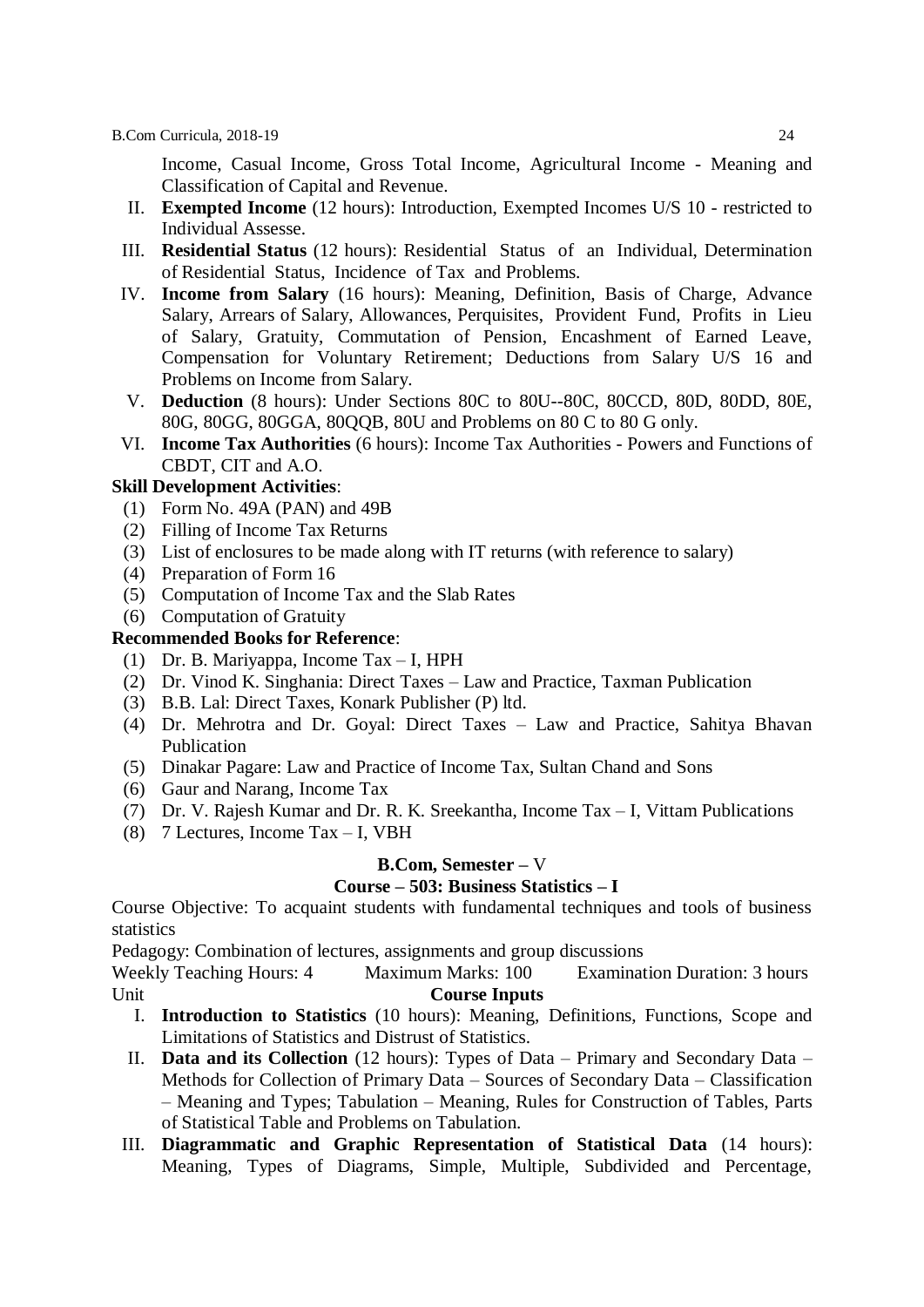Income, Casual Income, Gross Total Income, Agricultural Income - Meaning and Classification of Capital and Revenue.

II. **Exempted Income** (12 hours): Introduction, Exempted Incomes U/S 10 - restricted to Individual Assesse.

III. **Residential Status** (12 hours): Residential Status of an Individual, Determination of Residential Status, Incidence of Tax and Problems.

IV. **Income from Salary** (16 hours): Meaning, Definition, Basis of Charge, Advance Salary, Arrears of Salary, Allowances, Perquisites, Provident Fund, Profits in Lieu of Salary, Gratuity, Commutation of Pension, Encashment of Earned Leave, Compensation for Voluntary Retirement; Deductions from Salary U/S 16 and Problems on Income from Salary.

V. **Deduction** (8 hours): Under Sections 80C to 80U--80C, 80CCD, 80D, 80DD, 80E, 80G, 80GG, 80GGA, 80QQB, 80U and Problems on 80 C to 80 G only.

VI. **Income Tax Authorities** (6 hours): Income Tax Authorities - Powers and Functions of CBDT, CIT and A.O.

**Skill Development Activities**:

(1) Form No. 49A (PAN) and 49B
(2) Filling of Income Tax Returns
(3) List of enclosures to be made along with IT returns (with reference to salary)
(4) Preparation of Form 16
(5) Computation of Income Tax and the Slab Rates
(6) Computation of Gratuity

**Recommended Books for Reference**:

(1) Dr. B. Mariyappa, Income Tax – I, HPH
(2) Dr. Vinod K. Singhania: Direct Taxes – Law and Practice, Taxman Publication
(3) B.B. Lal: Direct Taxes, Konark Publisher (P) ltd.
(4) Dr. Mehrotra and Dr. Goyal: Direct Taxes – Law and Practice, Sahitya Bhavan Publication
(5) Dinakar Pagare: Law and Practice of Income Tax, Sultan Chand and Sons
(6) Gaur and Narang, Income Tax
(7) Dr. V. Rajesh Kumar and Dr. R. K. Sreekantha, Income Tax – I, Vittam Publications
(8) 7 Lectures, Income Tax – I, VBH

## B.Com, Semester – V

### Course – 503: Business Statistics – I

Course Objective: To acquaint students with fundamental techniques and tools of business statistics

Pedagogy: Combination of lectures, assignments and group discussions

Weekly Teaching Hours: 4 Maximum Marks: 100 Examination Duration: 3 hours

Unit **Course Inputs**

I. **Introduction to Statistics** (10 hours): Meaning, Definitions, Functions, Scope and Limitations of Statistics and Distrust of Statistics.

II. **Data and its Collection** (12 hours): Types of Data – Primary and Secondary Data – Methods for Collection of Primary Data – Sources of Secondary Data – Classification – Meaning and Types; Tabulation – Meaning, Rules for Construction of Tables, Parts of Statistical Table and Problems on Tabulation.

III. **Diagrammatic and Graphic Representation of Statistical Data** (14 hours): Meaning, Types of Diagrams, Simple, Multiple, Subdivided and Percentage,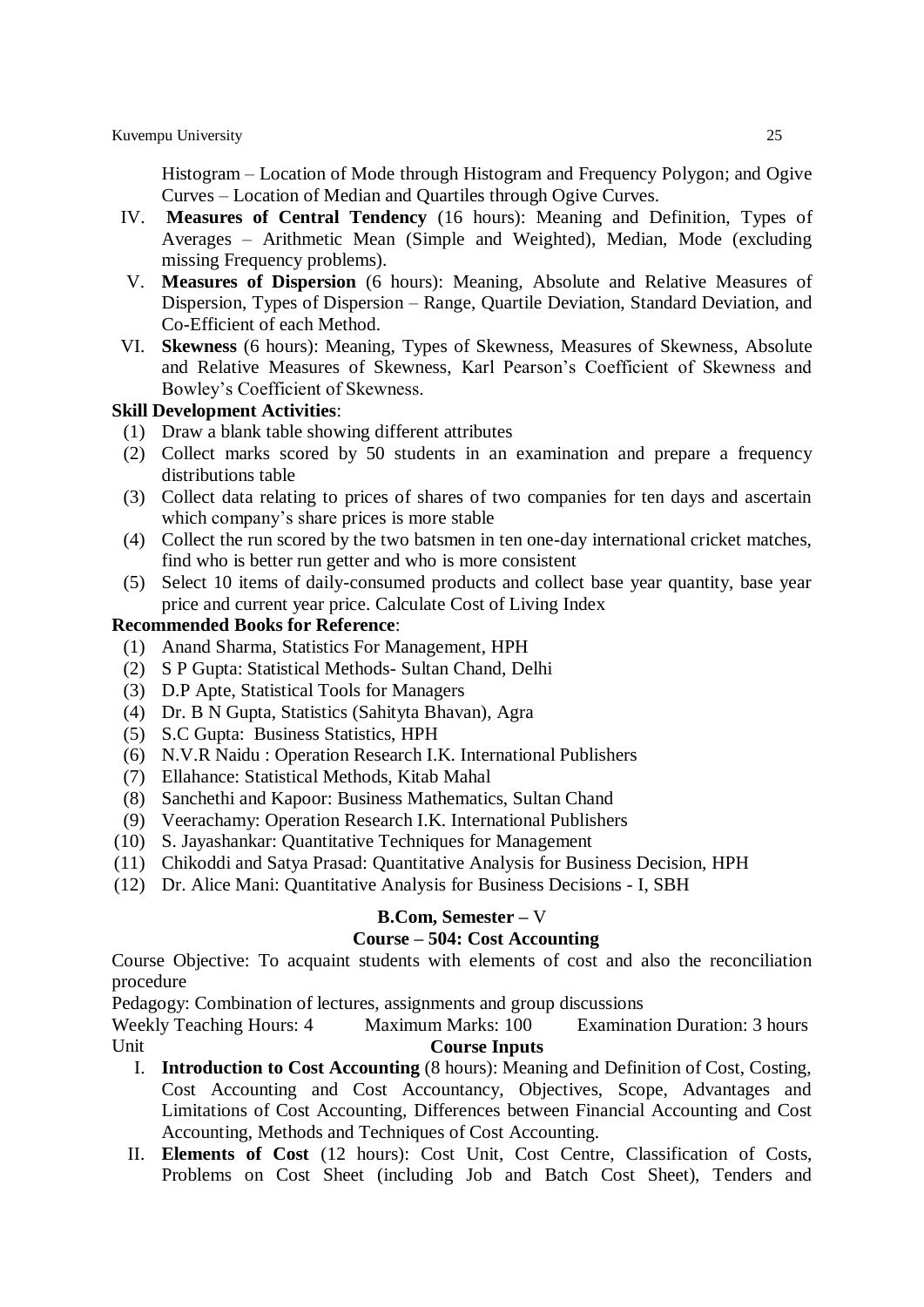Histogram – Location of Mode through Histogram and Frequency Polygon; and Ogive Curves – Location of Median and Quartiles through Ogive Curves.

IV. **Measures of Central Tendency** (16 hours): Meaning and Definition, Types of Averages – Arithmetic Mean (Simple and Weighted), Median, Mode (excluding missing Frequency problems).

V. **Measures of Dispersion** (6 hours): Meaning, Absolute and Relative Measures of Dispersion, Types of Dispersion – Range, Quartile Deviation, Standard Deviation, and Co-Efficient of each Method.

VI. **Skewness** (6 hours): Meaning, Types of Skewness, Measures of Skewness, Absolute and Relative Measures of Skewness, Karl Pearson's Coefficient of Skewness and Bowley's Coefficient of Skewness.

**Skill Development Activities**:

(1) Draw a blank table showing different attributes
(2) Collect marks scored by 50 students in an examination and prepare a frequency distributions table
(3) Collect data relating to prices of shares of two companies for ten days and ascertain which company's share prices is more stable
(4) Collect the run scored by the two batsmen in ten one-day international cricket matches, find who is better run getter and who is more consistent
(5) Select 10 items of daily-consumed products and collect base year quantity, base year price and current year price. Calculate Cost of Living Index

**Recommended Books for Reference**:

(1) Anand Sharma, Statistics For Management, HPH
(2) S P Gupta: Statistical Methods- Sultan Chand, Delhi
(3) D.P Apte, Statistical Tools for Managers
(4) Dr. B N Gupta, Statistics (Sahityta Bhavan), Agra
(5) S.C Gupta: Business Statistics, HPH
(6) N.V.R Naidu : Operation Research I.K. International Publishers
(7) Ellahance: Statistical Methods, Kitab Mahal
(8) Sanchethi and Kapoor: Business Mathematics, Sultan Chand
(9) Veerachamy: Operation Research I.K. International Publishers
(10) S. Jayashankar: Quantitative Techniques for Management
(11) Chikoddi and Satya Prasad: Quantitative Analysis for Business Decision, HPH
(12) Dr. Alice Mani: Quantitative Analysis for Business Decisions - I, SBH

## B.Com, Semester – V

## Course – 504: Cost Accounting

Course Objective: To acquaint students with elements of cost and also the reconciliation procedure

Pedagogy: Combination of lectures, assignments and group discussions

Weekly Teaching Hours: 4 Maximum Marks: 100 Examination Duration: 3 hours

Unit **Course Inputs**

I. **Introduction to Cost Accounting** (8 hours): Meaning and Definition of Cost, Costing, Cost Accounting and Cost Accountancy, Objectives, Scope, Advantages and Limitations of Cost Accounting, Differences between Financial Accounting and Cost Accounting, Methods and Techniques of Cost Accounting.

II. **Elements of Cost** (12 hours): Cost Unit, Cost Centre, Classification of Costs, Problems on Cost Sheet (including Job and Batch Cost Sheet), Tenders and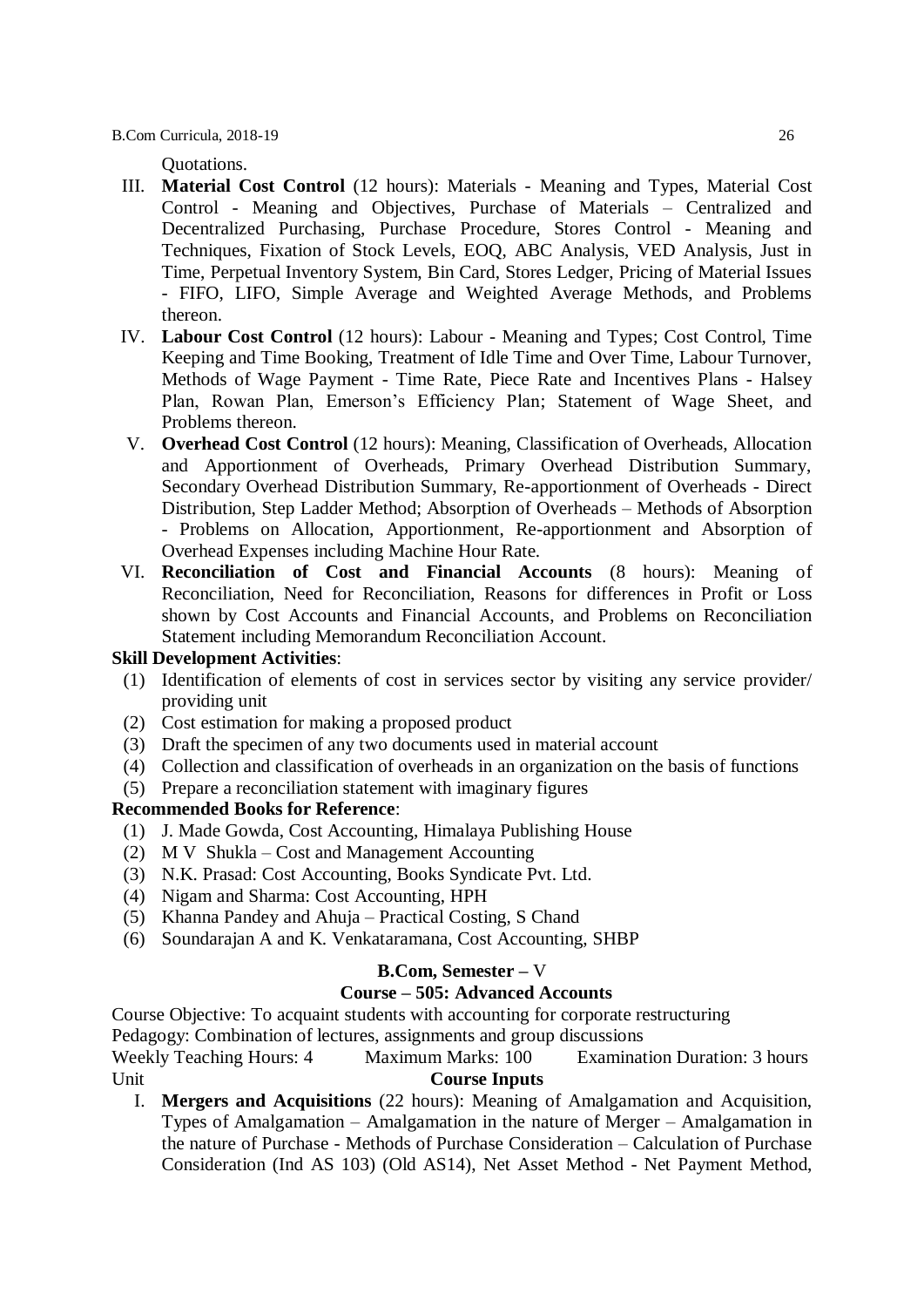Quotations.

III. **Material Cost Control** (12 hours): Materials - Meaning and Types, Material Cost Control - Meaning and Objectives, Purchase of Materials – Centralized and Decentralized Purchasing, Purchase Procedure, Stores Control - Meaning and Techniques, Fixation of Stock Levels, EOQ, ABC Analysis, VED Analysis, Just in Time, Perpetual Inventory System, Bin Card, Stores Ledger, Pricing of Material Issues - FIFO, LIFO, Simple Average and Weighted Average Methods, and Problems thereon.

IV. **Labour Cost Control** (12 hours): Labour - Meaning and Types; Cost Control, Time Keeping and Time Booking, Treatment of Idle Time and Over Time, Labour Turnover, Methods of Wage Payment - Time Rate, Piece Rate and Incentives Plans - Halsey Plan, Rowan Plan, Emerson's Efficiency Plan; Statement of Wage Sheet, and Problems thereon.

V. **Overhead Cost Control** (12 hours): Meaning, Classification of Overheads, Allocation and Apportionment of Overheads, Primary Overhead Distribution Summary, Secondary Overhead Distribution Summary, Re-apportionment of Overheads - Direct Distribution, Step Ladder Method; Absorption of Overheads – Methods of Absorption - Problems on Allocation, Apportionment, Re-apportionment and Absorption of Overhead Expenses including Machine Hour Rate.

VI. **Reconciliation of Cost and Financial Accounts** (8 hours): Meaning of Reconciliation, Need for Reconciliation, Reasons for differences in Profit or Loss shown by Cost Accounts and Financial Accounts, and Problems on Reconciliation Statement including Memorandum Reconciliation Account.

**Skill Development Activities**:

(1) Identification of elements of cost in services sector by visiting any service provider/ providing unit
(2) Cost estimation for making a proposed product
(3) Draft the specimen of any two documents used in material account
(4) Collection and classification of overheads in an organization on the basis of functions
(5) Prepare a reconciliation statement with imaginary figures

**Recommended Books for Reference**:

(1) J. Made Gowda, Cost Accounting, Himalaya Publishing House
(2) M V Shukla – Cost and Management Accounting
(3) N.K. Prasad: Cost Accounting, Books Syndicate Pvt. Ltd.
(4) Nigam and Sharma: Cost Accounting, HPH
(5) Khanna Pandey and Ahuja – Practical Costing, S Chand
(6) Soundarajan A and K. Venkataramana, Cost Accounting, SHBP

**B.Com, Semester –** V

**Course – 505: Advanced Accounts**

Course Objective: To acquaint students with accounting for corporate restructuring

Pedagogy: Combination of lectures, assignments and group discussions

Weekly Teaching Hours: 4 Maximum Marks: 100 Examination Duration: 3 hours

Unit **Course Inputs**

I. **Mergers and Acquisitions** (22 hours): Meaning of Amalgamation and Acquisition, Types of Amalgamation – Amalgamation in the nature of Merger – Amalgamation in the nature of Purchase - Methods of Purchase Consideration – Calculation of Purchase Consideration (Ind AS 103) (Old AS14), Net Asset Method - Net Payment Method,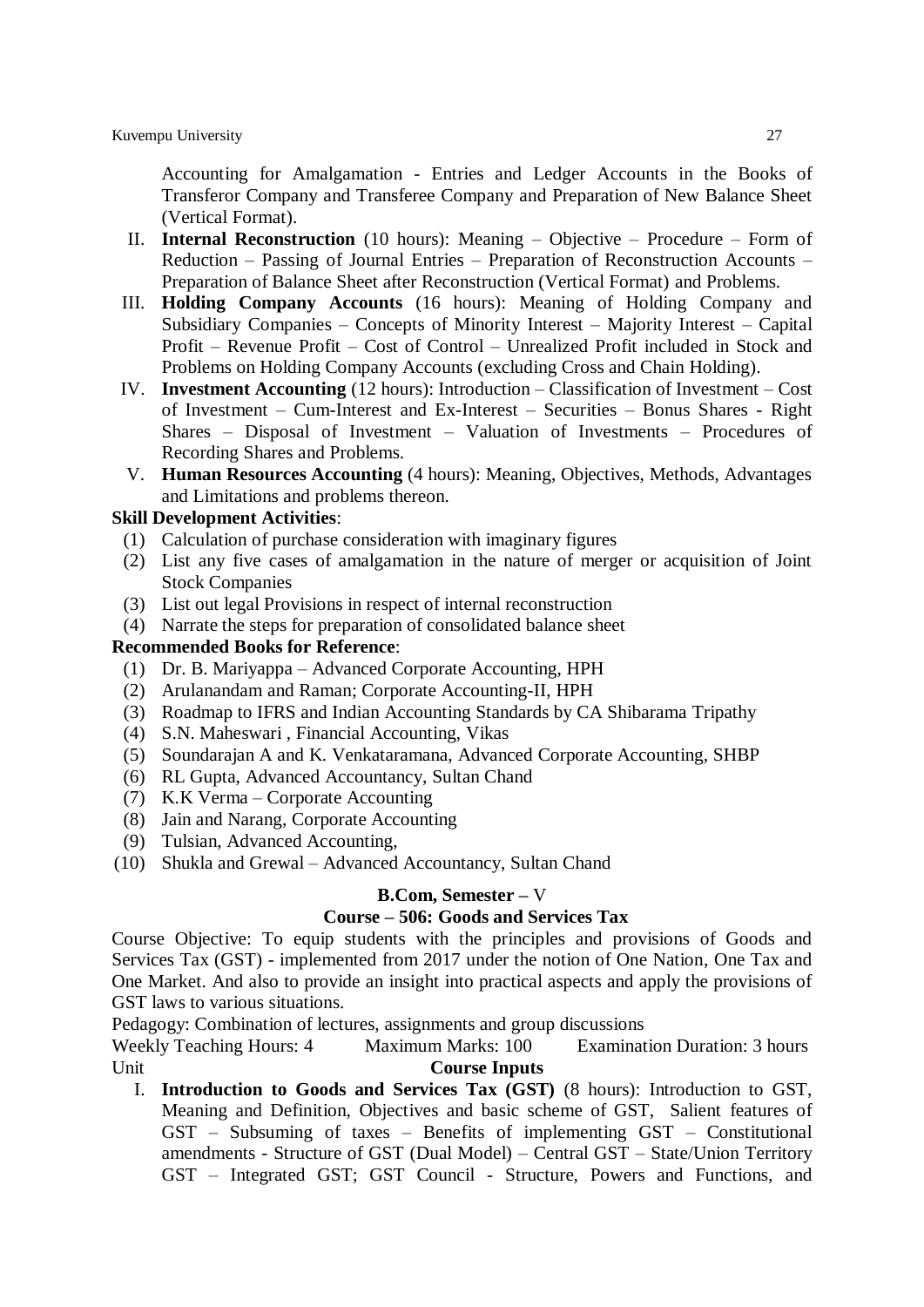Accounting for Amalgamation - Entries and Ledger Accounts in the Books of Transferor Company and Transferee Company and Preparation of New Balance Sheet (Vertical Format).

II. **Internal Reconstruction** (10 hours): Meaning – Objective – Procedure – Form of Reduction – Passing of Journal Entries – Preparation of Reconstruction Accounts – Preparation of Balance Sheet after Reconstruction (Vertical Format) and Problems.

III. **Holding Company Accounts** (16 hours): Meaning of Holding Company and Subsidiary Companies – Concepts of Minority Interest – Majority Interest – Capital Profit – Revenue Profit – Cost of Control – Unrealized Profit included in Stock and Problems on Holding Company Accounts (excluding Cross and Chain Holding).

IV. **Investment Accounting** (12 hours): Introduction – Classification of Investment – Cost of Investment – Cum-Interest and Ex-Interest – Securities – Bonus Shares - Right Shares – Disposal of Investment – Valuation of Investments – Procedures of Recording Shares and Problems.

V. **Human Resources Accounting** (4 hours): Meaning, Objectives, Methods, Advantages and Limitations and problems thereon.

**Skill Development Activities**:

(1) Calculation of purchase consideration with imaginary figures
(2) List any five cases of amalgamation in the nature of merger or acquisition of Joint Stock Companies
(3) List out legal Provisions in respect of internal reconstruction
(4) Narrate the steps for preparation of consolidated balance sheet

**Recommended Books for Reference**:

(1) Dr. B. Mariyappa – Advanced Corporate Accounting, HPH
(2) Arulanandam and Raman; Corporate Accounting-II, HPH
(3) Roadmap to IFRS and Indian Accounting Standards by CA Shibarama Tripathy
(4) S.N. Maheswari , Financial Accounting, Vikas
(5) Soundarajan A and K. Venkataramana, Advanced Corporate Accounting, SHBP
(6) RL Gupta, Advanced Accountancy, Sultan Chand
(7) K.K Verma – Corporate Accounting
(8) Jain and Narang, Corporate Accounting
(9) Tulsian, Advanced Accounting,
(10) Shukla and Grewal – Advanced Accountancy, Sultan Chand

## B.Com, Semester – V

## Course – 506: Goods and Services Tax

Course Objective: To equip students with the principles and provisions of Goods and Services Tax (GST) - implemented from 2017 under the notion of One Nation, One Tax and One Market. And also to provide an insight into practical aspects and apply the provisions of GST laws to various situations.

Pedagogy: Combination of lectures, assignments and group discussions

Weekly Teaching Hours: 4 Maximum Marks: 100 Examination Duration: 3 hours

Unit **Course Inputs**

I. **Introduction to Goods and Services Tax (GST)** (8 hours): Introduction to GST, Meaning and Definition, Objectives and basic scheme of GST, Salient features of GST – Subsuming of taxes – Benefits of implementing GST – Constitutional amendments - Structure of GST (Dual Model) – Central GST – State/Union Territory GST – Integrated GST; GST Council - Structure, Powers and Functions, and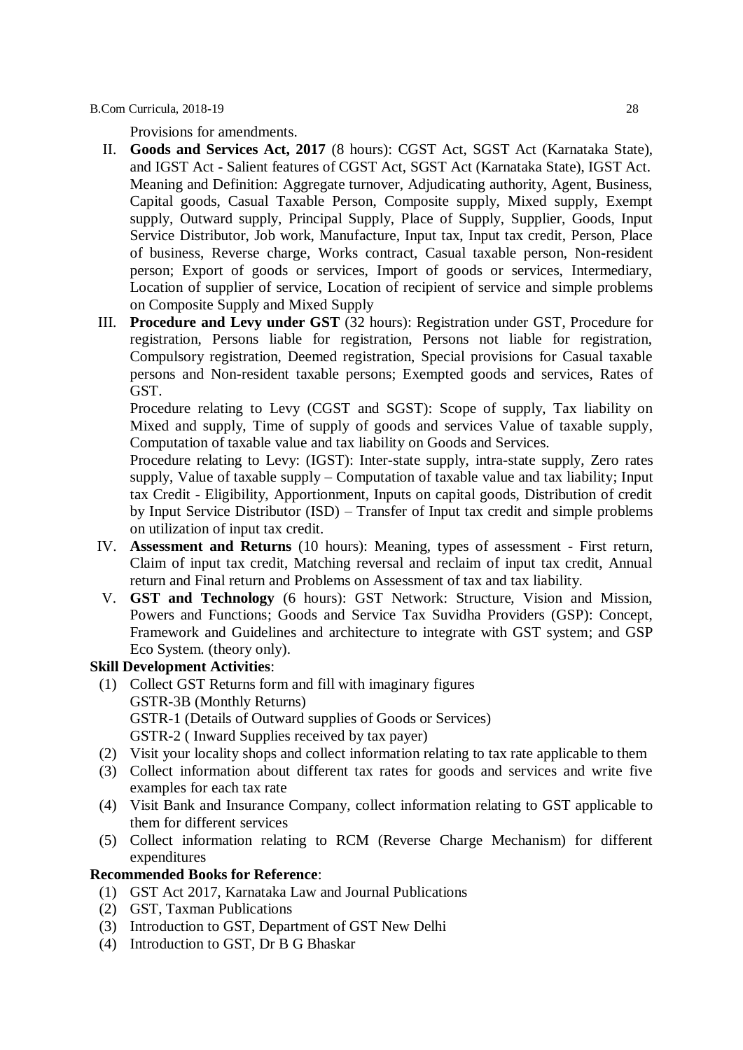Provisions for amendments.

II. **Goods and Services Act, 2017** (8 hours): CGST Act, SGST Act (Karnataka State), and IGST Act - Salient features of CGST Act, SGST Act (Karnataka State), IGST Act. Meaning and Definition: Aggregate turnover, Adjudicating authority, Agent, Business, Capital goods, Casual Taxable Person, Composite supply, Mixed supply, Exempt supply, Outward supply, Principal Supply, Place of Supply, Supplier, Goods, Input Service Distributor, Job work, Manufacture, Input tax, Input tax credit, Person, Place of business, Reverse charge, Works contract, Casual taxable person, Non-resident person; Export of goods or services, Import of goods or services, Intermediary, Location of supplier of service, Location of recipient of service and simple problems on Composite Supply and Mixed Supply

III. **Procedure and Levy under GST** (32 hours): Registration under GST, Procedure for registration, Persons liable for registration, Persons not liable for registration, Compulsory registration, Deemed registration, Special provisions for Casual taxable persons and Non-resident taxable persons; Exempted goods and services, Rates of GST.

Procedure relating to Levy (CGST and SGST): Scope of supply, Tax liability on Mixed and supply, Time of supply of goods and services Value of taxable supply, Computation of taxable value and tax liability on Goods and Services.

Procedure relating to Levy: (IGST): Inter-state supply, intra-state supply, Zero rates supply, Value of taxable supply – Computation of taxable value and tax liability; Input tax Credit - Eligibility, Apportionment, Inputs on capital goods, Distribution of credit by Input Service Distributor (ISD) – Transfer of Input tax credit and simple problems on utilization of input tax credit.

IV. **Assessment and Returns** (10 hours): Meaning, types of assessment - First return, Claim of input tax credit, Matching reversal and reclaim of input tax credit, Annual return and Final return and Problems on Assessment of tax and tax liability.

V. **GST and Technology** (6 hours): GST Network: Structure, Vision and Mission, Powers and Functions; Goods and Service Tax Suvidha Providers (GSP): Concept, Framework and Guidelines and architecture to integrate with GST system; and GSP Eco System. (theory only).

**Skill Development Activities**:

(1) Collect GST Returns form and fill with imaginary figures
GSTR-3B (Monthly Returns)
GSTR-1 (Details of Outward supplies of Goods or Services)
GSTR-2 ( Inward Supplies received by tax payer)

(2) Visit your locality shops and collect information relating to tax rate applicable to them

(3) Collect information about different tax rates for goods and services and write five examples for each tax rate

(4) Visit Bank and Insurance Company, collect information relating to GST applicable to them for different services

(5) Collect information relating to RCM (Reverse Charge Mechanism) for different expenditures

**Recommended Books for Reference**:

(1) GST Act 2017, Karnataka Law and Journal Publications
(2) GST, Taxman Publications
(3) Introduction to GST, Department of GST New Delhi
(4) Introduction to GST, Dr B G Bhaskar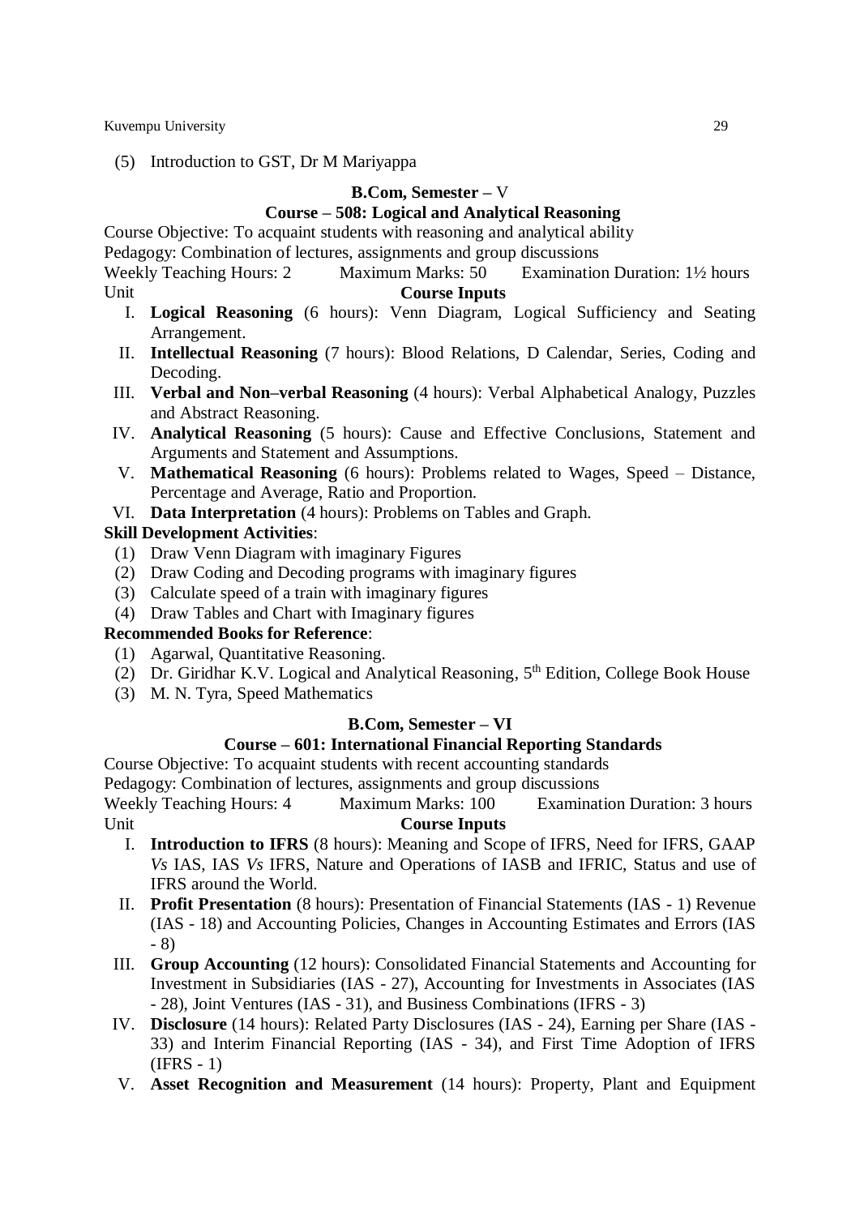(5) Introduction to GST, Dr M Mariyappa

## B.Com, Semester – V

### Course – 508: Logical and Analytical Reasoning

Course Objective: To acquaint students with reasoning and analytical ability

Pedagogy: Combination of lectures, assignments and group discussions

Weekly Teaching Hours: 2    Maximum Marks: 50    Examination Duration: 1½ hours

Unit **Course Inputs**

I. **Logical Reasoning** (6 hours): Venn Diagram, Logical Sufficiency and Seating Arrangement.
II. **Intellectual Reasoning** (7 hours): Blood Relations, D Calendar, Series, Coding and Decoding.
III. **Verbal and Non–verbal Reasoning** (4 hours): Verbal Alphabetical Analogy, Puzzles and Abstract Reasoning.
IV. **Analytical Reasoning** (5 hours): Cause and Effective Conclusions, Statement and Arguments and Statement and Assumptions.
V. **Mathematical Reasoning** (6 hours): Problems related to Wages, Speed – Distance, Percentage and Average, Ratio and Proportion.
VI. **Data Interpretation** (4 hours): Problems on Tables and Graph.

**Skill Development Activities**:

(1) Draw Venn Diagram with imaginary Figures
(2) Draw Coding and Decoding programs with imaginary figures
(3) Calculate speed of a train with imaginary figures
(4) Draw Tables and Chart with Imaginary figures

**Recommended Books for Reference**:

(1) Agarwal, Quantitative Reasoning.
(2) Dr. Giridhar K.V. Logical and Analytical Reasoning, 5th Edition, College Book House
(3) M. N. Tyra, Speed Mathematics

## B.Com, Semester – VI

### Course – 601: International Financial Reporting Standards

Course Objective: To acquaint students with recent accounting standards

Pedagogy: Combination of lectures, assignments and group discussions

Weekly Teaching Hours: 4    Maximum Marks: 100    Examination Duration: 3 hours

Unit **Course Inputs**

I. **Introduction to IFRS** (8 hours): Meaning and Scope of IFRS, Need for IFRS, GAAP *Vs* IAS, IAS *Vs* IFRS, Nature and Operations of IASB and IFRIC, Status and use of IFRS around the World.
II. **Profit Presentation** (8 hours): Presentation of Financial Statements (IAS - 1) Revenue (IAS - 18) and Accounting Policies, Changes in Accounting Estimates and Errors (IAS - 8)
III. **Group Accounting** (12 hours): Consolidated Financial Statements and Accounting for Investment in Subsidiaries (IAS - 27), Accounting for Investments in Associates (IAS - 28), Joint Ventures (IAS - 31), and Business Combinations (IFRS - 3)
IV. **Disclosure** (14 hours): Related Party Disclosures (IAS - 24), Earning per Share (IAS - 33) and Interim Financial Reporting (IAS - 34), and First Time Adoption of IFRS (IFRS - 1)
V. **Asset Recognition and Measurement** (14 hours): Property, Plant and Equipment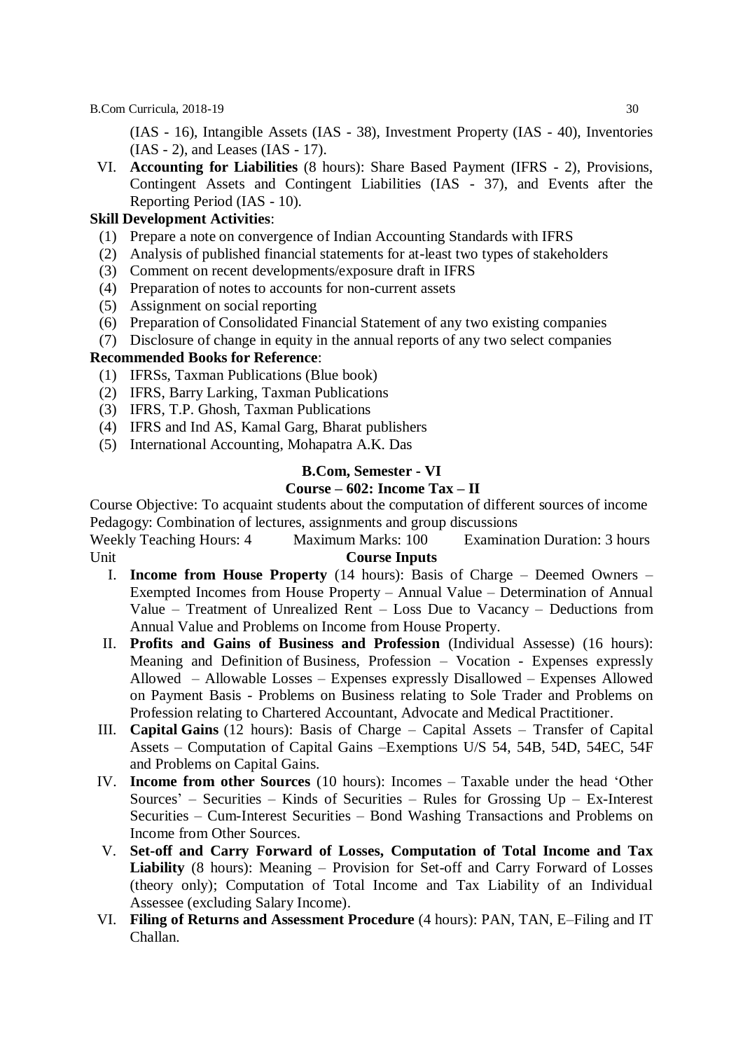(IAS - 16), Intangible Assets (IAS - 38), Investment Property (IAS - 40), Inventories (IAS - 2), and Leases (IAS - 17).

VI. **Accounting for Liabilities** (8 hours): Share Based Payment (IFRS - 2), Provisions, Contingent Assets and Contingent Liabilities (IAS - 37), and Events after the Reporting Period (IAS - 10).

**Skill Development Activities**:

(1) Prepare a note on convergence of Indian Accounting Standards with IFRS
(2) Analysis of published financial statements for at-least two types of stakeholders
(3) Comment on recent developments/exposure draft in IFRS
(4) Preparation of notes to accounts for non-current assets
(5) Assignment on social reporting
(6) Preparation of Consolidated Financial Statement of any two existing companies
(7) Disclosure of change in equity in the annual reports of any two select companies

**Recommended Books for Reference**:

(1) IFRSs, Taxman Publications (Blue book)
(2) IFRS, Barry Larking, Taxman Publications
(3) IFRS, T.P. Ghosh, Taxman Publications
(4) IFRS and Ind AS, Kamal Garg, Bharat publishers
(5) International Accounting, Mohapatra A.K. Das

## B.Com, Semester - VI

## Course – 602: Income Tax – II

Course Objective: To acquaint students about the computation of different sources of income

Pedagogy: Combination of lectures, assignments and group discussions

Weekly Teaching Hours: 4 Maximum Marks: 100 Examination Duration: 3 hours

Unit **Course Inputs**

I. **Income from House Property** (14 hours): Basis of Charge – Deemed Owners – Exempted Incomes from House Property – Annual Value – Determination of Annual Value – Treatment of Unrealized Rent – Loss Due to Vacancy – Deductions from Annual Value and Problems on Income from House Property.

II. **Profits and Gains of Business and Profession** (Individual Assesse) (16 hours): Meaning and Definition of Business, Profession – Vocation - Expenses expressly Allowed – Allowable Losses – Expenses expressly Disallowed – Expenses Allowed on Payment Basis - Problems on Business relating to Sole Trader and Problems on Profession relating to Chartered Accountant, Advocate and Medical Practitioner.

III. **Capital Gains** (12 hours): Basis of Charge – Capital Assets – Transfer of Capital Assets – Computation of Capital Gains –Exemptions U/S 54, 54B, 54D, 54EC, 54F and Problems on Capital Gains.

IV. **Income from other Sources** (10 hours): Incomes – Taxable under the head 'Other Sources' – Securities – Kinds of Securities – Rules for Grossing Up – Ex-Interest Securities – Cum-Interest Securities – Bond Washing Transactions and Problems on Income from Other Sources.

V. **Set-off and Carry Forward of Losses, Computation of Total Income and Tax Liability** (8 hours): Meaning – Provision for Set-off and Carry Forward of Losses (theory only); Computation of Total Income and Tax Liability of an Individual Assessee (excluding Salary Income).

VI. **Filing of Returns and Assessment Procedure** (4 hours): PAN, TAN, E–Filing and IT Challan.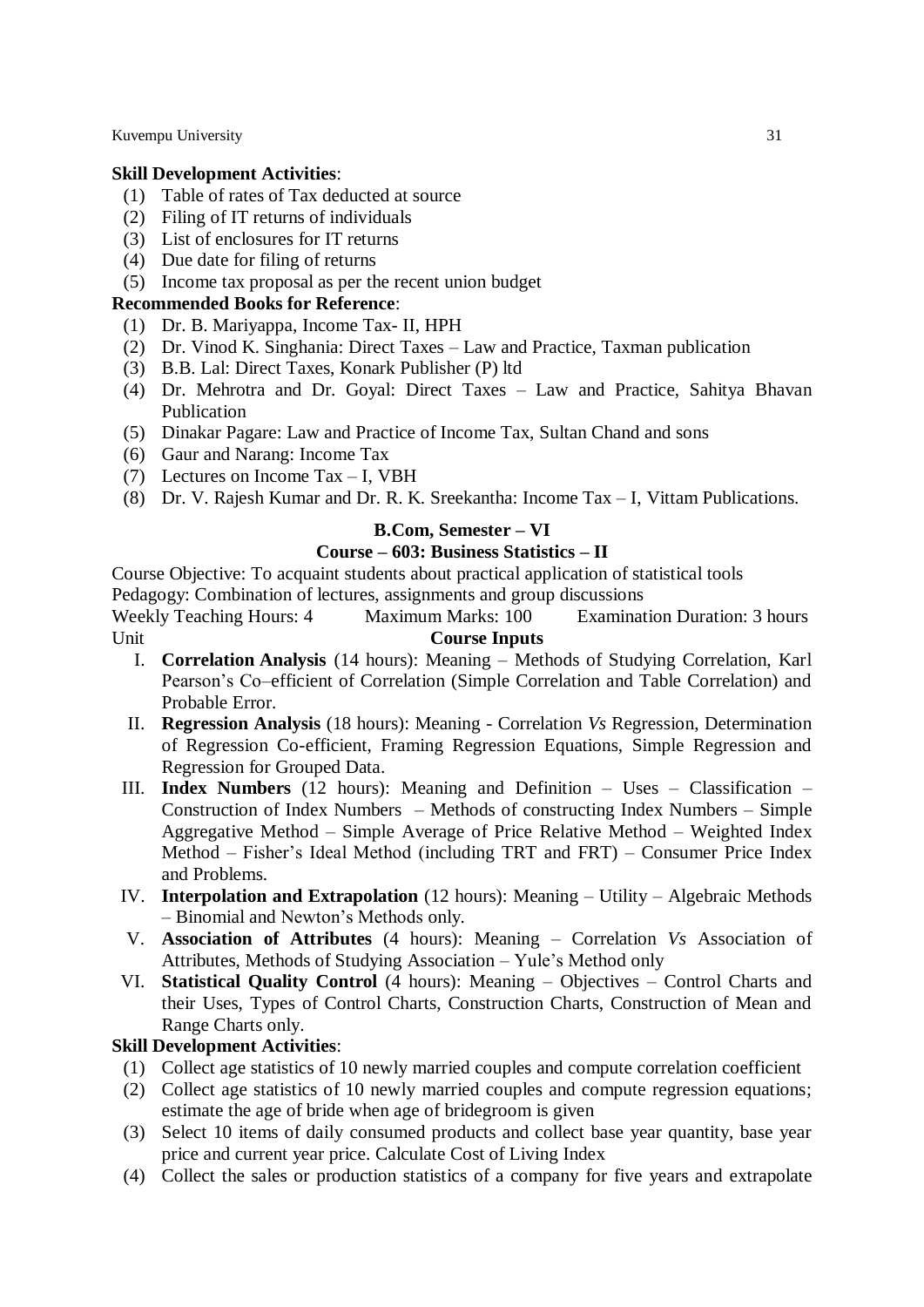**Skill Development Activities**:

1. Table of rates of Tax deducted at source
2. Filing of IT returns of individuals
3. List of enclosures for IT returns
4. Due date for filing of returns
5. Income tax proposal as per the recent union budget

**Recommended Books for Reference**:

1. Dr. B. Mariyappa, Income Tax- II, HPH
2. Dr. Vinod K. Singhania: Direct Taxes – Law and Practice, Taxman publication
3. B.B. Lal: Direct Taxes, Konark Publisher (P) ltd
4. Dr. Mehrotra and Dr. Goyal: Direct Taxes – Law and Practice, Sahitya Bhavan Publication
5. Dinakar Pagare: Law and Practice of Income Tax, Sultan Chand and sons
6. Gaur and Narang: Income Tax
7. Lectures on Income Tax – I, VBH
8. Dr. V. Rajesh Kumar and Dr. R. K. Sreekantha: Income Tax – I, Vittam Publications.

## B.Com, Semester – VI

## Course – 603: Business Statistics – II

Course Objective: To acquaint students about practical application of statistical tools

Pedagogy: Combination of lectures, assignments and group discussions

Weekly Teaching Hours: 4 Maximum Marks: 100 Examination Duration: 3 hours

Unit **Course Inputs**

I. **Correlation Analysis** (14 hours): Meaning – Methods of Studying Correlation, Karl Pearson's Co–efficient of Correlation (Simple Correlation and Table Correlation) and Probable Error.

II. **Regression Analysis** (18 hours): Meaning - Correlation *Vs* Regression, Determination of Regression Co-efficient, Framing Regression Equations, Simple Regression and Regression for Grouped Data.

III. **Index Numbers** (12 hours): Meaning and Definition – Uses – Classification – Construction of Index Numbers – Methods of constructing Index Numbers – Simple Aggregative Method – Simple Average of Price Relative Method – Weighted Index Method – Fisher's Ideal Method (including TRT and FRT) – Consumer Price Index and Problems.

IV. **Interpolation and Extrapolation** (12 hours): Meaning – Utility – Algebraic Methods – Binomial and Newton's Methods only.

V. **Association of Attributes** (4 hours): Meaning – Correlation *Vs* Association of Attributes, Methods of Studying Association – Yule's Method only

VI. **Statistical Quality Control** (4 hours): Meaning – Objectives – Control Charts and their Uses, Types of Control Charts, Construction Charts, Construction of Mean and Range Charts only.

**Skill Development Activities**:

1. Collect age statistics of 10 newly married couples and compute correlation coefficient
2. Collect age statistics of 10 newly married couples and compute regression equations; estimate the age of bride when age of bridegroom is given
3. Select 10 items of daily consumed products and collect base year quantity, base year price and current year price. Calculate Cost of Living Index
4. Collect the sales or production statistics of a company for five years and extrapolate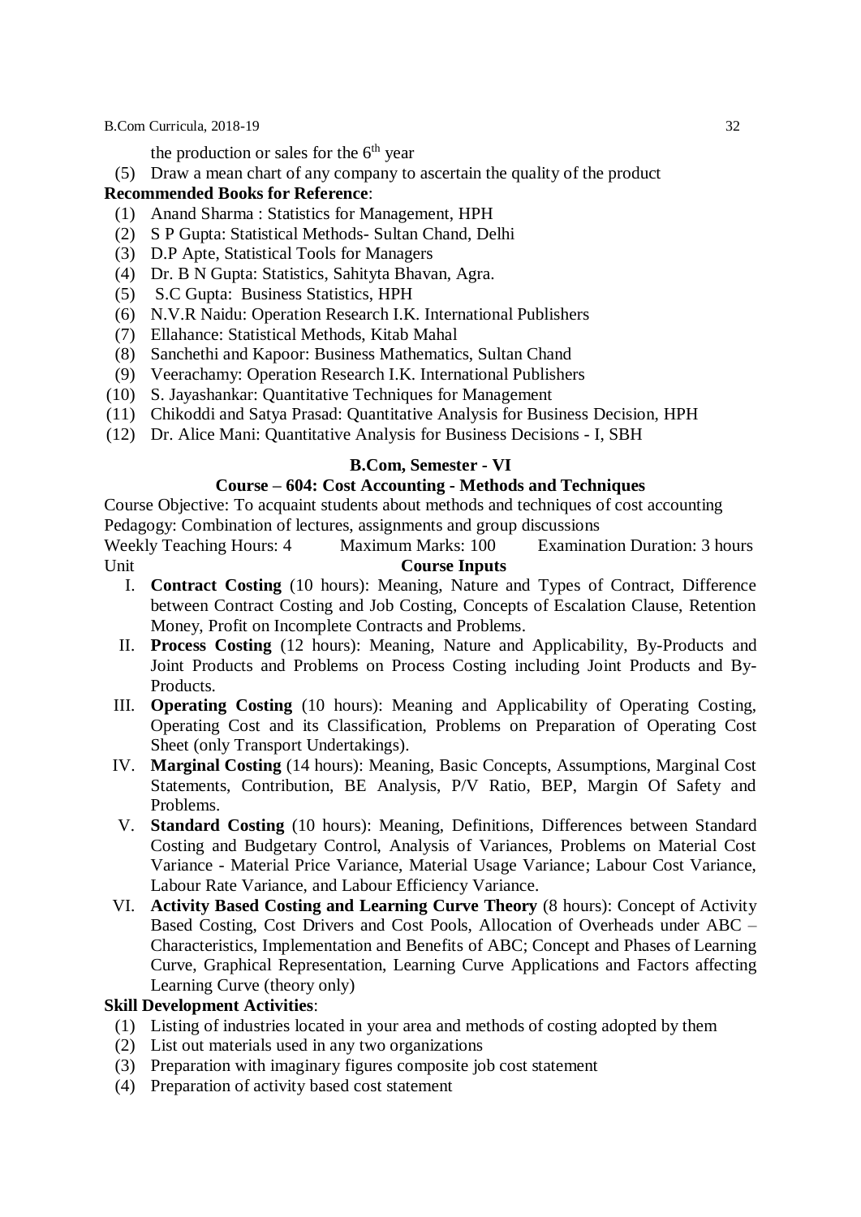the production or sales for the $6^{th}$ year

(5) Draw a mean chart of any company to ascertain the quality of the product

**Recommended Books for Reference**:

(1) Anand Sharma : Statistics for Management, HPH
(2) S P Gupta: Statistical Methods- Sultan Chand, Delhi
(3) D.P Apte, Statistical Tools for Managers
(4) Dr. B N Gupta: Statistics, Sahityta Bhavan, Agra.
(5) S.C Gupta: Business Statistics, HPH
(6) N.V.R Naidu: Operation Research I.K. International Publishers
(7) Ellahance: Statistical Methods, Kitab Mahal
(8) Sanchethi and Kapoor: Business Mathematics, Sultan Chand
(9) Veerachamy: Operation Research I.K. International Publishers
(10) S. Jayashankar: Quantitative Techniques for Management
(11) Chikoddi and Satya Prasad: Quantitative Analysis for Business Decision, HPH
(12) Dr. Alice Mani: Quantitative Analysis for Business Decisions - I, SBH

## B.Com, Semester - VI

### Course – 604: Cost Accounting - Methods and Techniques

Course Objective: To acquaint students about methods and techniques of cost accounting

Pedagogy: Combination of lectures, assignments and group discussions

Weekly Teaching Hours: 4 Maximum Marks: 100 Examination Duration: 3 hours

Unit **Course Inputs**

I. **Contract Costing** (10 hours): Meaning, Nature and Types of Contract, Difference between Contract Costing and Job Costing, Concepts of Escalation Clause, Retention Money, Profit on Incomplete Contracts and Problems.

II. **Process Costing** (12 hours): Meaning, Nature and Applicability, By-Products and Joint Products and Problems on Process Costing including Joint Products and By-Products.

III. **Operating Costing** (10 hours): Meaning and Applicability of Operating Costing, Operating Cost and its Classification, Problems on Preparation of Operating Cost Sheet (only Transport Undertakings).

IV. **Marginal Costing** (14 hours): Meaning, Basic Concepts, Assumptions, Marginal Cost Statements, Contribution, BE Analysis, P/V Ratio, BEP, Margin Of Safety and Problems.

V. **Standard Costing** (10 hours): Meaning, Definitions, Differences between Standard Costing and Budgetary Control, Analysis of Variances, Problems on Material Cost Variance - Material Price Variance, Material Usage Variance; Labour Cost Variance, Labour Rate Variance, and Labour Efficiency Variance.

VI. **Activity Based Costing and Learning Curve Theory** (8 hours): Concept of Activity Based Costing, Cost Drivers and Cost Pools, Allocation of Overheads under ABC – Characteristics, Implementation and Benefits of ABC; Concept and Phases of Learning Curve, Graphical Representation, Learning Curve Applications and Factors affecting Learning Curve (theory only)

**Skill Development Activities**:

(1) Listing of industries located in your area and methods of costing adopted by them
(2) List out materials used in any two organizations
(3) Preparation with imaginary figures composite job cost statement
(4) Preparation of activity based cost statement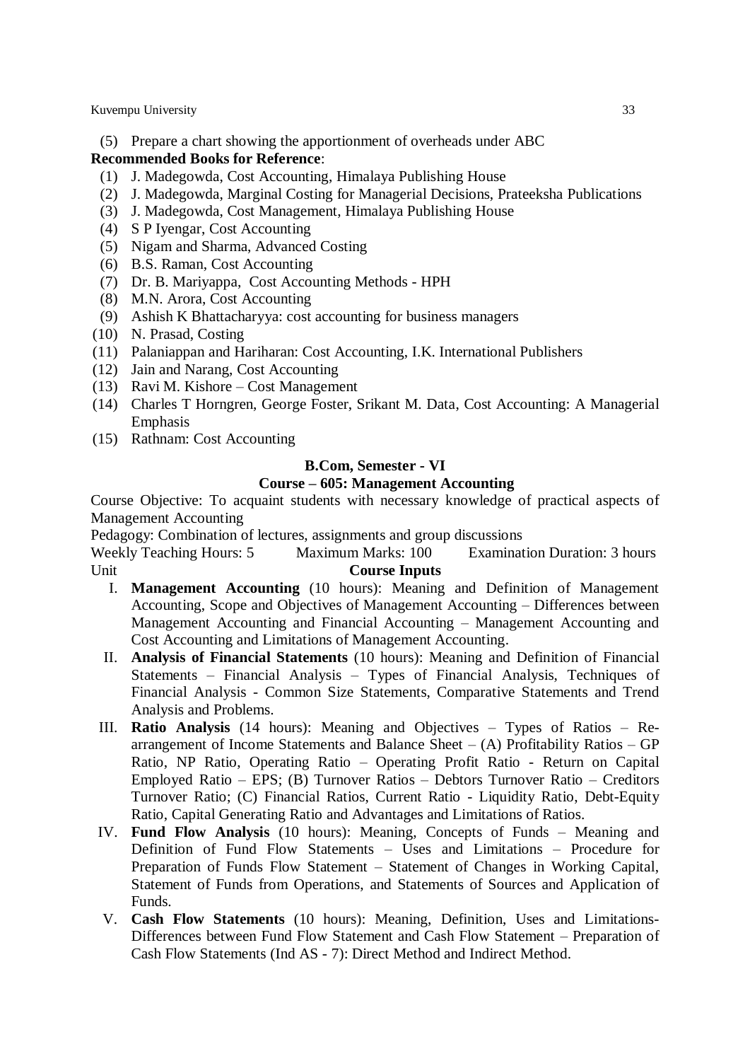(5) Prepare a chart showing the apportionment of overheads under ABC

**Recommended Books for Reference**:

(1) J. Madegowda, Cost Accounting, Himalaya Publishing House
(2) J. Madegowda, Marginal Costing for Managerial Decisions, Prateeksha Publications
(3) J. Madegowda, Cost Management, Himalaya Publishing House
(4) S P Iyengar, Cost Accounting
(5) Nigam and Sharma, Advanced Costing
(6) B.S. Raman, Cost Accounting
(7) Dr. B. Mariyappa, Cost Accounting Methods - HPH
(8) M.N. Arora, Cost Accounting
(9) Ashish K Bhattacharyya: cost accounting for business managers
(10) N. Prasad, Costing
(11) Palaniappan and Hariharan: Cost Accounting, I.K. International Publishers
(12) Jain and Narang, Cost Accounting
(13) Ravi M. Kishore – Cost Management
(14) Charles T Horngren, George Foster, Srikant M. Data, Cost Accounting: A Managerial Emphasis
(15) Rathnam: Cost Accounting

## B.Com, Semester - VI

## Course – 605: Management Accounting

Course Objective: To acquaint students with necessary knowledge of practical aspects of Management Accounting

Pedagogy: Combination of lectures, assignments and group discussions

Weekly Teaching Hours: 5 Maximum Marks: 100 Examination Duration: 3 hours

Unit **Course Inputs**

I. **Management Accounting** (10 hours): Meaning and Definition of Management Accounting, Scope and Objectives of Management Accounting – Differences between Management Accounting and Financial Accounting – Management Accounting and Cost Accounting and Limitations of Management Accounting.

II. **Analysis of Financial Statements** (10 hours): Meaning and Definition of Financial Statements – Financial Analysis – Types of Financial Analysis, Techniques of Financial Analysis - Common Size Statements, Comparative Statements and Trend Analysis and Problems.

III. **Ratio Analysis** (14 hours): Meaning and Objectives – Types of Ratios – Re-arrangement of Income Statements and Balance Sheet – (A) Profitability Ratios – GP Ratio, NP Ratio, Operating Ratio – Operating Profit Ratio - Return on Capital Employed Ratio – EPS; (B) Turnover Ratios – Debtors Turnover Ratio – Creditors Turnover Ratio; (C) Financial Ratios, Current Ratio - Liquidity Ratio, Debt-Equity Ratio, Capital Generating Ratio and Advantages and Limitations of Ratios.

IV. **Fund Flow Analysis** (10 hours): Meaning, Concepts of Funds – Meaning and Definition of Fund Flow Statements – Uses and Limitations – Procedure for Preparation of Funds Flow Statement – Statement of Changes in Working Capital, Statement of Funds from Operations, and Statements of Sources and Application of Funds.

V. **Cash Flow Statements** (10 hours): Meaning, Definition, Uses and Limitations- Differences between Fund Flow Statement and Cash Flow Statement – Preparation of Cash Flow Statements (Ind AS - 7): Direct Method and Indirect Method.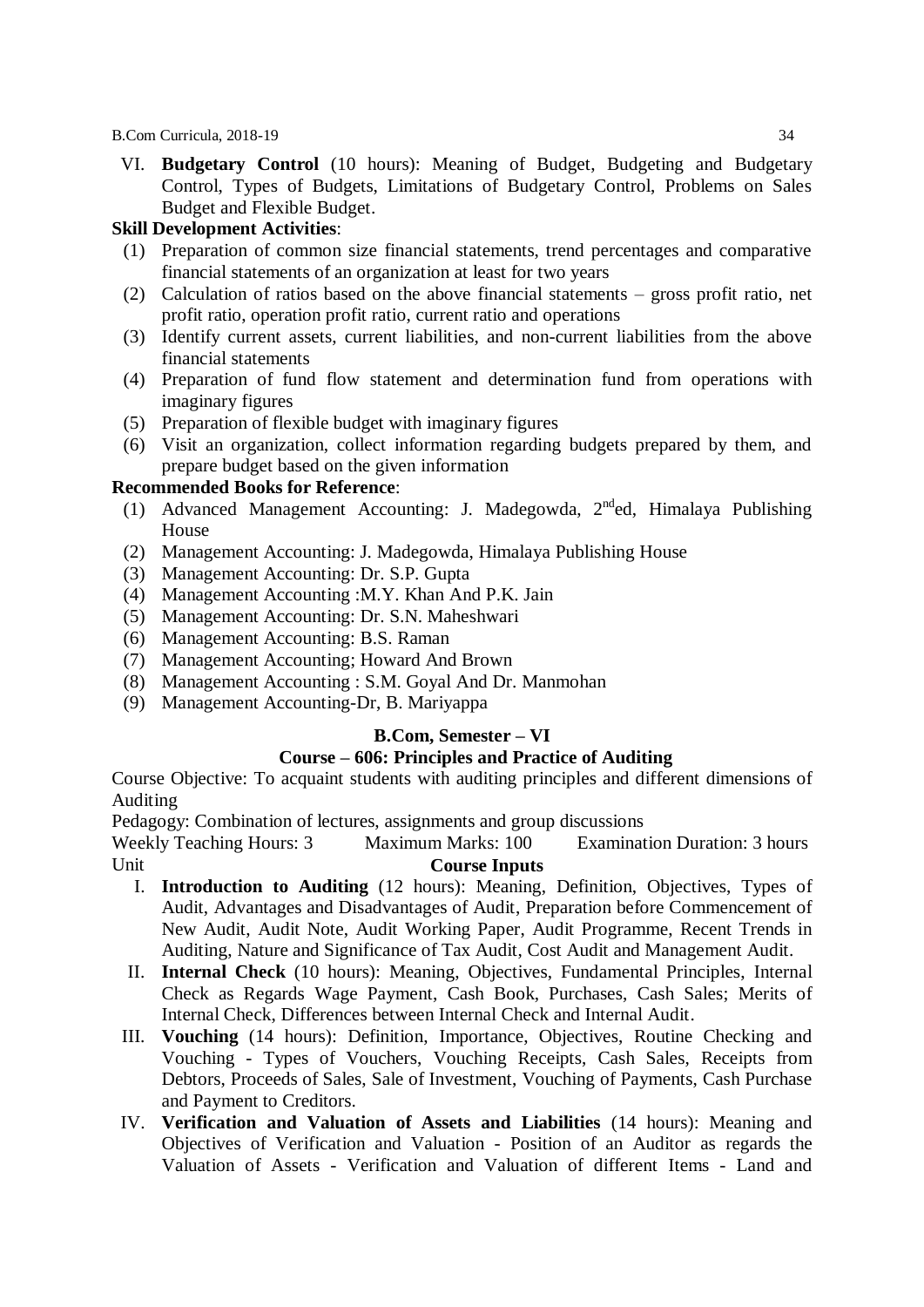VI. **Budgetary Control** (10 hours): Meaning of Budget, Budgeting and Budgetary Control, Types of Budgets, Limitations of Budgetary Control, Problems on Sales Budget and Flexible Budget.

**Skill Development Activities**:

(1) Preparation of common size financial statements, trend percentages and comparative financial statements of an organization at least for two years
(2) Calculation of ratios based on the above financial statements – gross profit ratio, net profit ratio, operation profit ratio, current ratio and operations
(3) Identify current assets, current liabilities, and non-current liabilities from the above financial statements
(4) Preparation of fund flow statement and determination fund from operations with imaginary figures
(5) Preparation of flexible budget with imaginary figures
(6) Visit an organization, collect information regarding budgets prepared by them, and prepare budget based on the given information

**Recommended Books for Reference**:

(1) Advanced Management Accounting: J. Madegowda, 2nd ed, Himalaya Publishing House
(2) Management Accounting: J. Madegowda, Himalaya Publishing House
(3) Management Accounting: Dr. S.P. Gupta
(4) Management Accounting :M.Y. Khan And P.K. Jain
(5) Management Accounting: Dr. S.N. Maheshwari
(6) Management Accounting: B.S. Raman
(7) Management Accounting; Howard And Brown
(8) Management Accounting : S.M. Goyal And Dr. Manmohan
(9) Management Accounting-Dr, B. Mariyappa

## B.Com, Semester – VI

## Course – 606: Principles and Practice of Auditing

Course Objective: To acquaint students with auditing principles and different dimensions of Auditing

Pedagogy: Combination of lectures, assignments and group discussions

Weekly Teaching Hours: 3    Maximum Marks: 100    Examination Duration: 3 hours

Unit **Course Inputs**

I. **Introduction to Auditing** (12 hours): Meaning, Definition, Objectives, Types of Audit, Advantages and Disadvantages of Audit, Preparation before Commencement of New Audit, Audit Note, Audit Working Paper, Audit Programme, Recent Trends in Auditing, Nature and Significance of Tax Audit, Cost Audit and Management Audit.

II. **Internal Check** (10 hours): Meaning, Objectives, Fundamental Principles, Internal Check as Regards Wage Payment, Cash Book, Purchases, Cash Sales; Merits of Internal Check, Differences between Internal Check and Internal Audit.

III. **Vouching** (14 hours): Definition, Importance, Objectives, Routine Checking and Vouching - Types of Vouchers, Vouching Receipts, Cash Sales, Receipts from Debtors, Proceeds of Sales, Sale of Investment, Vouching of Payments, Cash Purchase and Payment to Creditors.

IV. **Verification and Valuation of Assets and Liabilities** (14 hours): Meaning and Objectives of Verification and Valuation - Position of an Auditor as regards the Valuation of Assets - Verification and Valuation of different Items - Land and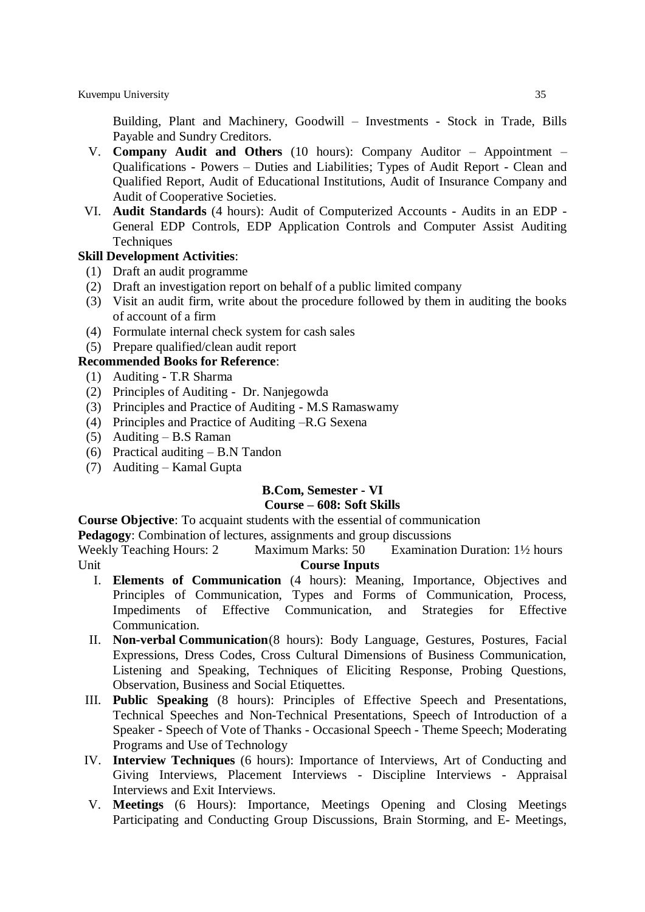Building, Plant and Machinery, Goodwill – Investments - Stock in Trade, Bills Payable and Sundry Creditors.

V. **Company Audit and Others** (10 hours): Company Auditor – Appointment – Qualifications - Powers – Duties and Liabilities; Types of Audit Report - Clean and Qualified Report, Audit of Educational Institutions, Audit of Insurance Company and Audit of Cooperative Societies.

VI. **Audit Standards** (4 hours): Audit of Computerized Accounts - Audits in an EDP - General EDP Controls, EDP Application Controls and Computer Assist Auditing Techniques

**Skill Development Activities**:

(1) Draft an audit programme
(2) Draft an investigation report on behalf of a public limited company
(3) Visit an audit firm, write about the procedure followed by them in auditing the books of account of a firm
(4) Formulate internal check system for cash sales
(5) Prepare qualified/clean audit report

**Recommended Books for Reference**:

(1) Auditing - T.R Sharma
(2) Principles of Auditing - Dr. Nanjegowda
(3) Principles and Practice of Auditing - M.S Ramaswamy
(4) Principles and Practice of Auditing –R.G Sexena
(5) Auditing – B.S Raman
(6) Practical auditing – B.N Tandon
(7) Auditing – Kamal Gupta

## B.Com, Semester - VI
## Course – 608: Soft Skills

**Course Objective**: To acquaint students with the essential of communication

**Pedagogy**: Combination of lectures, assignments and group discussions

Weekly Teaching Hours: 2 Maximum Marks: 50 Examination Duration: 1½ hours

Unit **Course Inputs**

I. **Elements of Communication** (4 hours): Meaning, Importance, Objectives and Principles of Communication, Types and Forms of Communication, Process, Impediments of Effective Communication, and Strategies for Effective Communication.

II. **Non-verbal Communication**(8 hours): Body Language, Gestures, Postures, Facial Expressions, Dress Codes, Cross Cultural Dimensions of Business Communication, Listening and Speaking, Techniques of Eliciting Response, Probing Questions, Observation, Business and Social Etiquettes.

III. **Public Speaking** (8 hours): Principles of Effective Speech and Presentations, Technical Speeches and Non-Technical Presentations, Speech of Introduction of a Speaker - Speech of Vote of Thanks - Occasional Speech - Theme Speech; Moderating Programs and Use of Technology

IV. **Interview Techniques** (6 hours): Importance of Interviews, Art of Conducting and Giving Interviews, Placement Interviews - Discipline Interviews - Appraisal Interviews and Exit Interviews.

V. **Meetings** (6 Hours): Importance, Meetings Opening and Closing Meetings Participating and Conducting Group Discussions, Brain Storming, and E- Meetings,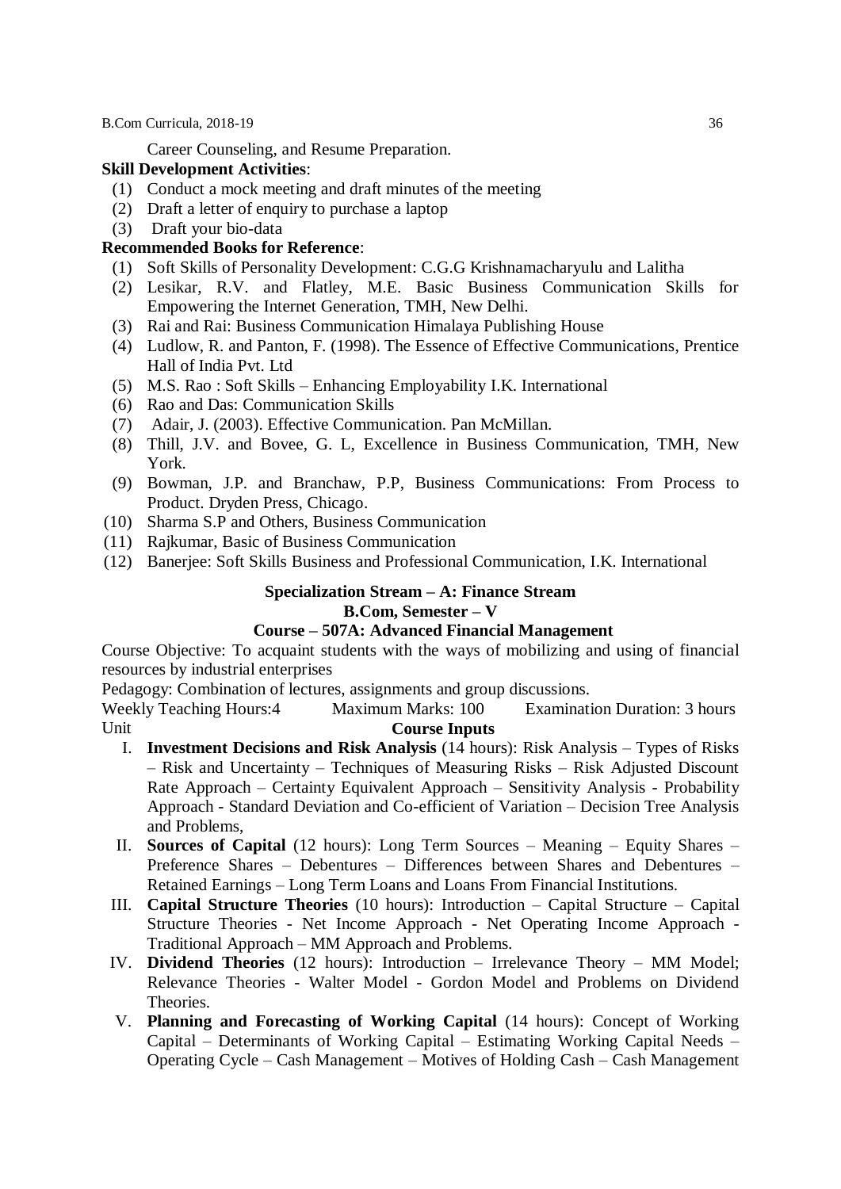Career Counseling, and Resume Preparation.

**Skill Development Activities**:

(1) Conduct a mock meeting and draft minutes of the meeting
(2) Draft a letter of enquiry to purchase a laptop
(3) Draft your bio-data

**Recommended Books for Reference**:

(1) Soft Skills of Personality Development: C.G.G Krishnamacharyulu and Lalitha
(2) Lesikar, R.V. and Flatley, M.E. Basic Business Communication Skills for Empowering the Internet Generation, TMH, New Delhi.
(3) Rai and Rai: Business Communication Himalaya Publishing House
(4) Ludlow, R. and Panton, F. (1998). The Essence of Effective Communications, Prentice Hall of India Pvt. Ltd
(5) M.S. Rao : Soft Skills – Enhancing Employability I.K. International
(6) Rao and Das: Communication Skills
(7) Adair, J. (2003). Effective Communication. Pan McMillan.
(8) Thill, J.V. and Bovee, G. L, Excellence in Business Communication, TMH, New York.
(9) Bowman, J.P. and Branchaw, P.P, Business Communications: From Process to Product. Dryden Press, Chicago.
(10) Sharma S.P and Others, Business Communication
(11) Rajkumar, Basic of Business Communication
(12) Banerjee: Soft Skills Business and Professional Communication, I.K. International

## Specialization Stream – A: Finance Stream

### B.Com, Semester – V

### Course – 507A: Advanced Financial Management

Course Objective: To acquaint students with the ways of mobilizing and using of financial resources by industrial enterprises

Pedagogy: Combination of lectures, assignments and group discussions.

Weekly Teaching Hours:4 Maximum Marks: 100 Examination Duration: 3 hours

Unit **Course Inputs**

I. **Investment Decisions and Risk Analysis** (14 hours): Risk Analysis – Types of Risks – Risk and Uncertainty – Techniques of Measuring Risks – Risk Adjusted Discount Rate Approach – Certainty Equivalent Approach – Sensitivity Analysis - Probability Approach - Standard Deviation and Co-efficient of Variation – Decision Tree Analysis and Problems,

II. **Sources of Capital** (12 hours): Long Term Sources – Meaning – Equity Shares – Preference Shares – Debentures – Differences between Shares and Debentures – Retained Earnings – Long Term Loans and Loans From Financial Institutions.

III. **Capital Structure Theories** (10 hours): Introduction – Capital Structure – Capital Structure Theories - Net Income Approach - Net Operating Income Approach - Traditional Approach – MM Approach and Problems.

IV. **Dividend Theories** (12 hours): Introduction – Irrelevance Theory – MM Model; Relevance Theories - Walter Model - Gordon Model and Problems on Dividend Theories.

V. **Planning and Forecasting of Working Capital** (14 hours): Concept of Working Capital – Determinants of Working Capital – Estimating Working Capital Needs – Operating Cycle – Cash Management – Motives of Holding Cash – Cash Management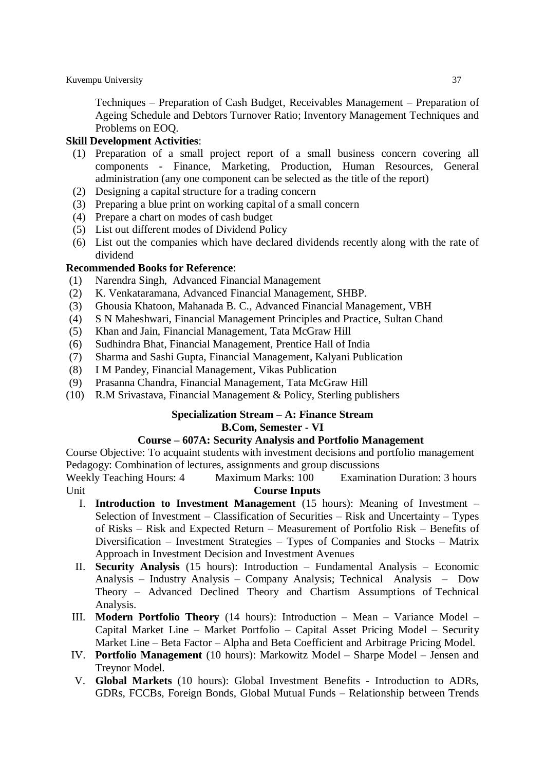Techniques – Preparation of Cash Budget, Receivables Management – Preparation of Ageing Schedule and Debtors Turnover Ratio; Inventory Management Techniques and Problems on EOQ.

**Skill Development Activities**:

(1) Preparation of a small project report of a small business concern covering all components - Finance, Marketing, Production, Human Resources, General administration (any one component can be selected as the title of the report)
(2) Designing a capital structure for a trading concern
(3) Preparing a blue print on working capital of a small concern
(4) Prepare a chart on modes of cash budget
(5) List out different modes of Dividend Policy
(6) List out the companies which have declared dividends recently along with the rate of dividend

**Recommended Books for Reference**:

(1) Narendra Singh, Advanced Financial Management
(2) K. Venkataramana, Advanced Financial Management, SHBP.
(3) Ghousia Khatoon, Mahanada B. C., Advanced Financial Management, VBH
(4) S N Maheshwari, Financial Management Principles and Practice, Sultan Chand
(5) Khan and Jain, Financial Management, Tata McGraw Hill
(6) Sudhindra Bhat, Financial Management, Prentice Hall of India
(7) Sharma and Sashi Gupta, Financial Management, Kalyani Publication
(8) I M Pandey, Financial Management, Vikas Publication
(9) Prasanna Chandra, Financial Management, Tata McGraw Hill
(10) R.M Srivastava, Financial Management & Policy, Sterling publishers

**Specialization Stream – A: Finance Stream**

**B.Com, Semester - VI**

**Course – 607A: Security Analysis and Portfolio Management**

Course Objective: To acquaint students with investment decisions and portfolio management
Pedagogy: Combination of lectures, assignments and group discussions
Weekly Teaching Hours: 4 Maximum Marks: 100 Examination Duration: 3 hours

Unit **Course Inputs**

I. **Introduction to Investment Management** (15 hours): Meaning of Investment – Selection of Investment – Classification of Securities – Risk and Uncertainty – Types of Risks – Risk and Expected Return – Measurement of Portfolio Risk – Benefits of Diversification – Investment Strategies – Types of Companies and Stocks – Matrix Approach in Investment Decision and Investment Avenues

II. **Security Analysis** (15 hours): Introduction – Fundamental Analysis – Economic Analysis – Industry Analysis – Company Analysis; Technical Analysis – Dow Theory – Advanced Declined Theory and Chartism Assumptions of Technical Analysis.

III. **Modern Portfolio Theory** (14 hours): Introduction – Mean – Variance Model – Capital Market Line – Market Portfolio – Capital Asset Pricing Model – Security Market Line – Beta Factor – Alpha and Beta Coefficient and Arbitrage Pricing Model.

IV. **Portfolio Management** (10 hours): Markowitz Model – Sharpe Model – Jensen and Treynor Model.

V. **Global Markets** (10 hours): Global Investment Benefits - Introduction to ADRs, GDRs, FCCBs, Foreign Bonds, Global Mutual Funds – Relationship between Trends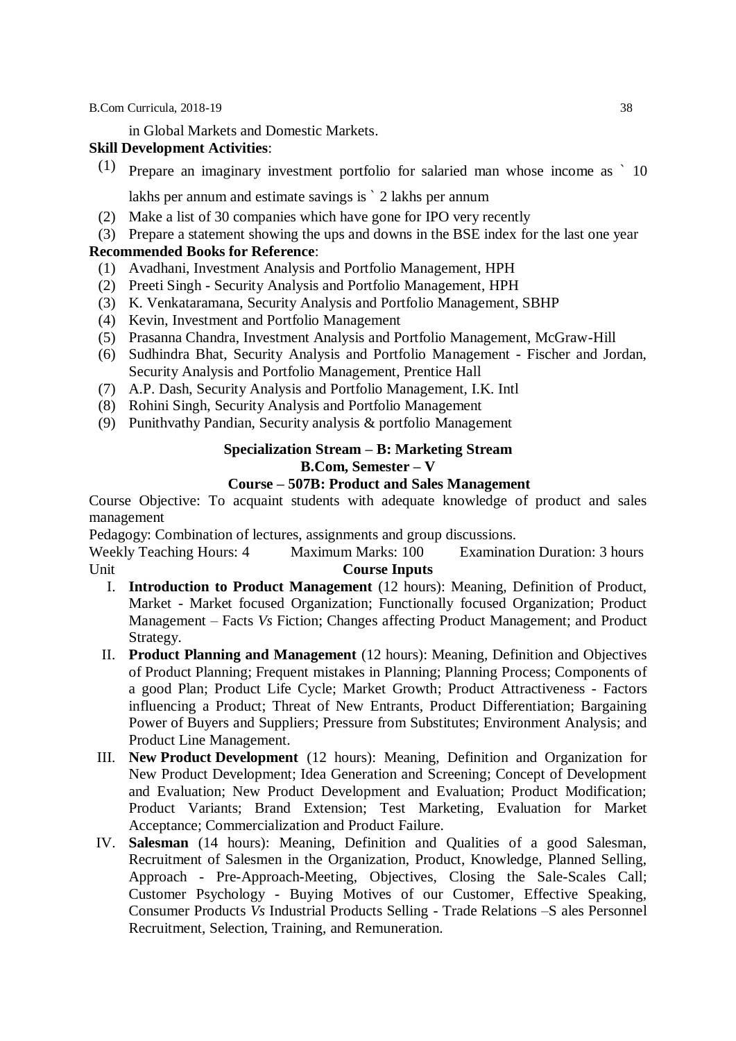in Global Markets and Domestic Markets.

**Skill Development Activities**:

(1) Prepare an imaginary investment portfolio for salaried man whose income as ` 10 lakhs per annum and estimate savings is ` 2 lakhs per annum
(2) Make a list of 30 companies which have gone for IPO very recently
(3) Prepare a statement showing the ups and downs in the BSE index for the last one year

**Recommended Books for Reference**:

(1) Avadhani, Investment Analysis and Portfolio Management, HPH
(2) Preeti Singh - Security Analysis and Portfolio Management, HPH
(3) K. Venkataramana, Security Analysis and Portfolio Management, SBHP
(4) Kevin, Investment and Portfolio Management
(5) Prasanna Chandra, Investment Analysis and Portfolio Management, McGraw-Hill
(6) Sudhindra Bhat, Security Analysis and Portfolio Management - Fischer and Jordan, Security Analysis and Portfolio Management, Prentice Hall
(7) A.P. Dash, Security Analysis and Portfolio Management, I.K. Intl
(8) Rohini Singh, Security Analysis and Portfolio Management
(9) Punithvathy Pandian, Security analysis & portfolio Management

## Specialization Stream – B: Marketing Stream

### B.Com, Semester – V

### Course – 507B: Product and Sales Management

Course Objective: To acquaint students with adequate knowledge of product and sales management

Pedagogy: Combination of lectures, assignments and group discussions.

Weekly Teaching Hours: 4 Maximum Marks: 100 Examination Duration: 3 hours

Unit **Course Inputs**

I. **Introduction to Product Management** (12 hours): Meaning, Definition of Product, Market - Market focused Organization; Functionally focused Organization; Product Management – Facts *Vs* Fiction; Changes affecting Product Management; and Product Strategy.

II. **Product Planning and Management** (12 hours): Meaning, Definition and Objectives of Product Planning; Frequent mistakes in Planning; Planning Process; Components of a good Plan; Product Life Cycle; Market Growth; Product Attractiveness - Factors influencing a Product; Threat of New Entrants, Product Differentiation; Bargaining Power of Buyers and Suppliers; Pressure from Substitutes; Environment Analysis; and Product Line Management.

III. **New Product Development** (12 hours): Meaning, Definition and Organization for New Product Development; Idea Generation and Screening; Concept of Development and Evaluation; New Product Development and Evaluation; Product Modification; Product Variants; Brand Extension; Test Marketing, Evaluation for Market Acceptance; Commercialization and Product Failure.

IV. **Salesman** (14 hours): Meaning, Definition and Qualities of a good Salesman, Recruitment of Salesmen in the Organization, Product, Knowledge, Planned Selling, Approach - Pre-Approach-Meeting, Objectives, Closing the Sale-Scales Call; Customer Psychology - Buying Motives of our Customer, Effective Speaking, Consumer Products *Vs* Industrial Products Selling - Trade Relations –S ales Personnel Recruitment, Selection, Training, and Remuneration.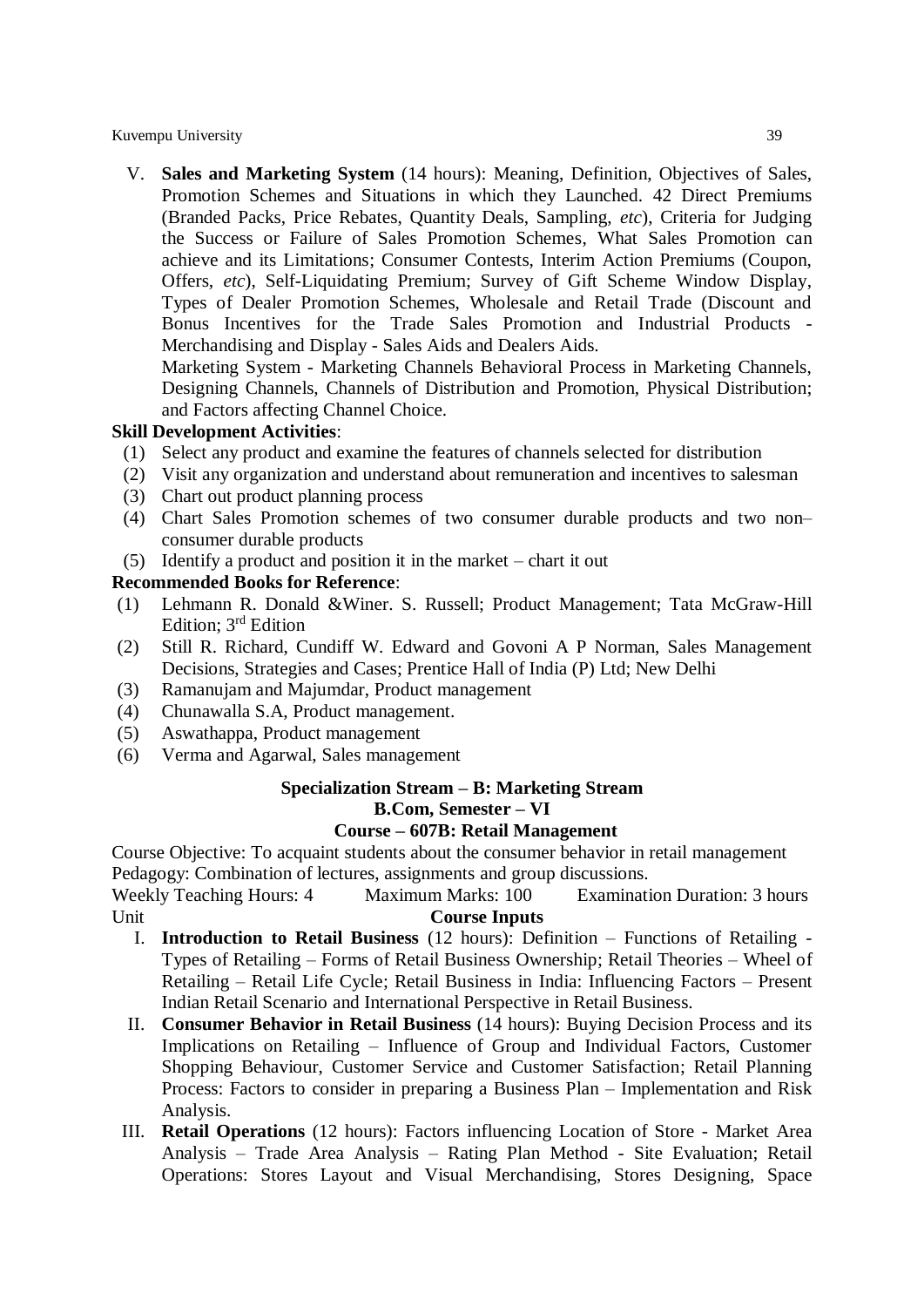V. **Sales and Marketing System** (14 hours): Meaning, Definition, Objectives of Sales, Promotion Schemes and Situations in which they Launched. 42 Direct Premiums (Branded Packs, Price Rebates, Quantity Deals, Sampling, *etc*), Criteria for Judging the Success or Failure of Sales Promotion Schemes, What Sales Promotion can achieve and its Limitations; Consumer Contests, Interim Action Premiums (Coupon, Offers, *etc*), Self-Liquidating Premium; Survey of Gift Scheme Window Display, Types of Dealer Promotion Schemes, Wholesale and Retail Trade (Discount and Bonus Incentives for the Trade Sales Promotion and Industrial Products - Merchandising and Display - Sales Aids and Dealers Aids.

Marketing System - Marketing Channels Behavioral Process in Marketing Channels, Designing Channels, Channels of Distribution and Promotion, Physical Distribution; and Factors affecting Channel Choice.

**Skill Development Activities**:

(1) Select any product and examine the features of channels selected for distribution
(2) Visit any organization and understand about remuneration and incentives to salesman
(3) Chart out product planning process
(4) Chart Sales Promotion schemes of two consumer durable products and two non–consumer durable products
(5) Identify a product and position it in the market – chart it out

**Recommended Books for Reference**:

(1) Lehmann R. Donald &Winer. S. Russell; Product Management; Tata McGraw-Hill Edition; 3rd Edition
(2) Still R. Richard, Cundiff W. Edward and Govoni A P Norman, Sales Management Decisions, Strategies and Cases; Prentice Hall of India (P) Ltd; New Delhi
(3) Ramanujam and Majumdar, Product management
(4) Chunawalla S.A, Product management.
(5) Aswathappa, Product management
(6) Verma and Agarwal, Sales management

## Specialization Stream – B: Marketing Stream
## B.Com, Semester – VI
## Course – 607B: Retail Management

Course Objective: To acquaint students about the consumer behavior in retail management

Pedagogy: Combination of lectures, assignments and group discussions.

Weekly Teaching Hours: 4 Maximum Marks: 100 Examination Duration: 3 hours

Unit **Course Inputs**

I. **Introduction to Retail Business** (12 hours): Definition – Functions of Retailing - Types of Retailing – Forms of Retail Business Ownership; Retail Theories – Wheel of Retailing – Retail Life Cycle; Retail Business in India: Influencing Factors – Present Indian Retail Scenario and International Perspective in Retail Business.

II. **Consumer Behavior in Retail Business** (14 hours): Buying Decision Process and its Implications on Retailing – Influence of Group and Individual Factors, Customer Shopping Behaviour, Customer Service and Customer Satisfaction; Retail Planning Process: Factors to consider in preparing a Business Plan – Implementation and Risk Analysis.

III. **Retail Operations** (12 hours): Factors influencing Location of Store - Market Area Analysis – Trade Area Analysis – Rating Plan Method - Site Evaluation; Retail Operations: Stores Layout and Visual Merchandising, Stores Designing, Space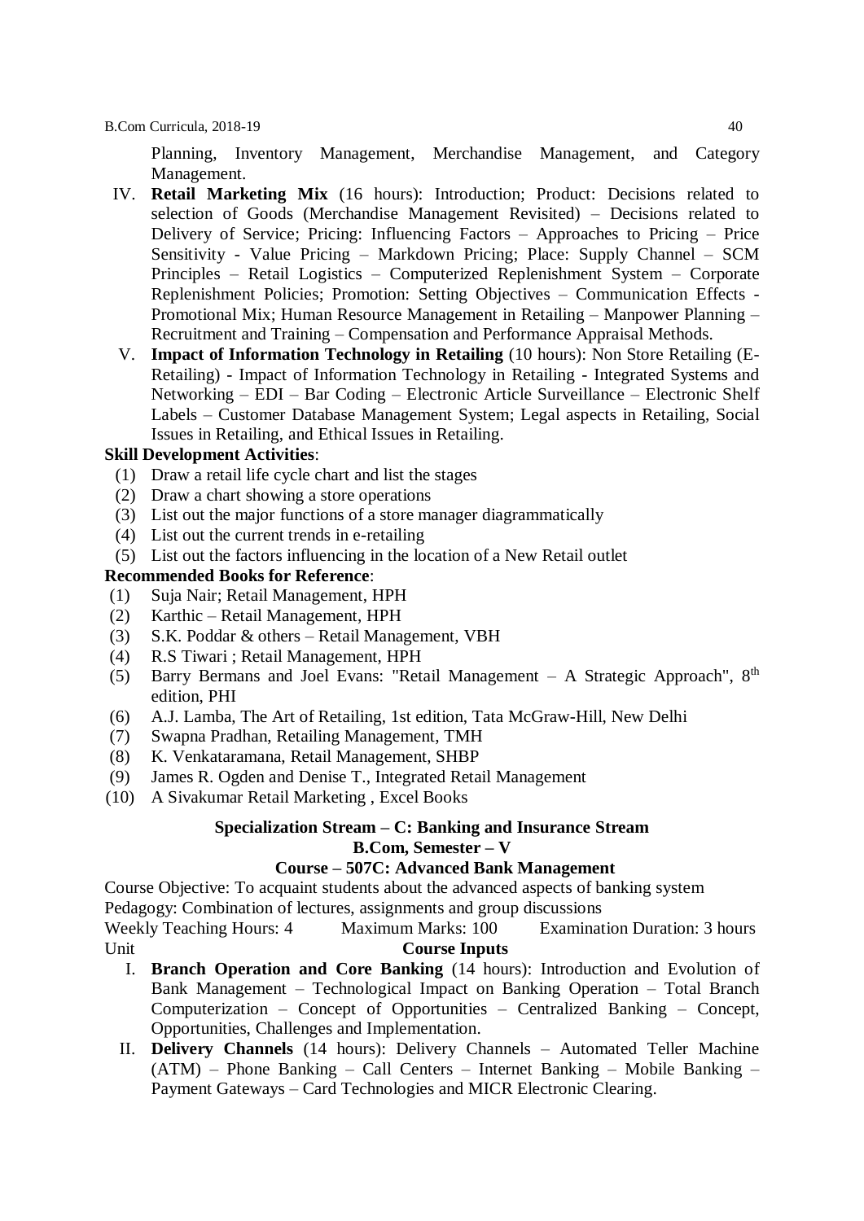Planning, Inventory Management, Merchandise Management, and Category Management.

IV. **Retail Marketing Mix** (16 hours): Introduction; Product: Decisions related to selection of Goods (Merchandise Management Revisited) – Decisions related to Delivery of Service; Pricing: Influencing Factors – Approaches to Pricing – Price Sensitivity - Value Pricing – Markdown Pricing; Place: Supply Channel – SCM Principles – Retail Logistics – Computerized Replenishment System – Corporate Replenishment Policies; Promotion: Setting Objectives – Communication Effects - Promotional Mix; Human Resource Management in Retailing – Manpower Planning – Recruitment and Training – Compensation and Performance Appraisal Methods.

V. **Impact of Information Technology in Retailing** (10 hours): Non Store Retailing (E-Retailing) - Impact of Information Technology in Retailing - Integrated Systems and Networking – EDI – Bar Coding – Electronic Article Surveillance – Electronic Shelf Labels – Customer Database Management System; Legal aspects in Retailing, Social Issues in Retailing, and Ethical Issues in Retailing.

**Skill Development Activities**:

(1) Draw a retail life cycle chart and list the stages
(2) Draw a chart showing a store operations
(3) List out the major functions of a store manager diagrammatically
(4) List out the current trends in e-retailing
(5) List out the factors influencing in the location of a New Retail outlet

**Recommended Books for Reference**:

(1) Suja Nair; Retail Management, HPH
(2) Karthic – Retail Management, HPH
(3) S.K. Poddar & others – Retail Management, VBH
(4) R.S Tiwari ; Retail Management, HPH
(5) Barry Bermans and Joel Evans: "Retail Management – A Strategic Approach", 8th edition, PHI
(6) A.J. Lamba, The Art of Retailing, 1st edition, Tata McGraw-Hill, New Delhi
(7) Swapna Pradhan, Retailing Management, TMH
(8) K. Venkataramana, Retail Management, SHBP
(9) James R. Ogden and Denise T., Integrated Retail Management
(10) A Sivakumar Retail Marketing , Excel Books

## Specialization Stream – C: Banking and Insurance Stream

### B.Com, Semester – V

### Course – 507C: Advanced Bank Management

Course Objective: To acquaint students about the advanced aspects of banking system

Pedagogy: Combination of lectures, assignments and group discussions

Weekly Teaching Hours: 4 Maximum Marks: 100 Examination Duration: 3 hours

Unit **Course Inputs**

I. **Branch Operation and Core Banking** (14 hours): Introduction and Evolution of Bank Management – Technological Impact on Banking Operation – Total Branch Computerization – Concept of Opportunities – Centralized Banking – Concept, Opportunities, Challenges and Implementation.

II. **Delivery Channels** (14 hours): Delivery Channels – Automated Teller Machine (ATM) – Phone Banking – Call Centers – Internet Banking – Mobile Banking – Payment Gateways – Card Technologies and MICR Electronic Clearing.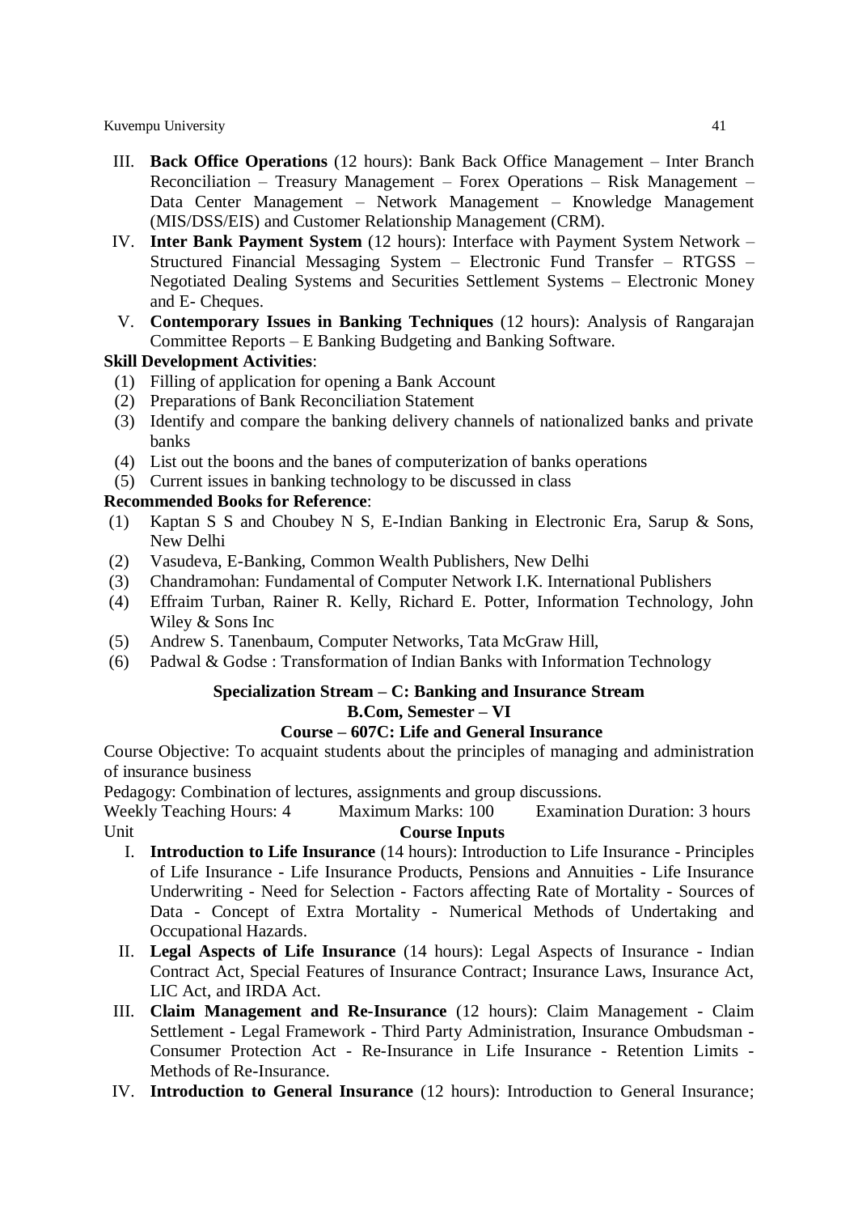III. **Back Office Operations** (12 hours): Bank Back Office Management – Inter Branch Reconciliation – Treasury Management – Forex Operations – Risk Management – Data Center Management – Network Management – Knowledge Management (MIS/DSS/EIS) and Customer Relationship Management (CRM).

IV. **Inter Bank Payment System** (12 hours): Interface with Payment System Network – Structured Financial Messaging System – Electronic Fund Transfer – RTGSS – Negotiated Dealing Systems and Securities Settlement Systems – Electronic Money and E- Cheques.

V. **Contemporary Issues in Banking Techniques** (12 hours): Analysis of Rangarajan Committee Reports – E Banking Budgeting and Banking Software.

**Skill Development Activities**:

(1) Filling of application for opening a Bank Account
(2) Preparations of Bank Reconciliation Statement
(3) Identify and compare the banking delivery channels of nationalized banks and private banks
(4) List out the boons and the banes of computerization of banks operations
(5) Current issues in banking technology to be discussed in class

**Recommended Books for Reference**:

(1) Kaptan S S and Choubey N S, E-Indian Banking in Electronic Era, Sarup & Sons, New Delhi
(2) Vasudeva, E-Banking, Common Wealth Publishers, New Delhi
(3) Chandramohan: Fundamental of Computer Network I.K. International Publishers
(4) Effraim Turban, Rainer R. Kelly, Richard E. Potter, Information Technology, John Wiley & Sons Inc
(5) Andrew S. Tanenbaum, Computer Networks, Tata McGraw Hill,
(6) Padwal & Godse : Transformation of Indian Banks with Information Technology

## Specialization Stream – C: Banking and Insurance Stream
## B.Com, Semester – VI
## Course – 607C: Life and General Insurance

Course Objective: To acquaint students about the principles of managing and administration of insurance business

Pedagogy: Combination of lectures, assignments and group discussions.

Weekly Teaching Hours: 4 Maximum Marks: 100 Examination Duration: 3 hours

Unit **Course Inputs**

I. **Introduction to Life Insurance** (14 hours): Introduction to Life Insurance - Principles of Life Insurance - Life Insurance Products, Pensions and Annuities - Life Insurance Underwriting - Need for Selection - Factors affecting Rate of Mortality - Sources of Data - Concept of Extra Mortality - Numerical Methods of Undertaking and Occupational Hazards.

II. **Legal Aspects of Life Insurance** (14 hours): Legal Aspects of Insurance - Indian Contract Act, Special Features of Insurance Contract; Insurance Laws, Insurance Act, LIC Act, and IRDA Act.

III. **Claim Management and Re-Insurance** (12 hours): Claim Management - Claim Settlement - Legal Framework - Third Party Administration, Insurance Ombudsman - Consumer Protection Act - Re-Insurance in Life Insurance - Retention Limits - Methods of Re-Insurance.

IV. **Introduction to General Insurance** (12 hours): Introduction to General Insurance;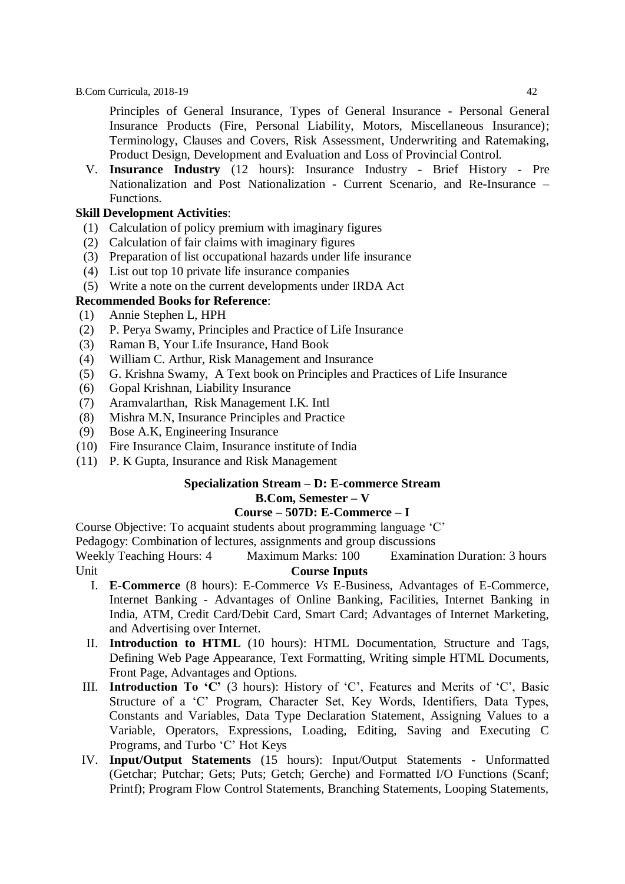Principles of General Insurance, Types of General Insurance - Personal General Insurance Products (Fire, Personal Liability, Motors, Miscellaneous Insurance); Terminology, Clauses and Covers, Risk Assessment, Underwriting and Ratemaking, Product Design, Development and Evaluation and Loss of Provincial Control.

V. **Insurance Industry** (12 hours): Insurance Industry - Brief History - Pre Nationalization and Post Nationalization - Current Scenario, and Re-Insurance – Functions.

**Skill Development Activities**:

(1) Calculation of policy premium with imaginary figures
(2) Calculation of fair claims with imaginary figures
(3) Preparation of list occupational hazards under life insurance
(4) List out top 10 private life insurance companies
(5) Write a note on the current developments under IRDA Act

**Recommended Books for Reference**:

(1) Annie Stephen L, HPH
(2) P. Perya Swamy, Principles and Practice of Life Insurance
(3) Raman B, Your Life Insurance, Hand Book
(4) William C. Arthur, Risk Management and Insurance
(5) G. Krishna Swamy, A Text book on Principles and Practices of Life Insurance
(6) Gopal Krishnan, Liability Insurance
(7) Aramvalarthan, Risk Management I.K. Intl
(8) Mishra M.N, Insurance Principles and Practice
(9) Bose A.K, Engineering Insurance
(10) Fire Insurance Claim, Insurance institute of India
(11) P. K Gupta, Insurance and Risk Management

## Specialization Stream – D: E-commerce Stream
### B.Com, Semester – V
### Course – 507D: E-Commerce – I

Course Objective: To acquaint students about programming language 'C'

Pedagogy: Combination of lectures, assignments and group discussions

Weekly Teaching Hours: 4 Maximum Marks: 100 Examination Duration: 3 hours

Unit **Course Inputs**

I. **E-Commerce** (8 hours): E-Commerce *Vs* E-Business, Advantages of E-Commerce, Internet Banking - Advantages of Online Banking, Facilities, Internet Banking in India, ATM, Credit Card/Debit Card, Smart Card; Advantages of Internet Marketing, and Advertising over Internet.

II. **Introduction to HTML** (10 hours): HTML Documentation, Structure and Tags, Defining Web Page Appearance, Text Formatting, Writing simple HTML Documents, Front Page, Advantages and Options.

III. **Introduction To 'C'** (3 hours): History of 'C', Features and Merits of 'C', Basic Structure of a 'C' Program, Character Set, Key Words, Identifiers, Data Types, Constants and Variables, Data Type Declaration Statement, Assigning Values to a Variable, Operators, Expressions, Loading, Editing, Saving and Executing C Programs, and Turbo 'C' Hot Keys

IV. **Input/Output Statements** (15 hours): Input/Output Statements - Unformatted (Getchar; Putchar; Gets; Puts; Getch; Gerche) and Formatted I/O Functions (Scanf; Printf); Program Flow Control Statements, Branching Statements, Looping Statements,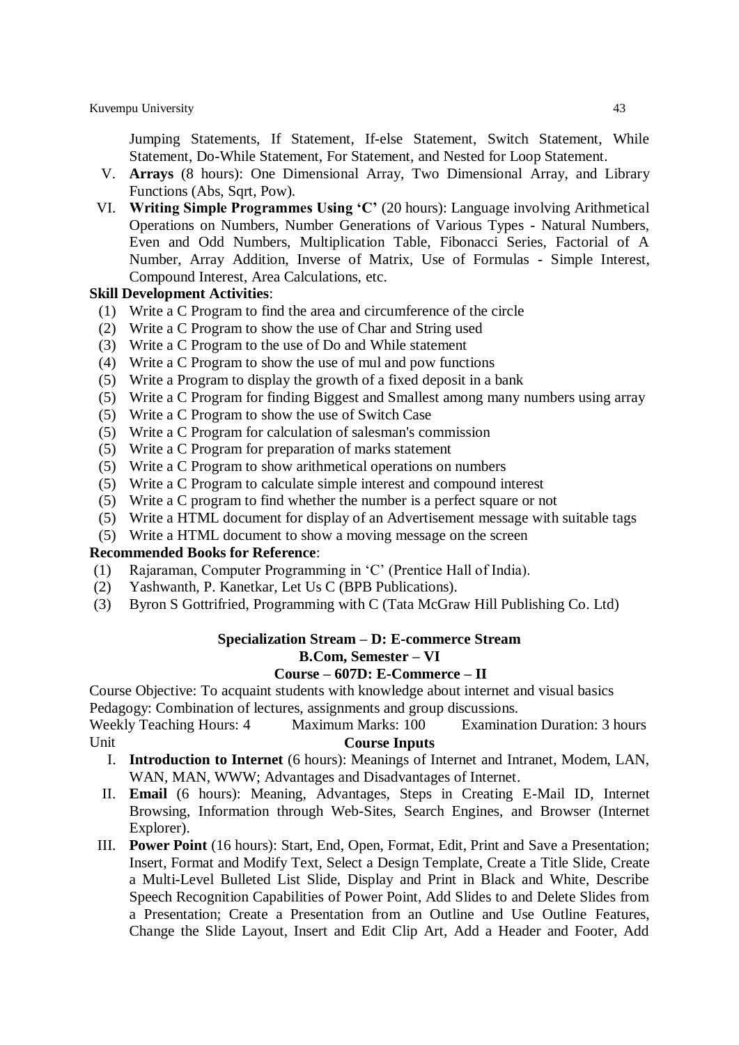Jumping Statements, If Statement, If-else Statement, Switch Statement, While Statement, Do-While Statement, For Statement, and Nested for Loop Statement.

V. **Arrays** (8 hours): One Dimensional Array, Two Dimensional Array, and Library Functions (Abs, Sqrt, Pow).

VI. **Writing Simple Programmes Using 'C'** (20 hours): Language involving Arithmetical Operations on Numbers, Number Generations of Various Types - Natural Numbers, Even and Odd Numbers, Multiplication Table, Fibonacci Series, Factorial of A Number, Array Addition, Inverse of Matrix, Use of Formulas - Simple Interest, Compound Interest, Area Calculations, etc.

**Skill Development Activities**:

(1) Write a C Program to find the area and circumference of the circle
(2) Write a C Program to show the use of Char and String used
(3) Write a C Program to the use of Do and While statement
(4) Write a C Program to show the use of mul and pow functions
(5) Write a Program to display the growth of a fixed deposit in a bank
(5) Write a C Program for finding Biggest and Smallest among many numbers using array
(5) Write a C Program to show the use of Switch Case
(5) Write a C Program for calculation of salesman's commission
(5) Write a C Program for preparation of marks statement
(5) Write a C Program to show arithmetical operations on numbers
(5) Write a C Program to calculate simple interest and compound interest
(5) Write a C program to find whether the number is a perfect square or not
(5) Write a HTML document for display of an Advertisement message with suitable tags
(5) Write a HTML document to show a moving message on the screen

**Recommended Books for Reference**:

(1) Rajaraman, Computer Programming in 'C' (Prentice Hall of India).
(2) Yashwanth, P. Kanetkar, Let Us C (BPB Publications).
(3) Byron S Gottrifried, Programming with C (Tata McGraw Hill Publishing Co. Ltd)

## Specialization Stream – D: E-commerce Stream
### B.Com, Semester – VI
### Course – 607D: E-Commerce – II

Course Objective: To acquaint students with knowledge about internet and visual basics
Pedagogy: Combination of lectures, assignments and group discussions.
Weekly Teaching Hours: 4 Maximum Marks: 100 Examination Duration: 3 hours

Unit **Course Inputs**

I. **Introduction to Internet** (6 hours): Meanings of Internet and Intranet, Modem, LAN, WAN, MAN, WWW; Advantages and Disadvantages of Internet.

II. **Email** (6 hours): Meaning, Advantages, Steps in Creating E-Mail ID, Internet Browsing, Information through Web-Sites, Search Engines, and Browser (Internet Explorer).

III. **Power Point** (16 hours): Start, End, Open, Format, Edit, Print and Save a Presentation; Insert, Format and Modify Text, Select a Design Template, Create a Title Slide, Create a Multi-Level Bulleted List Slide, Display and Print in Black and White, Describe Speech Recognition Capabilities of Power Point, Add Slides to and Delete Slides from a Presentation; Create a Presentation from an Outline and Use Outline Features, Change the Slide Layout, Insert and Edit Clip Art, Add a Header and Footer, Add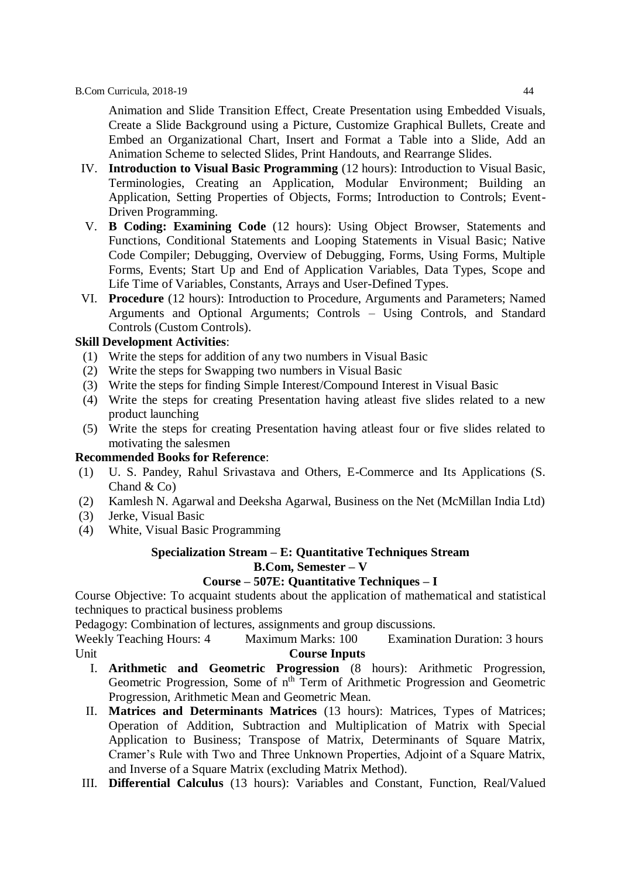Animation and Slide Transition Effect, Create Presentation using Embedded Visuals, Create a Slide Background using a Picture, Customize Graphical Bullets, Create and Embed an Organizational Chart, Insert and Format a Table into a Slide, Add an Animation Scheme to selected Slides, Print Handouts, and Rearrange Slides.

IV. **Introduction to Visual Basic Programming** (12 hours): Introduction to Visual Basic, Terminologies, Creating an Application, Modular Environment; Building an Application, Setting Properties of Objects, Forms; Introduction to Controls; Event-Driven Programming.

V. **B Coding: Examining Code** (12 hours): Using Object Browser, Statements and Functions, Conditional Statements and Looping Statements in Visual Basic; Native Code Compiler; Debugging, Overview of Debugging, Forms, Using Forms, Multiple Forms, Events; Start Up and End of Application Variables, Data Types, Scope and Life Time of Variables, Constants, Arrays and User-Defined Types.

VI. **Procedure** (12 hours): Introduction to Procedure, Arguments and Parameters; Named Arguments and Optional Arguments; Controls – Using Controls, and Standard Controls (Custom Controls).

**Skill Development Activities**:

(1) Write the steps for addition of any two numbers in Visual Basic
(2) Write the steps for Swapping two numbers in Visual Basic
(3) Write the steps for finding Simple Interest/Compound Interest in Visual Basic
(4) Write the steps for creating Presentation having atleast five slides related to a new product launching
(5) Write the steps for creating Presentation having atleast four or five slides related to motivating the salesmen

**Recommended Books for Reference**:

(1) U. S. Pandey, Rahul Srivastava and Others, E-Commerce and Its Applications (S. Chand & Co)
(2) Kamlesh N. Agarwal and Deeksha Agarwal, Business on the Net (McMillan India Ltd)
(3) Jerke, Visual Basic
(4) White, Visual Basic Programming

## Specialization Stream – E: Quantitative Techniques Stream

### B.Com, Semester – V

### Course – 507E: Quantitative Techniques – I

Course Objective: To acquaint students about the application of mathematical and statistical techniques to practical business problems

Pedagogy: Combination of lectures, assignments and group discussions.

Weekly Teaching Hours: 4 Maximum Marks: 100 Examination Duration: 3 hours

Unit **Course Inputs**

I. **Arithmetic and Geometric Progression** (8 hours): Arithmetic Progression, Geometric Progression, Some of $n^{th}$ Term of Arithmetic Progression and Geometric Progression, Arithmetic Mean and Geometric Mean.

II. **Matrices and Determinants Matrices** (13 hours): Matrices, Types of Matrices; Operation of Addition, Subtraction and Multiplication of Matrix with Special Application to Business; Transpose of Matrix, Determinants of Square Matrix, Cramer's Rule with Two and Three Unknown Properties, Adjoint of a Square Matrix, and Inverse of a Square Matrix (excluding Matrix Method).

III. **Differential Calculus** (13 hours): Variables and Constant, Function, Real/Valued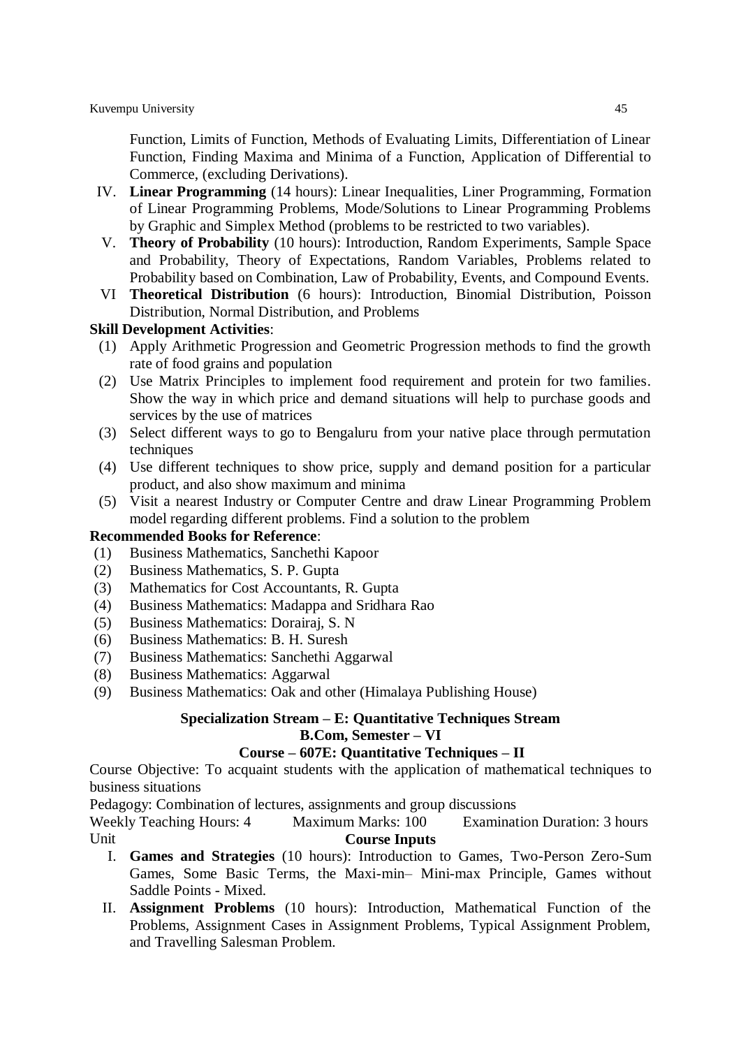Function, Limits of Function, Methods of Evaluating Limits, Differentiation of Linear Function, Finding Maxima and Minima of a Function, Application of Differential to Commerce, (excluding Derivations).

IV. **Linear Programming** (14 hours): Linear Inequalities, Liner Programming, Formation of Linear Programming Problems, Mode/Solutions to Linear Programming Problems by Graphic and Simplex Method (problems to be restricted to two variables).

V. **Theory of Probability** (10 hours): Introduction, Random Experiments, Sample Space and Probability, Theory of Expectations, Random Variables, Problems related to Probability based on Combination, Law of Probability, Events, and Compound Events.

VI **Theoretical Distribution** (6 hours): Introduction, Binomial Distribution, Poisson Distribution, Normal Distribution, and Problems

**Skill Development Activities**:

(1) Apply Arithmetic Progression and Geometric Progression methods to find the growth rate of food grains and population

(2) Use Matrix Principles to implement food requirement and protein for two families. Show the way in which price and demand situations will help to purchase goods and services by the use of matrices

(3) Select different ways to go to Bengaluru from your native place through permutation techniques

(4) Use different techniques to show price, supply and demand position for a particular product, and also show maximum and minima

(5) Visit a nearest Industry or Computer Centre and draw Linear Programming Problem model regarding different problems. Find a solution to the problem

**Recommended Books for Reference**:

(1) Business Mathematics, Sanchethi Kapoor
(2) Business Mathematics, S. P. Gupta
(3) Mathematics for Cost Accountants, R. Gupta
(4) Business Mathematics: Madappa and Sridhara Rao
(5) Business Mathematics: Dorairaj, S. N
(6) Business Mathematics: B. H. Suresh
(7) Business Mathematics: Sanchethi Aggarwal
(8) Business Mathematics: Aggarwal
(9) Business Mathematics: Oak and other (Himalaya Publishing House)

## Specialization Stream – E: Quantitative Techniques Stream
### B.Com, Semester – VI
### Course – 607E: Quantitative Techniques – II

Course Objective: To acquaint students with the application of mathematical techniques to business situations

Pedagogy: Combination of lectures, assignments and group discussions

Weekly Teaching Hours: 4 Maximum Marks: 100 Examination Duration: 3 hours

Unit **Course Inputs**

I. **Games and Strategies** (10 hours): Introduction to Games, Two-Person Zero-Sum Games, Some Basic Terms, the Maxi-min– Mini-max Principle, Games without Saddle Points - Mixed.

II. **Assignment Problems** (10 hours): Introduction, Mathematical Function of the Problems, Assignment Cases in Assignment Problems, Typical Assignment Problem, and Travelling Salesman Problem.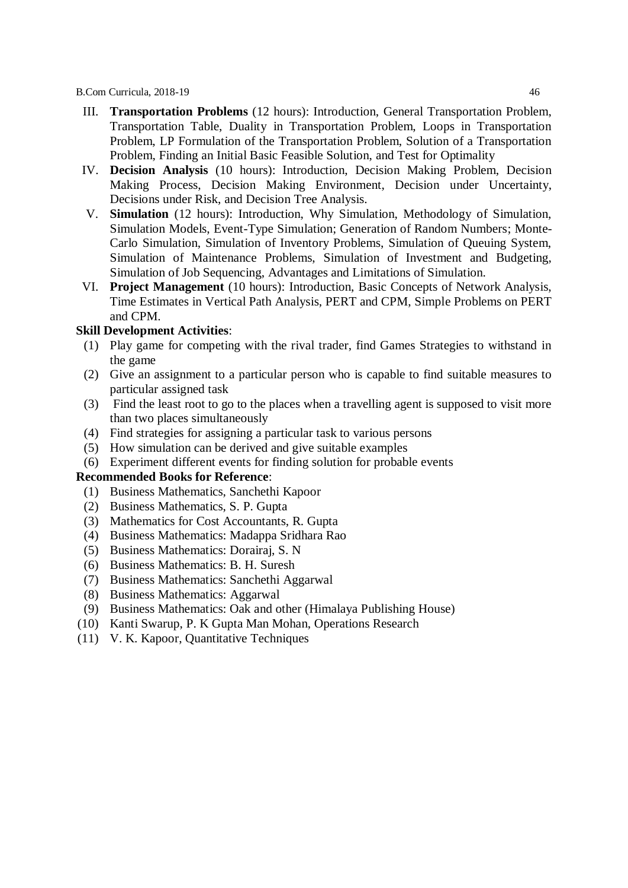III. **Transportation Problems** (12 hours): Introduction, General Transportation Problem, Transportation Table, Duality in Transportation Problem, Loops in Transportation Problem, LP Formulation of the Transportation Problem, Solution of a Transportation Problem, Finding an Initial Basic Feasible Solution, and Test for Optimality

IV. **Decision Analysis** (10 hours): Introduction, Decision Making Problem, Decision Making Process, Decision Making Environment, Decision under Uncertainty, Decisions under Risk, and Decision Tree Analysis.

V. **Simulation** (12 hours): Introduction, Why Simulation, Methodology of Simulation, Simulation Models, Event-Type Simulation; Generation of Random Numbers; Monte-Carlo Simulation, Simulation of Inventory Problems, Simulation of Queuing System, Simulation of Maintenance Problems, Simulation of Investment and Budgeting, Simulation of Job Sequencing, Advantages and Limitations of Simulation.

VI. **Project Management** (10 hours): Introduction, Basic Concepts of Network Analysis, Time Estimates in Vertical Path Analysis, PERT and CPM, Simple Problems on PERT and CPM.

**Skill Development Activities**:

(1) Play game for competing with the rival trader, find Games Strategies to withstand in the game
(2) Give an assignment to a particular person who is capable to find suitable measures to particular assigned task
(3) Find the least root to go to the places when a travelling agent is supposed to visit more than two places simultaneously
(4) Find strategies for assigning a particular task to various persons
(5) How simulation can be derived and give suitable examples
(6) Experiment different events for finding solution for probable events

**Recommended Books for Reference**:

(1) Business Mathematics, Sanchethi Kapoor
(2) Business Mathematics, S. P. Gupta
(3) Mathematics for Cost Accountants, R. Gupta
(4) Business Mathematics: Madappa Sridhara Rao
(5) Business Mathematics: Dorairaj, S. N
(6) Business Mathematics: B. H. Suresh
(7) Business Mathematics: Sanchethi Aggarwal
(8) Business Mathematics: Aggarwal
(9) Business Mathematics: Oak and other (Himalaya Publishing House)
(10) Kanti Swarup, P. K Gupta Man Mohan, Operations Research
(11) V. K. Kapoor, Quantitative Techniques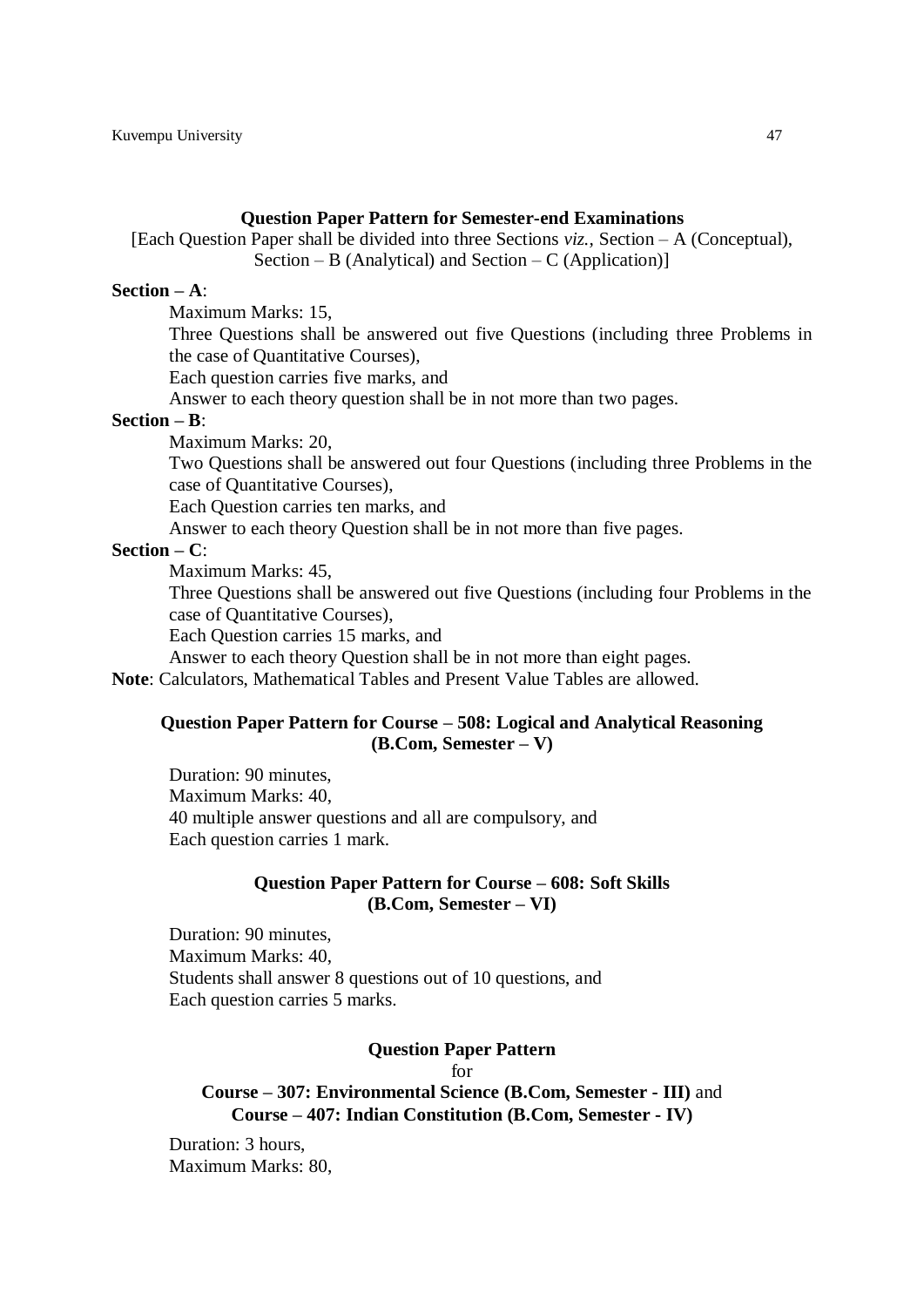## Question Paper Pattern for Semester-end Examinations

[Each Question Paper shall be divided into three Sections *viz.*, Section – A (Conceptual), Section – B (Analytical) and Section – C (Application)]

**Section – A**:

Maximum Marks: 15,
Three Questions shall be answered out five Questions (including three Problems in the case of Quantitative Courses),
Each question carries five marks, and
Answer to each theory question shall be in not more than two pages.

**Section – B**:

Maximum Marks: 20,
Two Questions shall be answered out four Questions (including three Problems in the case of Quantitative Courses),
Each Question carries ten marks, and
Answer to each theory Question shall be in not more than five pages.

**Section – C**:

Maximum Marks: 45,
Three Questions shall be answered out five Questions (including four Problems in the case of Quantitative Courses),
Each Question carries 15 marks, and
Answer to each theory Question shall be in not more than eight pages.

**Note**: Calculators, Mathematical Tables and Present Value Tables are allowed.

## Question Paper Pattern for Course – 508: Logical and Analytical Reasoning (B.Com, Semester – V)

Duration: 90 minutes,
Maximum Marks: 40,
40 multiple answer questions and all are compulsory, and
Each question carries 1 mark.

## Question Paper Pattern for Course – 608: Soft Skills (B.Com, Semester – VI)

Duration: 90 minutes,
Maximum Marks: 40,
Students shall answer 8 questions out of 10 questions, and
Each question carries 5 marks.

## Question Paper Pattern
for
## Course – 307: Environmental Science (B.Com, Semester - III) and Course – 407: Indian Constitution (B.Com, Semester - IV)

Duration: 3 hours,
Maximum Marks: 80,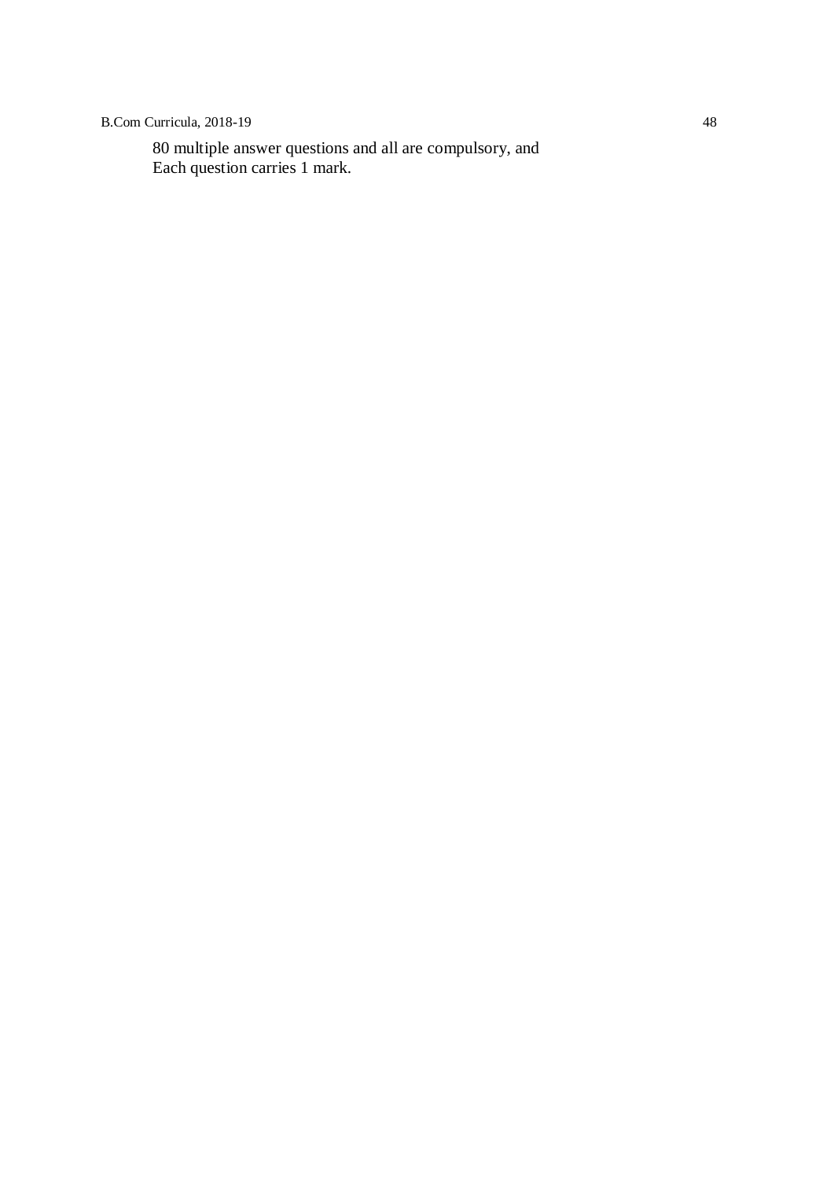80 multiple answer questions and all are compulsory, and
Each question carries 1 mark.